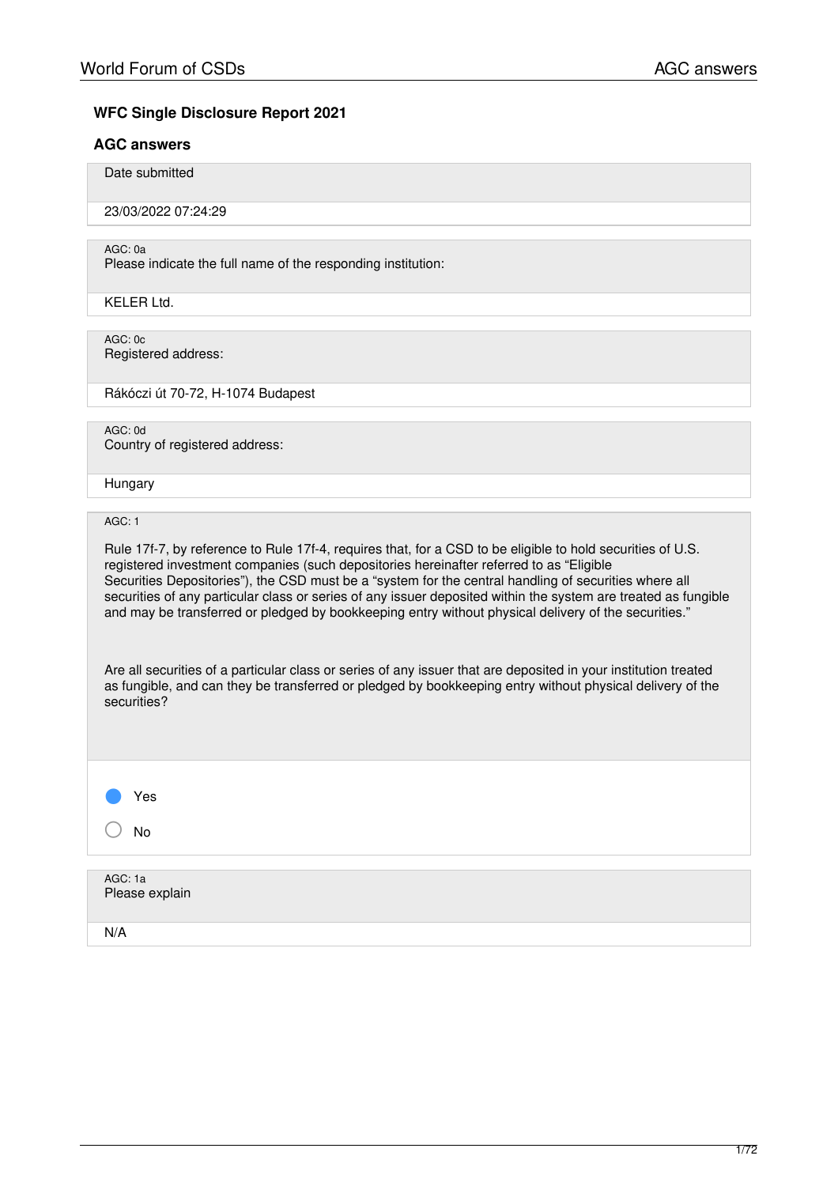## WFC Single Disclosure Report 2021

### AGC answers

Date submitted

23/03/2022 07:24:29

AGC: 0a
Please indicate the full name of the responding institution:

KELER Ltd.

AGC: 0c
Registered address:

Rákóczi út 70-72, H-1074 Budapest

AGC: 0d
Country of registered address:

Hungary

AGC: 1

Rule 17f-7, by reference to Rule 17f-4, requires that, for a CSD to be eligible to hold securities of U.S. registered investment companies (such depositories hereinafter referred to as "Eligible Securities Depositories"), the CSD must be a "system for the central handling of securities where all securities of any particular class or series of any issuer deposited within the system are treated as fungible and may be transferred or pledged by bookkeeping entry without physical delivery of the securities."

Are all securities of a particular class or series of any issuer that are deposited in your institution treated as fungible, and can they be transferred or pledged by bookkeeping entry without physical delivery of the securities?

- [x] Yes
- [ ] No

AGC: 1a
Please explain

N/A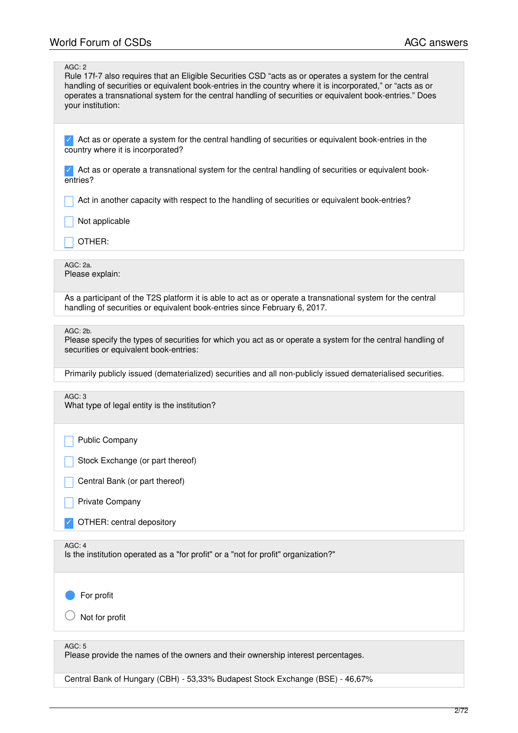AGC: 2

Rule 17f-7 also requires that an Eligible Securities CSD “acts as or operates a system for the central handling of securities or equivalent book-entries in the country where it is incorporated,” or “acts as or operates a transnational system for the central handling of securities or equivalent book-entries.” Does your institution:

- [x] Act as or operate a system for the central handling of securities or equivalent book-entries in the country where it is incorporated?
- [x] Act as or operate a transnational system for the central handling of securities or equivalent book-entries?
- [ ] Act in another capacity with respect to the handling of securities or equivalent book-entries?
- [ ] Not applicable
- [ ] OTHER:

AGC: 2a.

Please explain:

As a participant of the T2S platform it is able to act as or operate a transnational system for the central handling of securities or equivalent book-entries since February 6, 2017.

AGC: 2b.

Please specify the types of securities for which you act as or operate a system for the central handling of securities or equivalent book-entries:

Primarily publicly issued (dematerialized) securities and all non-publicly issued dematerialised securities.

AGC: 3

What type of legal entity is the institution?

- [ ] Public Company
- [ ] Stock Exchange (or part thereof)
- [ ] Central Bank (or part thereof)
- [ ] Private Company
- [x] OTHER: central depository

AGC: 4

Is the institution operated as a "for profit" or a "not for profit" organization?"

- (●) For profit
- ( ) Not for profit

AGC: 5

Please provide the names of the owners and their ownership interest percentages.

Central Bank of Hungary (CBH) - 53,33% Budapest Stock Exchange (BSE) - 46,67%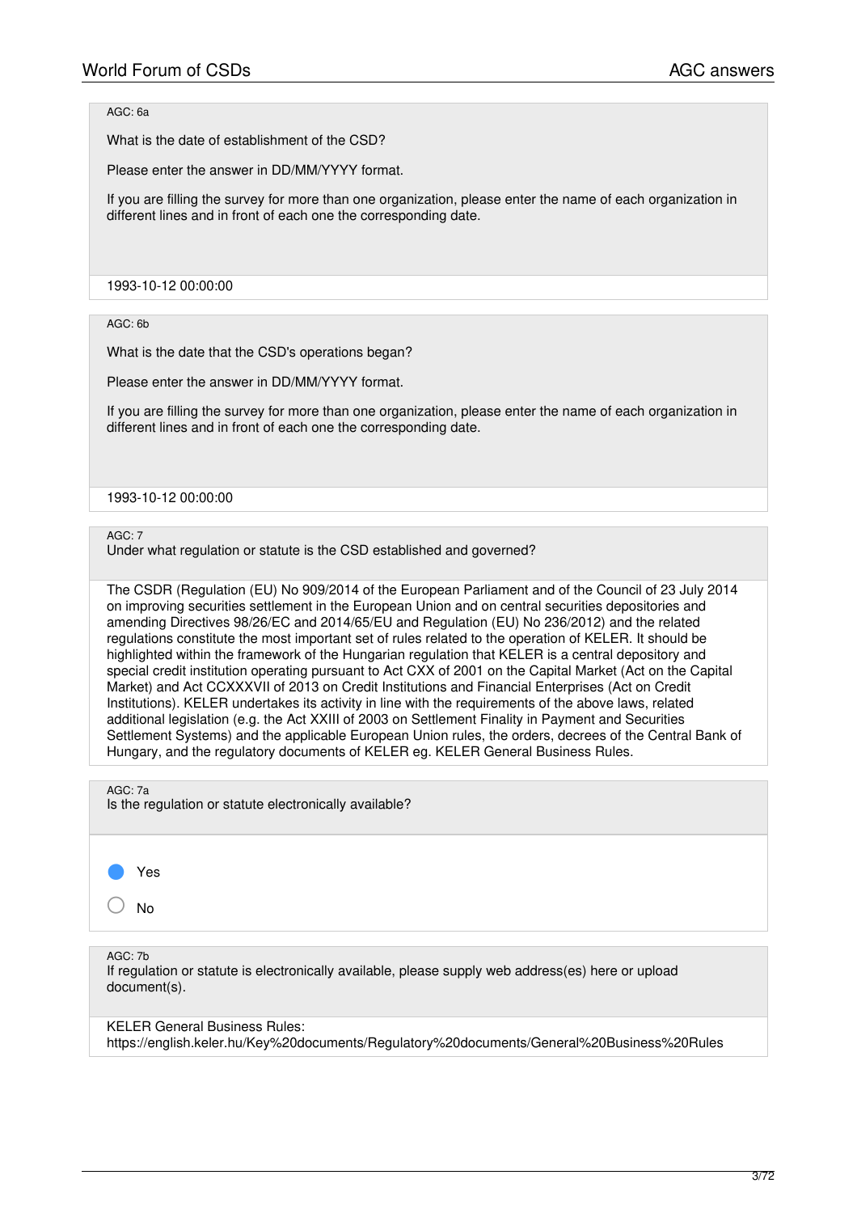AGC: 6a

What is the date of establishment of the CSD?

Please enter the answer in DD/MM/YYYY format.

If you are filling the survey for more than one organization, please enter the name of each organization in different lines and in front of each one the corresponding date.

1993-10-12 00:00:00

AGC: 6b

What is the date that the CSD's operations began?

Please enter the answer in DD/MM/YYYY format.

If you are filling the survey for more than one organization, please enter the name of each organization in different lines and in front of each one the corresponding date.

1993-10-12 00:00:00

AGC: 7

Under what regulation or statute is the CSD established and governed?

The CSDR (Regulation (EU) No 909/2014 of the European Parliament and of the Council of 23 July 2014 on improving securities settlement in the European Union and on central securities depositories and amending Directives 98/26/EC and 2014/65/EU and Regulation (EU) No 236/2012) and the related regulations constitute the most important set of rules related to the operation of KELER. It should be highlighted within the framework of the Hungarian regulation that KELER is a central depository and special credit institution operating pursuant to Act CXX of 2001 on the Capital Market (Act on the Capital Market) and Act CCXXXVII of 2013 on Credit Institutions and Financial Enterprises (Act on Credit Institutions). KELER undertakes its activity in line with the requirements of the above laws, related additional legislation (e.g. the Act XXIII of 2003 on Settlement Finality in Payment and Securities Settlement Systems) and the applicable European Union rules, the orders, decrees of the Central Bank of Hungary, and the regulatory documents of KELER eg. KELER General Business Rules.

AGC: 7a

Is the regulation or statute electronically available?

- [x] Yes
- [ ] No

AGC: 7b

If regulation or statute is electronically available, please supply web address(es) here or upload document(s).

KELER General Business Rules:
https://english.keler.hu/Key%20documents/Regulatory%20documents/General%20Business%20Rules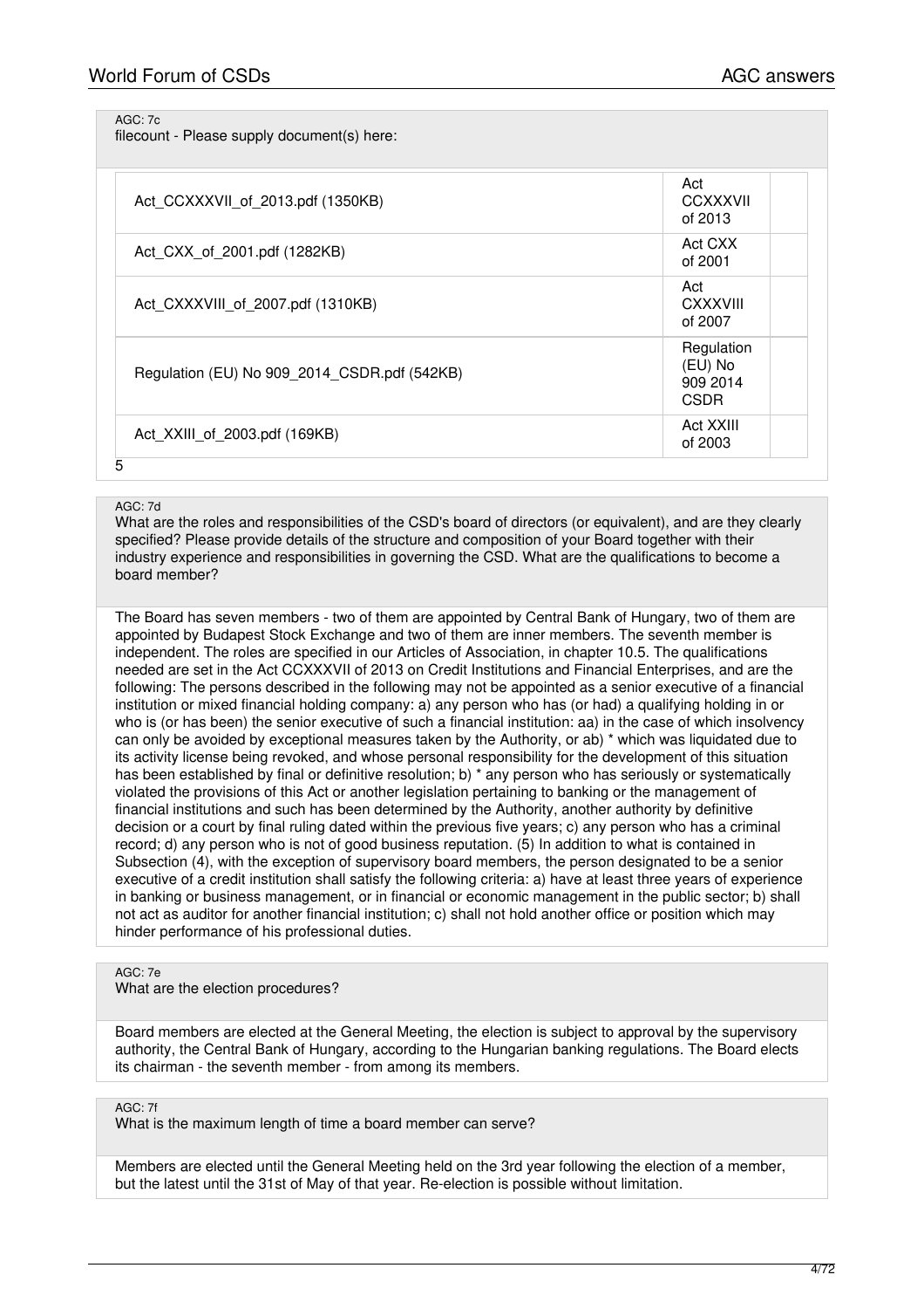AGC: 7c
filecount - Please supply document(s) here:

| | | |
|---|---|---|
| Act_CCXXXVII_of_2013.pdf (1350KB) | Act CCXXXVII of 2013 | |
| Act_CXX_of_2001.pdf (1282KB) | Act CXX of 2001 | |
| Act_CXXXVIII_of_2007.pdf (1310KB) | Act CXXXVIII of 2007 | |
| Regulation (EU) No 909_2014_CSDR.pdf (542KB) | Regulation (EU) No 909 2014 CSDR | |
| Act_XXIII_of_2003.pdf (169KB) | Act XXIII of 2003 | |

5

AGC: 7d
What are the roles and responsibilities of the CSD's board of directors (or equivalent), and are they clearly specified? Please provide details of the structure and composition of your Board together with their industry experience and responsibilities in governing the CSD. What are the qualifications to become a board member?

The Board has seven members - two of them are appointed by Central Bank of Hungary, two of them are appointed by Budapest Stock Exchange and two of them are inner members. The seventh member is independent. The roles are specified in our Articles of Association, in chapter 10.5. The qualifications needed are set in the Act CCXXXVII of 2013 on Credit Institutions and Financial Enterprises, and are the following: The persons described in the following may not be appointed as a senior executive of a financial institution or mixed financial holding company: a) any person who has (or had) a qualifying holding in or who is (or has been) the senior executive of such a financial institution: aa) in the case of which insolvency can only be avoided by exceptional measures taken by the Authority, or ab) * which was liquidated due to its activity license being revoked, and whose personal responsibility for the development of this situation has been established by final or definitive resolution; b) * any person who has seriously or systematically violated the provisions of this Act or another legislation pertaining to banking or the management of financial institutions and such has been determined by the Authority, another authority by definitive decision or a court by final ruling dated within the previous five years; c) any person who has a criminal record; d) any person who is not of good business reputation. (5) In addition to what is contained in Subsection (4), with the exception of supervisory board members, the person designated to be a senior executive of a credit institution shall satisfy the following criteria: a) have at least three years of experience in banking or business management, or in financial or economic management in the public sector; b) shall not act as auditor for another financial institution; c) shall not hold another office or position which may hinder performance of his professional duties.

AGC: 7e
What are the election procedures?

Board members are elected at the General Meeting, the election is subject to approval by the supervisory authority, the Central Bank of Hungary, according to the Hungarian banking regulations. The Board elects its chairman - the seventh member - from among its members.

AGC: 7f
What is the maximum length of time a board member can serve?

Members are elected until the General Meeting held on the 3rd year following the election of a member, but the latest until the 31st of May of that year. Re-election is possible without limitation.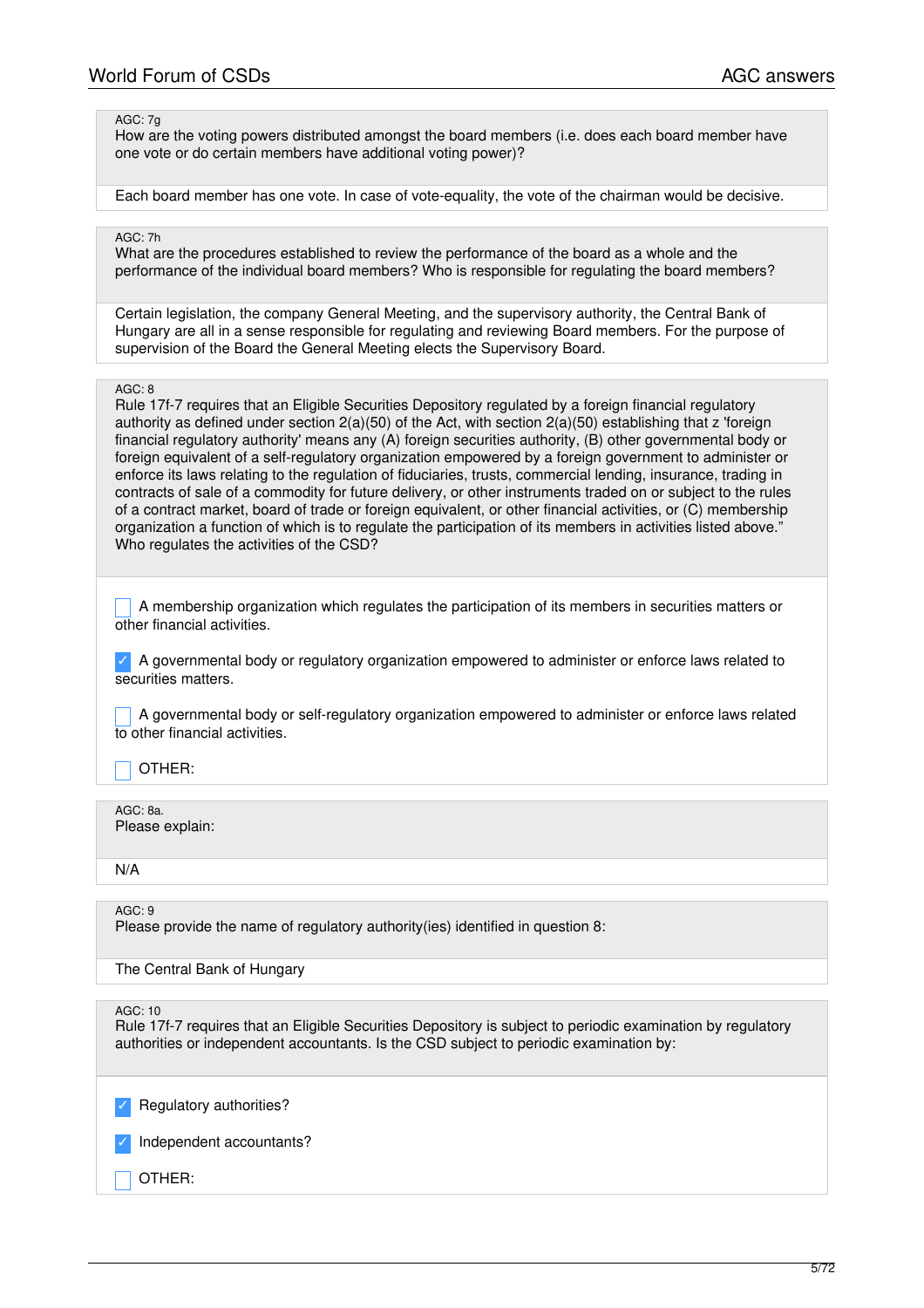AGC: 7g

How are the voting powers distributed amongst the board members (i.e. does each board member have one vote or do certain members have additional voting power)?

Each board member has one vote. In case of vote-equality, the vote of the chairman would be decisive.

AGC: 7h

What are the procedures established to review the performance of the board as a whole and the performance of the individual board members? Who is responsible for regulating the board members?

Certain legislation, the company General Meeting, and the supervisory authority, the Central Bank of Hungary are all in a sense responsible for regulating and reviewing Board members. For the purpose of supervision of the Board the General Meeting elects the Supervisory Board.

AGC: 8

Rule 17f-7 requires that an Eligible Securities Depository regulated by a foreign financial regulatory authority as defined under section 2(a)(50) of the Act, with section 2(a)(50) establishing that z 'foreign financial regulatory authority' means any (A) foreign securities authority, (B) other governmental body or foreign equivalent of a self-regulatory organization empowered by a foreign government to administer or enforce its laws relating to the regulation of fiduciaries, trusts, commercial lending, insurance, trading in contracts of sale of a commodity for future delivery, or other instruments traded on or subject to the rules of a contract market, board of trade or foreign equivalent, or other financial activities, or (C) membership organization a function of which is to regulate the participation of its members in activities listed above." Who regulates the activities of the CSD?

- [ ] A membership organization which regulates the participation of its members in securities matters or other financial activities.
- [x] A governmental body or regulatory organization empowered to administer or enforce laws related to securities matters.
- [ ] A governmental body or self-regulatory organization empowered to administer or enforce laws related to other financial activities.
- [ ] OTHER:

AGC: 8a.

Please explain:

N/A

AGC: 9

Please provide the name of regulatory authority(ies) identified in question 8:

The Central Bank of Hungary

AGC: 10

Rule 17f-7 requires that an Eligible Securities Depository is subject to periodic examination by regulatory authorities or independent accountants. Is the CSD subject to periodic examination by:

- [x] Regulatory authorities?
- [x] Independent accountants?
- [ ] OTHER: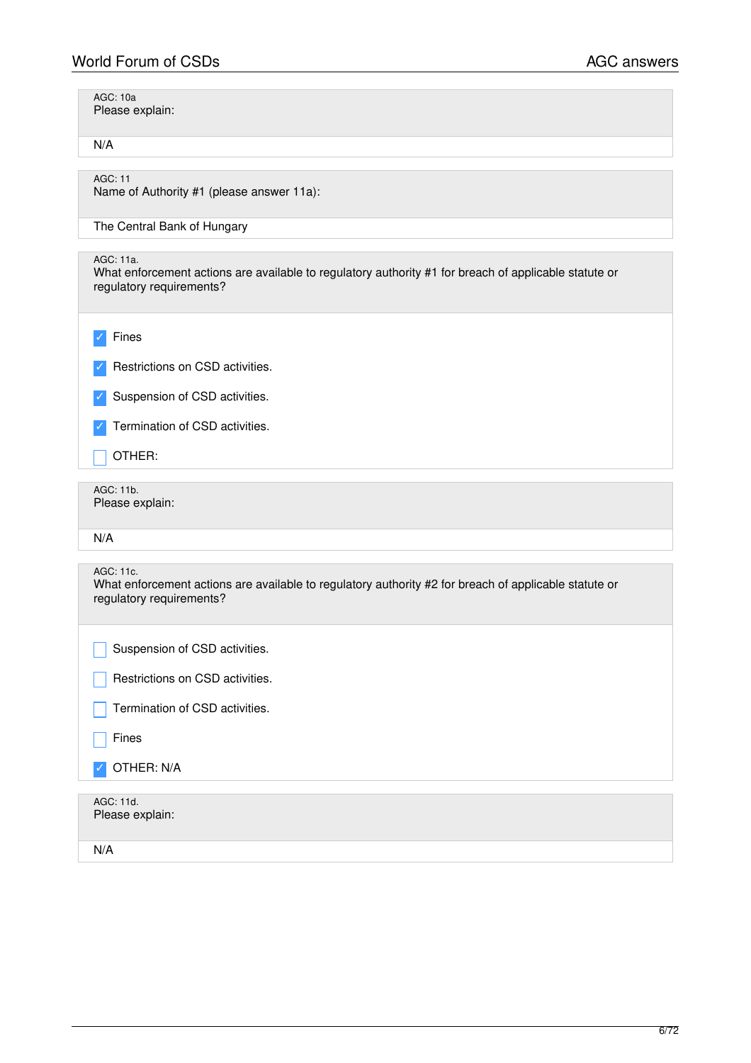AGC: 10a
Please explain:

N/A

AGC: 11
Name of Authority #1 (please answer 11a):

The Central Bank of Hungary

AGC: 11a.
What enforcement actions are available to regulatory authority #1 for breach of applicable statute or regulatory requirements?

- [x] Fines
- [x] Restrictions on CSD activities.
- [x] Suspension of CSD activities.
- [x] Termination of CSD activities.
- [ ] OTHER:

AGC: 11b.
Please explain:

N/A

AGC: 11c.
What enforcement actions are available to regulatory authority #2 for breach of applicable statute or regulatory requirements?

- [ ] Suspension of CSD activities.
- [ ] Restrictions on CSD activities.
- [ ] Termination of CSD activities.
- [ ] Fines
- [x] OTHER: N/A

AGC: 11d.
Please explain:

N/A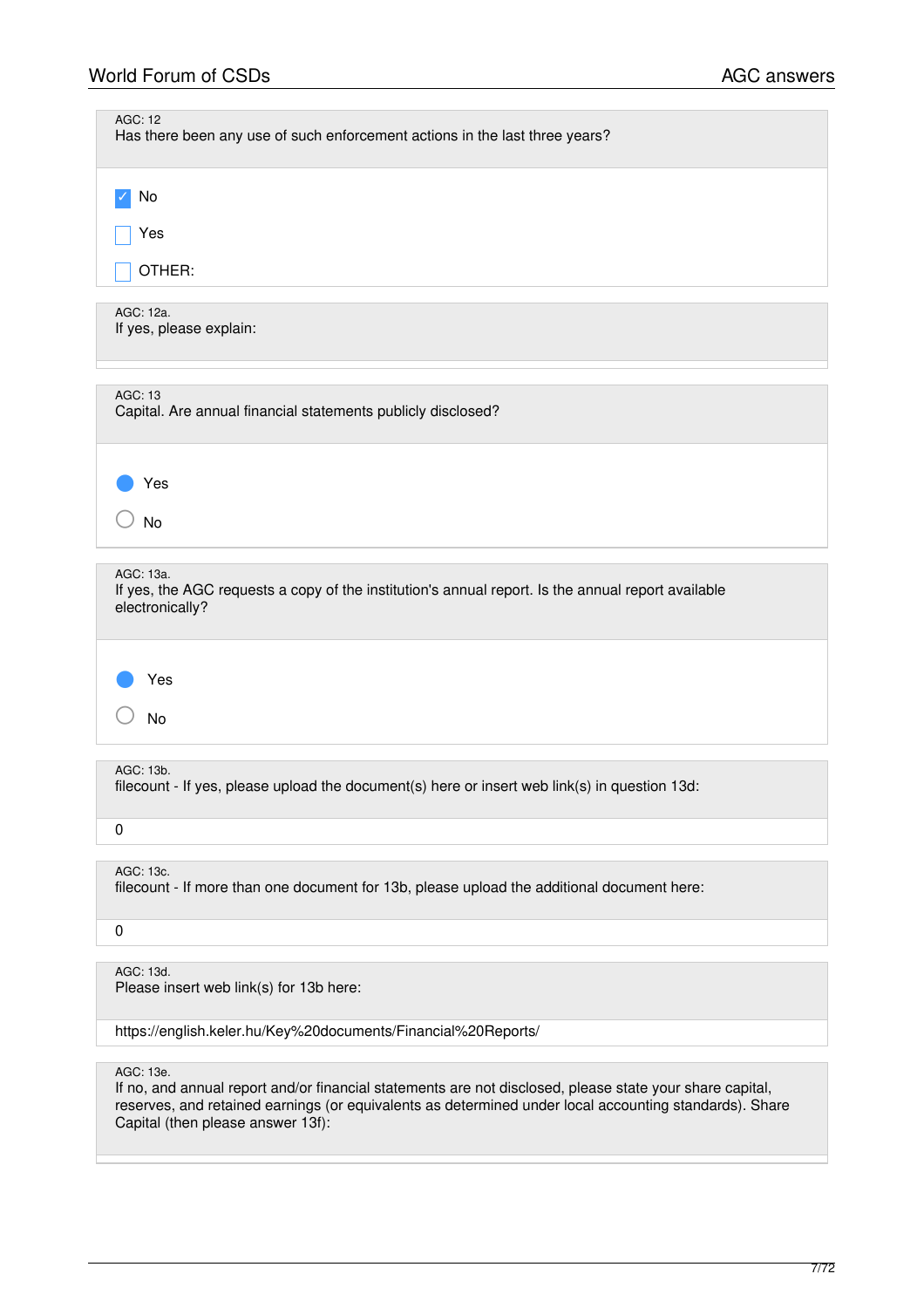AGC: 12
Has there been any use of such enforcement actions in the last three years?

- [x] No
- [ ] Yes
- [ ] OTHER:

AGC: 12a.
If yes, please explain:

AGC: 13
Capital. Are annual financial statements publicly disclosed?

- (●) Yes
- ( ) No

AGC: 13a.
If yes, the AGC requests a copy of the institution's annual report. Is the annual report available electronically?

- (●) Yes
- ( ) No

AGC: 13b.
filecount - If yes, please upload the document(s) here or insert web link(s) in question 13d:

0

AGC: 13c.
filecount - If more than one document for 13b, please upload the additional document here:

0

AGC: 13d.
Please insert web link(s) for 13b here:

https://english.keler.hu/Key%20documents/Financial%20Reports/

AGC: 13e.
If no, and annual report and/or financial statements are not disclosed, please state your share capital, reserves, and retained earnings (or equivalents as determined under local accounting standards). Share Capital (then please answer 13f):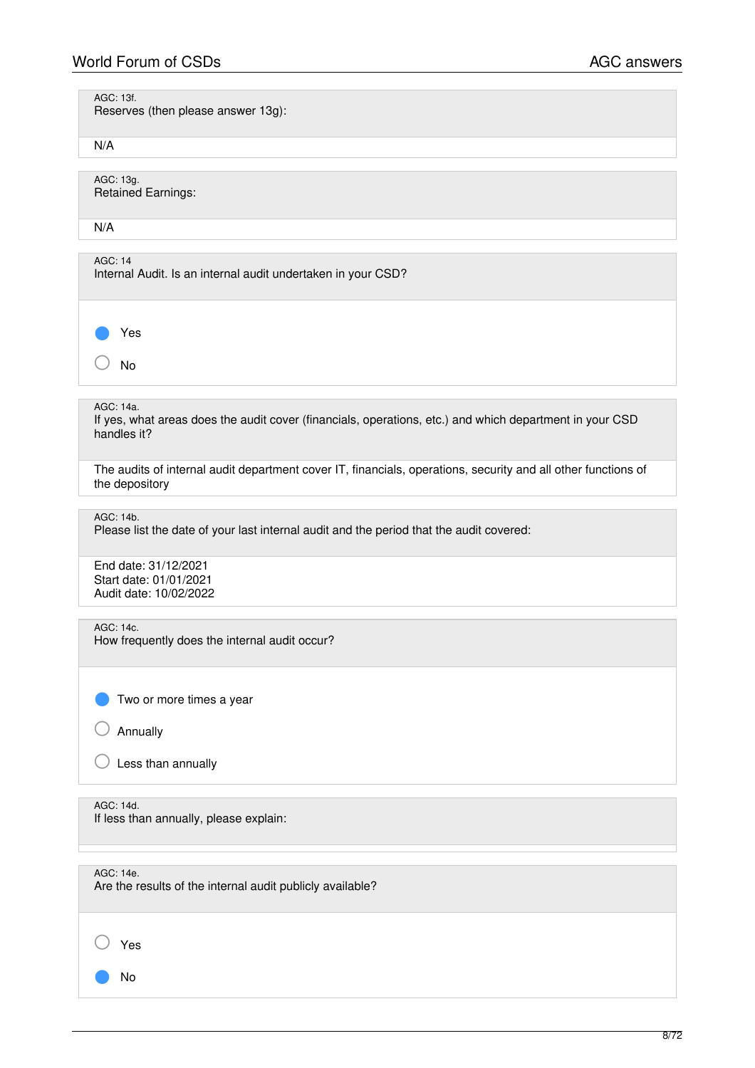AGC: 13f.
Reserves (then please answer 13g):

N/A

AGC: 13g.
Retained Earnings:

N/A

AGC: 14
Internal Audit. Is an internal audit undertaken in your CSD?

- [x] Yes
- [ ] No

AGC: 14a.
If yes, what areas does the audit cover (financials, operations, etc.) and which department in your CSD handles it?

The audits of internal audit department cover IT, financials, operations, security and all other functions of the depository

AGC: 14b.
Please list the date of your last internal audit and the period that the audit covered:

End date: 31/12/2021
Start date: 01/01/2021
Audit date: 10/02/2022

AGC: 14c.
How frequently does the internal audit occur?

- [x] Two or more times a year
- [ ] Annually
- [ ] Less than annually

AGC: 14d.
If less than annually, please explain:

AGC: 14e.
Are the results of the internal audit publicly available?

- [ ] Yes
- [x] No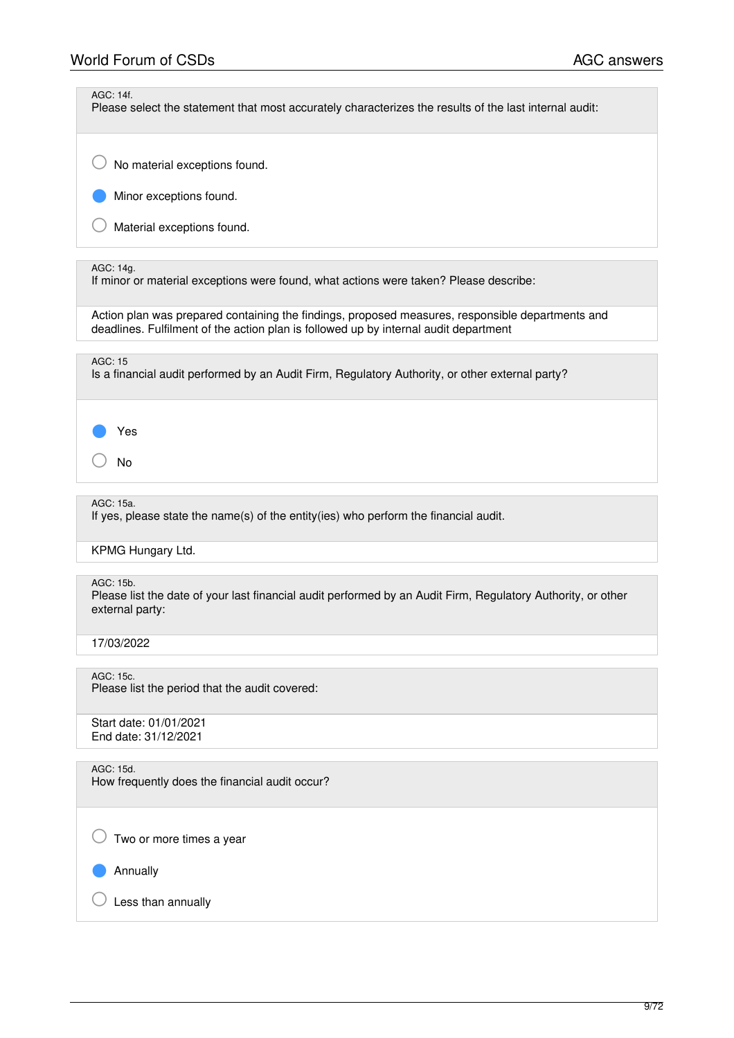AGC: 14f.
Please select the statement that most accurately characterizes the results of the last internal audit:

- ○ No material exceptions found.
- ● Minor exceptions found.
- ○ Material exceptions found.

AGC: 14g.
If minor or material exceptions were found, what actions were taken? Please describe:

Action plan was prepared containing the findings, proposed measures, responsible departments and deadlines. Fulfilment of the action plan is followed up by internal audit department

AGC: 15
Is a financial audit performed by an Audit Firm, Regulatory Authority, or other external party?

- ● Yes
- ○ No

AGC: 15a.
If yes, please state the name(s) of the entity(ies) who perform the financial audit.

KPMG Hungary Ltd.

AGC: 15b.
Please list the date of your last financial audit performed by an Audit Firm, Regulatory Authority, or other external party:

17/03/2022

AGC: 15c.
Please list the period that the audit covered:

Start date: 01/01/2021
End date: 31/12/2021

AGC: 15d.
How frequently does the financial audit occur?

- ○ Two or more times a year
- ● Annually
- ○ Less than annually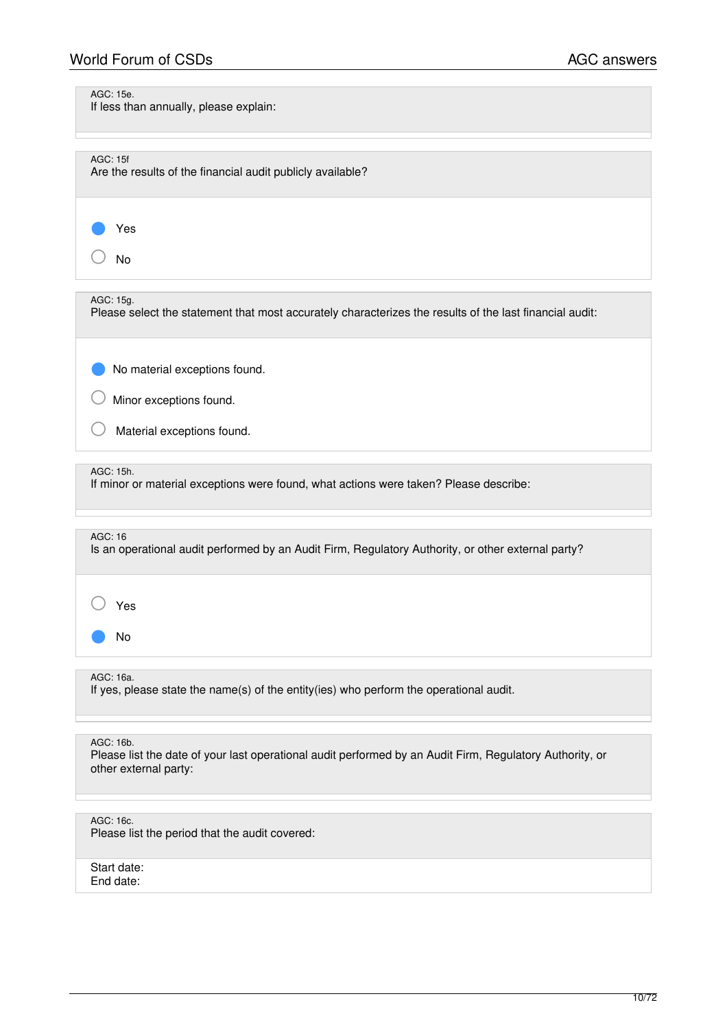AGC: 15e.
If less than annually, please explain:

AGC: 15f
Are the results of the financial audit publicly available?

- (selected) Yes
- No

AGC: 15g.
Please select the statement that most accurately characterizes the results of the last financial audit:

- (selected) No material exceptions found.
- Minor exceptions found.
- Material exceptions found.

AGC: 15h.
If minor or material exceptions were found, what actions were taken? Please describe:

AGC: 16
Is an operational audit performed by an Audit Firm, Regulatory Authority, or other external party?

- Yes
- (selected) No

AGC: 16a.
If yes, please state the name(s) of the entity(ies) who perform the operational audit.

AGC: 16b.
Please list the date of your last operational audit performed by an Audit Firm, Regulatory Authority, or other external party:

AGC: 16c.
Please list the period that the audit covered:

Start date:
End date: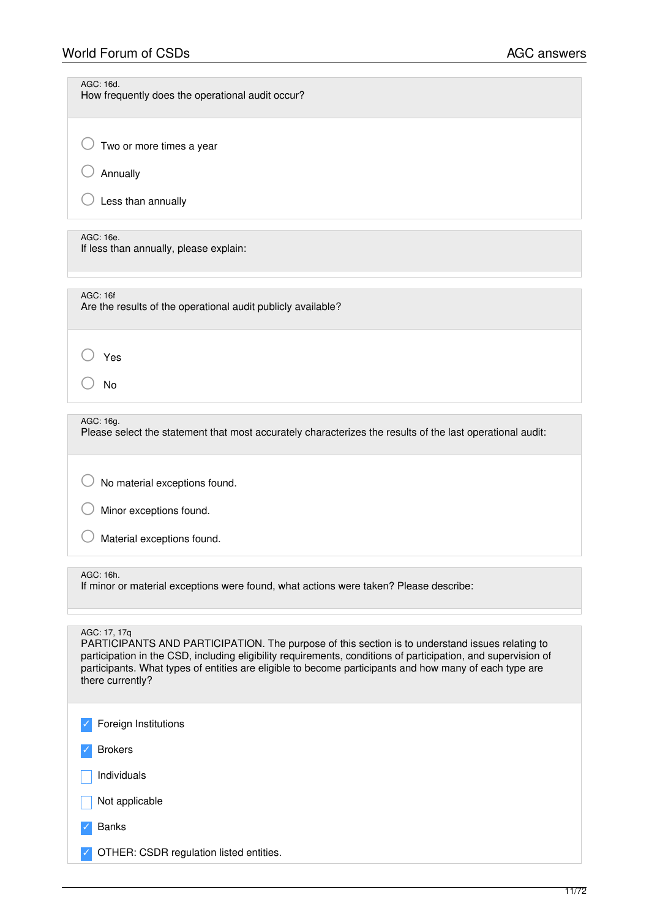AGC: 16d.
How frequently does the operational audit occur?

- ◯ Two or more times a year
- ◯ Annually
- ◯ Less than annually

AGC: 16e.
If less than annually, please explain:

AGC: 16f
Are the results of the operational audit publicly available?

- ◯ Yes
- ◯ No

AGC: 16g.
Please select the statement that most accurately characterizes the results of the last operational audit:

- ◯ No material exceptions found.
- ◯ Minor exceptions found.
- ◯ Material exceptions found.

AGC: 16h.
If minor or material exceptions were found, what actions were taken? Please describe:

AGC: 17, 17q
PARTICIPANTS AND PARTICIPATION. The purpose of this section is to understand issues relating to participation in the CSD, including eligibility requirements, conditions of participation, and supervision of participants. What types of entities are eligible to become participants and how many of each type are there currently?

- [x] Foreign Institutions
- [x] Brokers
- [ ] Individuals
- [ ] Not applicable
- [x] Banks
- [x] OTHER: CSDR regulation listed entities.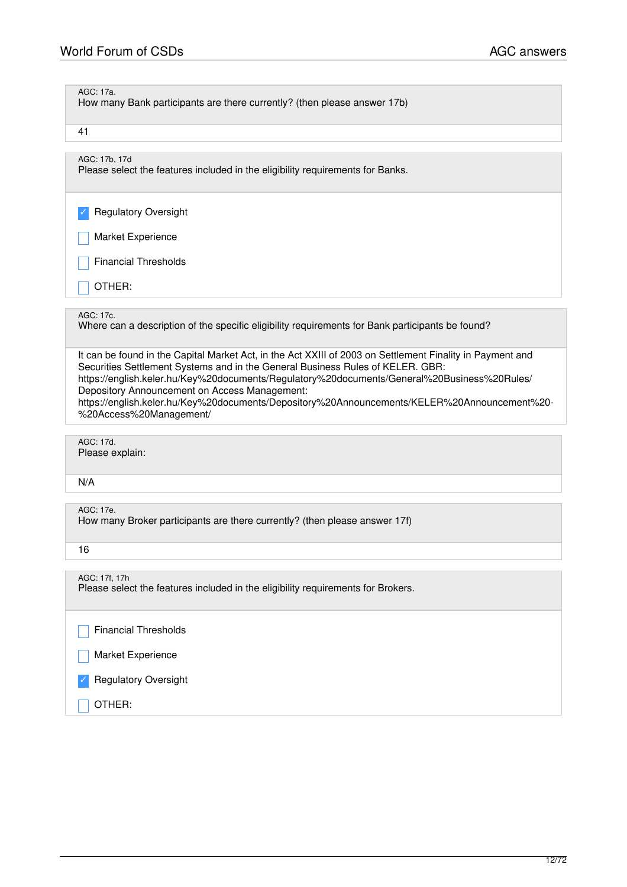AGC: 17a.
How many Bank participants are there currently? (then please answer 17b)

41

AGC: 17b, 17d
Please select the features included in the eligibility requirements for Banks.

- [x] Regulatory Oversight
- [ ] Market Experience
- [ ] Financial Thresholds
- [ ] OTHER:

AGC: 17c.
Where can a description of the specific eligibility requirements for Bank participants be found?

It can be found in the Capital Market Act, in the Act XXIII of 2003 on Settlement Finality in Payment and Securities Settlement Systems and in the General Business Rules of KELER. GBR:
https://english.keler.hu/Key%20documents/Regulatory%20documents/General%20Business%20Rules/
Depository Announcement on Access Management:
https://english.keler.hu/Key%20documents/Depository%20Announcements/KELER%20Announcement%20-%20Access%20Management/

AGC: 17d.
Please explain:

N/A

AGC: 17e.
How many Broker participants are there currently? (then please answer 17f)

16

AGC: 17f, 17h
Please select the features included in the eligibility requirements for Brokers.

- [ ] Financial Thresholds
- [ ] Market Experience
- [x] Regulatory Oversight
- [ ] OTHER: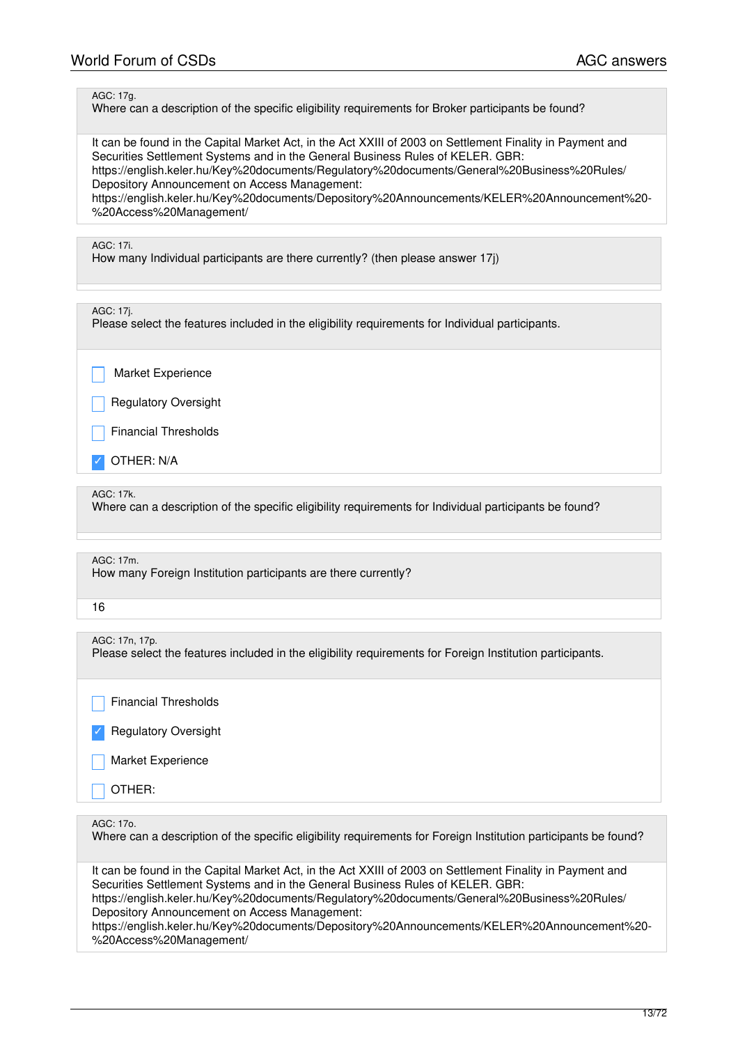AGC: 17g.
Where can a description of the specific eligibility requirements for Broker participants be found?

It can be found in the Capital Market Act, in the Act XXIII of 2003 on Settlement Finality in Payment and Securities Settlement Systems and in the General Business Rules of KELER. GBR:
https://english.keler.hu/Key%20documents/Regulatory%20documents/General%20Business%20Rules/
Depository Announcement on Access Management:
https://english.keler.hu/Key%20documents/Depository%20Announcements/KELER%20Announcement%20-%20Access%20Management/

AGC: 17i.
How many Individual participants are there currently? (then please answer 17j)

AGC: 17j.
Please select the features included in the eligibility requirements for Individual participants.

- [ ] Market Experience
- [ ] Regulatory Oversight
- [ ] Financial Thresholds
- [x] OTHER: N/A

AGC: 17k.
Where can a description of the specific eligibility requirements for Individual participants be found?

AGC: 17m.
How many Foreign Institution participants are there currently?

16

AGC: 17n, 17p.
Please select the features included in the eligibility requirements for Foreign Institution participants.

- [ ] Financial Thresholds
- [x] Regulatory Oversight
- [ ] Market Experience
- [ ] OTHER:

AGC: 17o.
Where can a description of the specific eligibility requirements for Foreign Institution participants be found?

It can be found in the Capital Market Act, in the Act XXIII of 2003 on Settlement Finality in Payment and Securities Settlement Systems and in the General Business Rules of KELER. GBR:
https://english.keler.hu/Key%20documents/Regulatory%20documents/General%20Business%20Rules/
Depository Announcement on Access Management:
https://english.keler.hu/Key%20documents/Depository%20Announcements/KELER%20Announcement%20-%20Access%20Management/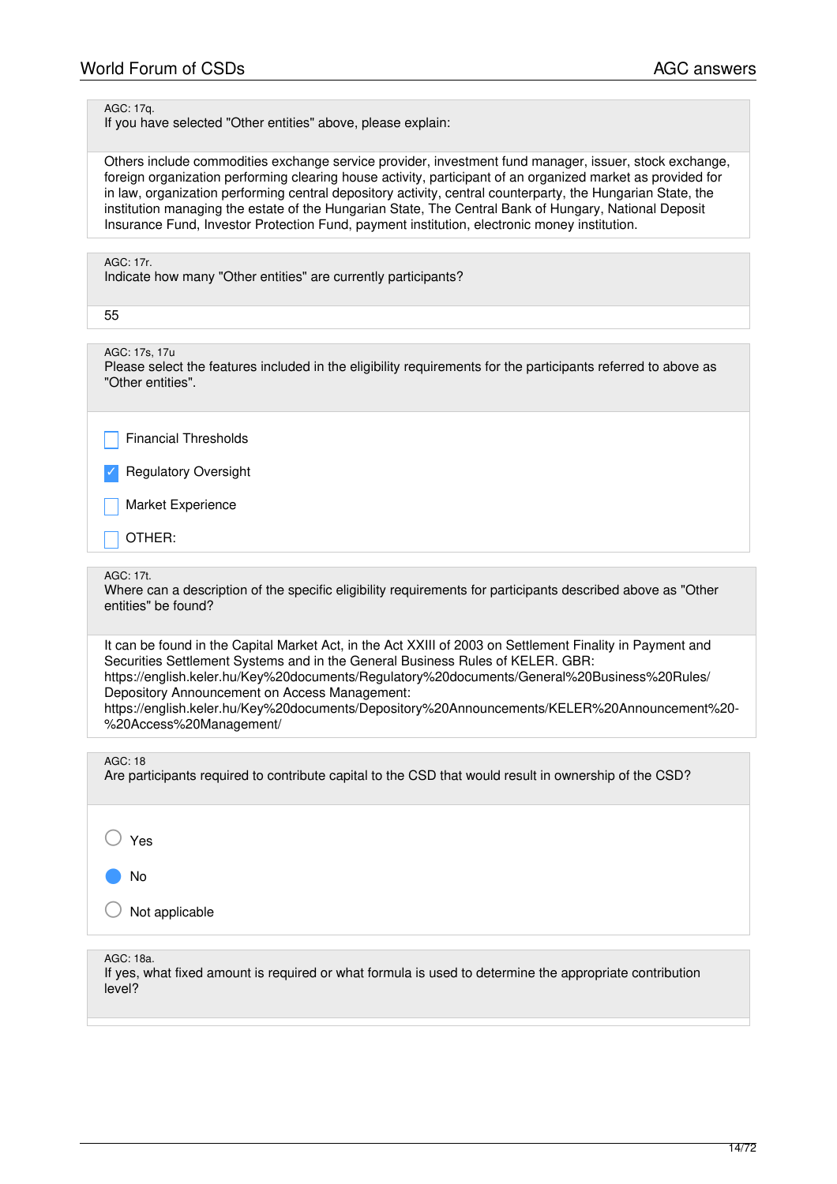AGC: 17q.
If you have selected "Other entities" above, please explain:

Others include commodities exchange service provider, investment fund manager, issuer, stock exchange, foreign organization performing clearing house activity, participant of an organized market as provided for in law, organization performing central depository activity, central counterparty, the Hungarian State, the institution managing the estate of the Hungarian State, The Central Bank of Hungary, National Deposit Insurance Fund, Investor Protection Fund, payment institution, electronic money institution.

AGC: 17r.
Indicate how many "Other entities" are currently participants?

55

AGC: 17s, 17u
Please select the features included in the eligibility requirements for the participants referred to above as "Other entities".

- [ ] Financial Thresholds
- [x] Regulatory Oversight
- [ ] Market Experience
- [ ] OTHER:

AGC: 17t.
Where can a description of the specific eligibility requirements for participants described above as "Other entities" be found?

It can be found in the Capital Market Act, in the Act XXIII of 2003 on Settlement Finality in Payment and Securities Settlement Systems and in the General Business Rules of KELER. GBR:
https://english.keler.hu/Key%20documents/Regulatory%20documents/General%20Business%20Rules/
Depository Announcement on Access Management:
https://english.keler.hu/Key%20documents/Depository%20Announcements/KELER%20Announcement%20-%20Access%20Management/

AGC: 18
Are participants required to contribute capital to the CSD that would result in ownership of the CSD?

- ( ) Yes
- (●) No
- ( ) Not applicable

AGC: 18a.
If yes, what fixed amount is required or what formula is used to determine the appropriate contribution level?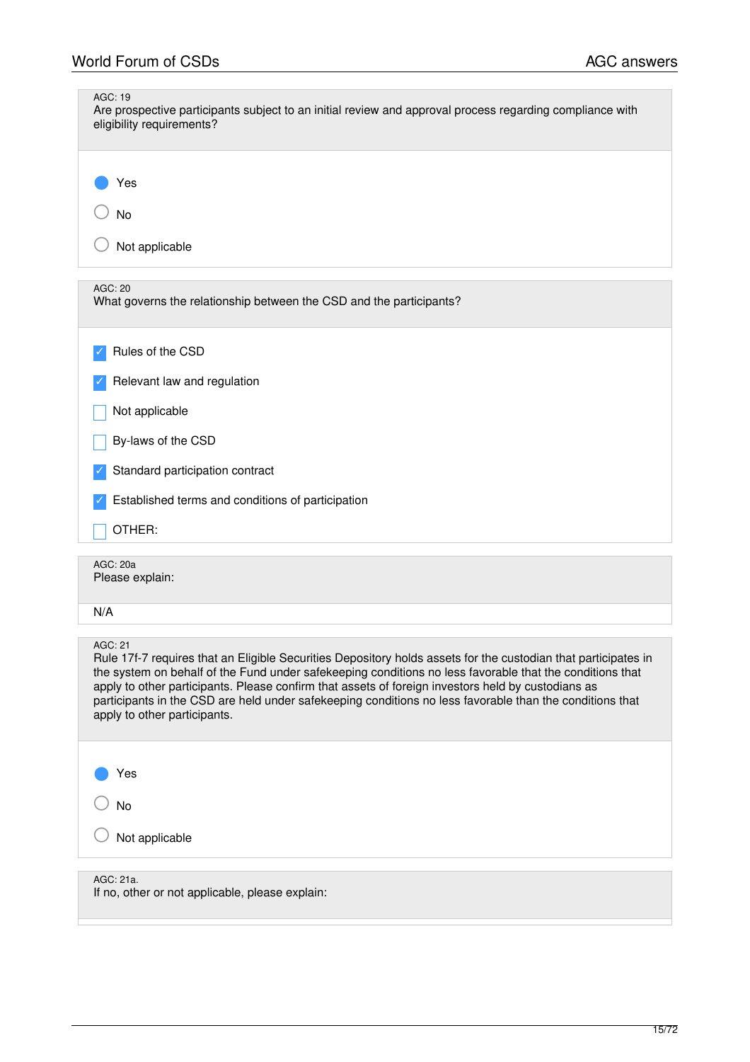AGC: 19

Are prospective participants subject to an initial review and approval process regarding compliance with eligibility requirements?

- [x] Yes
- [ ] No
- [ ] Not applicable

AGC: 20

What governs the relationship between the CSD and the participants?

- [x] Rules of the CSD
- [x] Relevant law and regulation
- [ ] Not applicable
- [ ] By-laws of the CSD
- [x] Standard participation contract
- [x] Established terms and conditions of participation
- [ ] OTHER:

AGC: 20a

Please explain:

N/A

AGC: 21

Rule 17f-7 requires that an Eligible Securities Depository holds assets for the custodian that participates in the system on behalf of the Fund under safekeeping conditions no less favorable that the conditions that apply to other participants. Please confirm that assets of foreign investors held by custodians as participants in the CSD are held under safekeeping conditions no less favorable than the conditions that apply to other participants.

- [x] Yes
- [ ] No
- [ ] Not applicable

AGC: 21a.

If no, other or not applicable, please explain: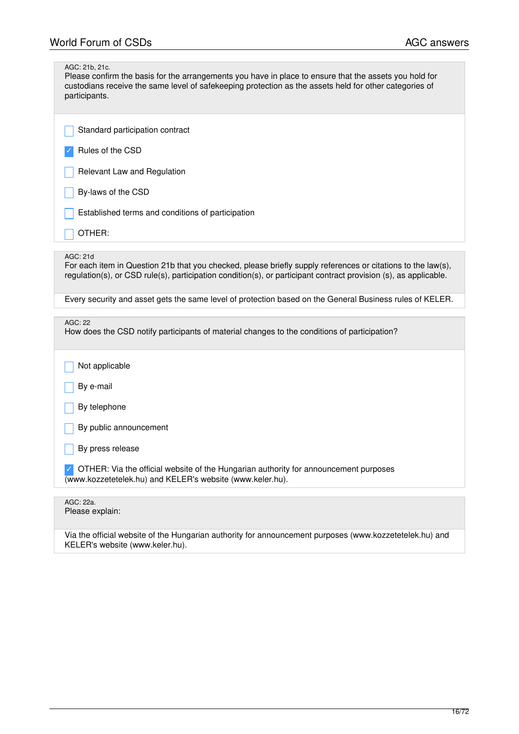AGC: 21b, 21c.

Please confirm the basis for the arrangements you have in place to ensure that the assets you hold for custodians receive the same level of safekeeping protection as the assets held for other categories of participants.

- [ ] Standard participation contract
- [x] Rules of the CSD
- [ ] Relevant Law and Regulation
- [ ] By-laws of the CSD
- [ ] Established terms and conditions of participation
- [ ] OTHER:

AGC: 21d

For each item in Question 21b that you checked, please briefly supply references or citations to the law(s), regulation(s), or CSD rule(s), participation condition(s), or participant contract provision (s), as applicable.

Every security and asset gets the same level of protection based on the General Business rules of KELER.

AGC: 22

How does the CSD notify participants of material changes to the conditions of participation?

- [ ] Not applicable
- [ ] By e-mail
- [ ] By telephone
- [ ] By public announcement
- [ ] By press release
- [x] OTHER: Via the official website of the Hungarian authority for announcement purposes (www.kozzetetelek.hu) and KELER's website (www.keler.hu).

AGC: 22a.

Please explain:

Via the official website of the Hungarian authority for announcement purposes (www.kozzetetelek.hu) and KELER's website (www.keler.hu).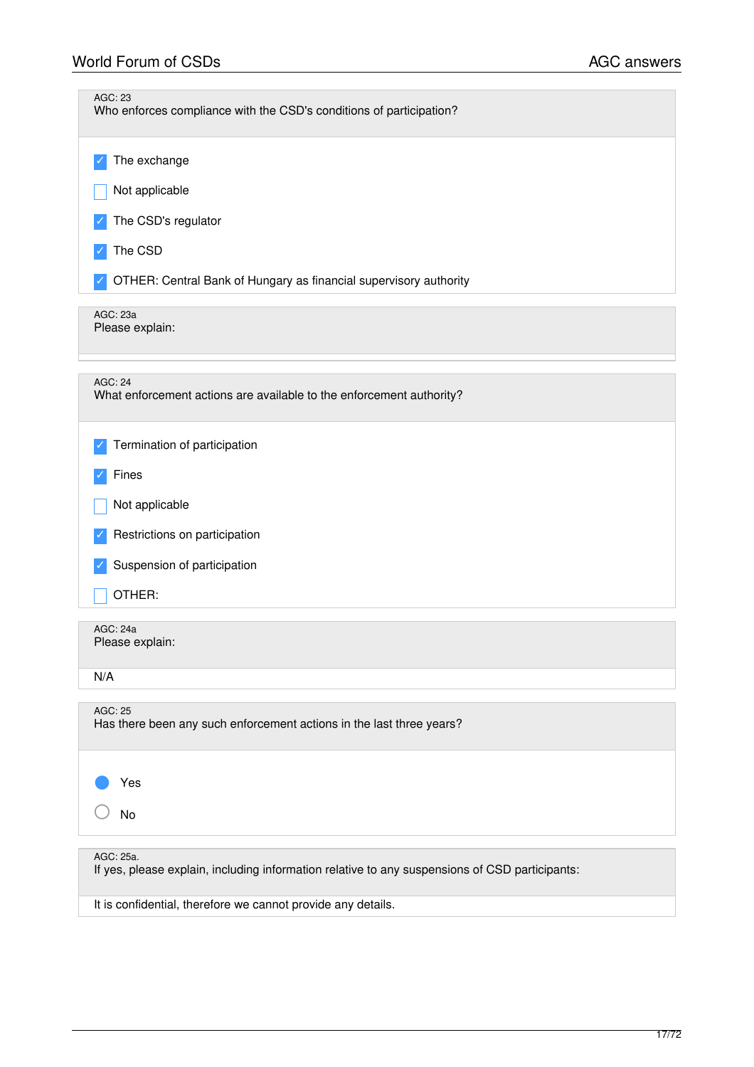AGC: 23

Who enforces compliance with the CSD's conditions of participation?

- [x] The exchange
- [ ] Not applicable
- [x] The CSD's regulator
- [x] The CSD
- [x] OTHER: Central Bank of Hungary as financial supervisory authority

AGC: 23a

Please explain:

AGC: 24

What enforcement actions are available to the enforcement authority?

- [x] Termination of participation
- [x] Fines
- [ ] Not applicable
- [x] Restrictions on participation
- [x] Suspension of participation
- [ ] OTHER:

AGC: 24a

Please explain:

N/A

AGC: 25

Has there been any such enforcement actions in the last three years?

- (●) Yes
- ( ) No

AGC: 25a.

If yes, please explain, including information relative to any suspensions of CSD participants:

It is confidential, therefore we cannot provide any details.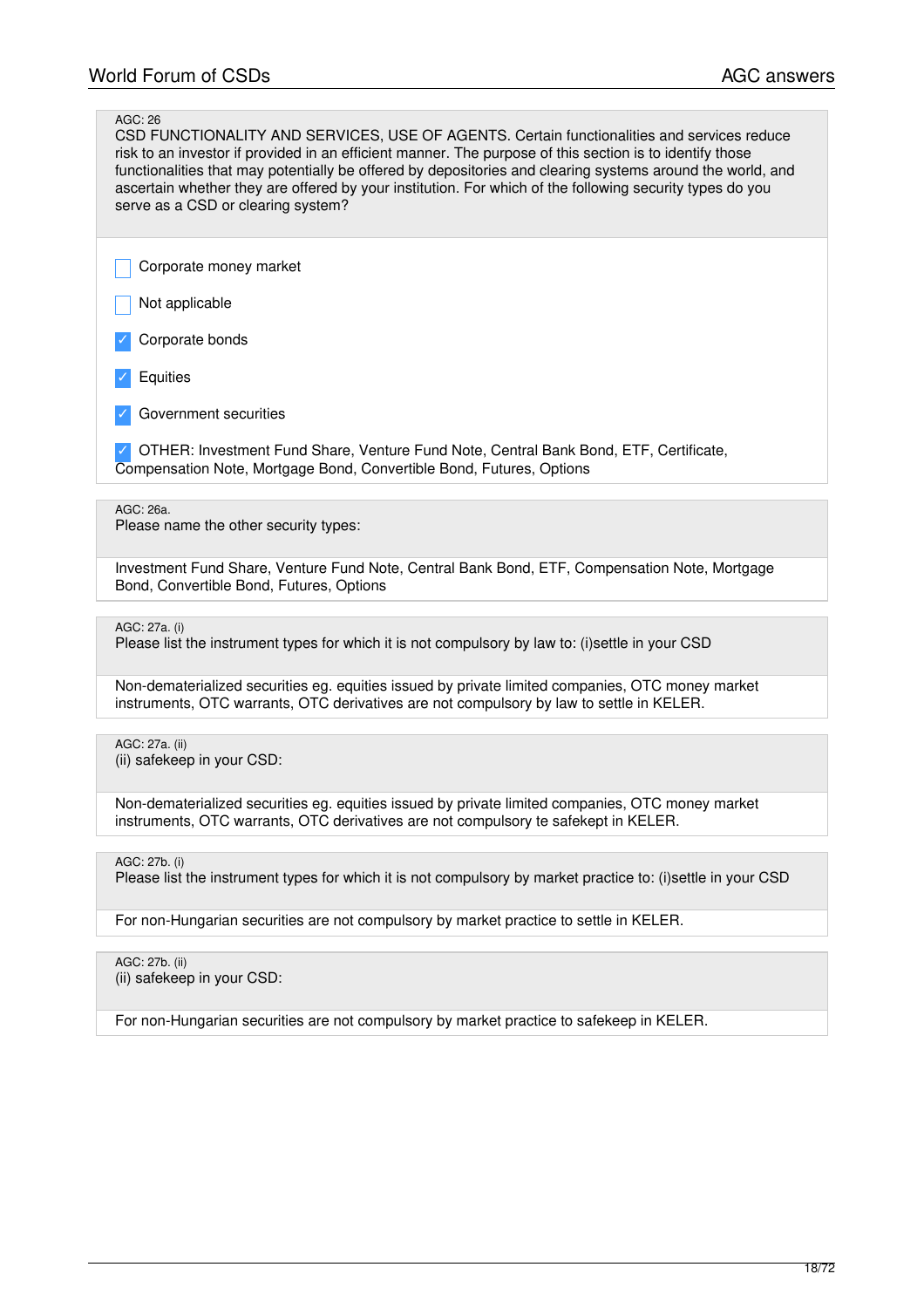AGC: 26

CSD FUNCTIONALITY AND SERVICES, USE OF AGENTS. Certain functionalities and services reduce risk to an investor if provided in an efficient manner. The purpose of this section is to identify those functionalities that may potentially be offered by depositories and clearing systems around the world, and ascertain whether they are offered by your institution. For which of the following security types do you serve as a CSD or clearing system?

- [ ] Corporate money market
- [ ] Not applicable
- [x] Corporate bonds
- [x] Equities
- [x] Government securities
- [x] OTHER: Investment Fund Share, Venture Fund Note, Central Bank Bond, ETF, Certificate, Compensation Note, Mortgage Bond, Convertible Bond, Futures, Options

AGC: 26a.

Please name the other security types:

Investment Fund Share, Venture Fund Note, Central Bank Bond, ETF, Compensation Note, Mortgage Bond, Convertible Bond, Futures, Options

AGC: 27a. (i)

Please list the instrument types for which it is not compulsory by law to: (i)settle in your CSD

Non-dematerialized securities eg. equities issued by private limited companies, OTC money market instruments, OTC warrants, OTC derivatives are not compulsory by law to settle in KELER.

AGC: 27a. (ii)

(ii) safekeep in your CSD:

Non-dematerialized securities eg. equities issued by private limited companies, OTC money market instruments, OTC warrants, OTC derivatives are not compulsory te safekept in KELER.

AGC: 27b. (i)

Please list the instrument types for which it is not compulsory by market practice to: (i)settle in your CSD

For non-Hungarian securities are not compulsory by market practice to settle in KELER.

AGC: 27b. (ii)

(ii) safekeep in your CSD:

For non-Hungarian securities are not compulsory by market practice to safekeep in KELER.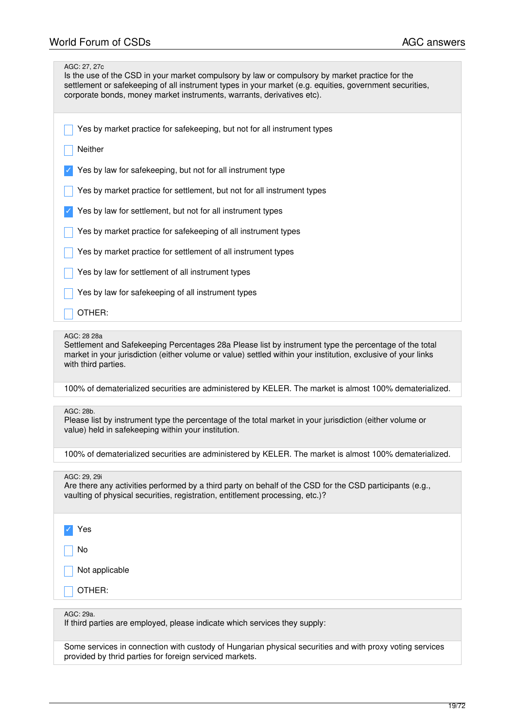AGC: 27, 27c
Is the use of the CSD in your market compulsory by law or compulsory by market practice for the settlement or safekeeping of all instrument types in your market (e.g. equities, government securities, corporate bonds, money market instruments, warrants, derivatives etc).

- [ ] Yes by market practice for safekeeping, but not for all instrument types
- [ ] Neither
- [x] Yes by law for safekeeping, but not for all instrument type
- [ ] Yes by market practice for settlement, but not for all instrument types
- [x] Yes by law for settlement, but not for all instrument types
- [ ] Yes by market practice for safekeeping of all instrument types
- [ ] Yes by market practice for settlement of all instrument types
- [ ] Yes by law for settlement of all instrument types
- [ ] Yes by law for safekeeping of all instrument types
- [ ] OTHER:

AGC: 28 28a
Settlement and Safekeeping Percentages 28a Please list by instrument type the percentage of the total market in your jurisdiction (either volume or value) settled within your institution, exclusive of your links with third parties.

100% of dematerialized securities are administered by KELER. The market is almost 100% dematerialized.

AGC: 28b.
Please list by instrument type the percentage of the total market in your jurisdiction (either volume or value) held in safekeeping within your institution.

100% of dematerialized securities are administered by KELER. The market is almost 100% dematerialized.

AGC: 29, 29i
Are there any activities performed by a third party on behalf of the CSD for the CSD participants (e.g., vaulting of physical securities, registration, entitlement processing, etc.)?

- [x] Yes
- [ ] No
- [ ] Not applicable
- [ ] OTHER:

AGC: 29a.
If third parties are employed, please indicate which services they supply:

Some services in connection with custody of Hungarian physical securities and with proxy voting services provided by thrid parties for foreign serviced markets.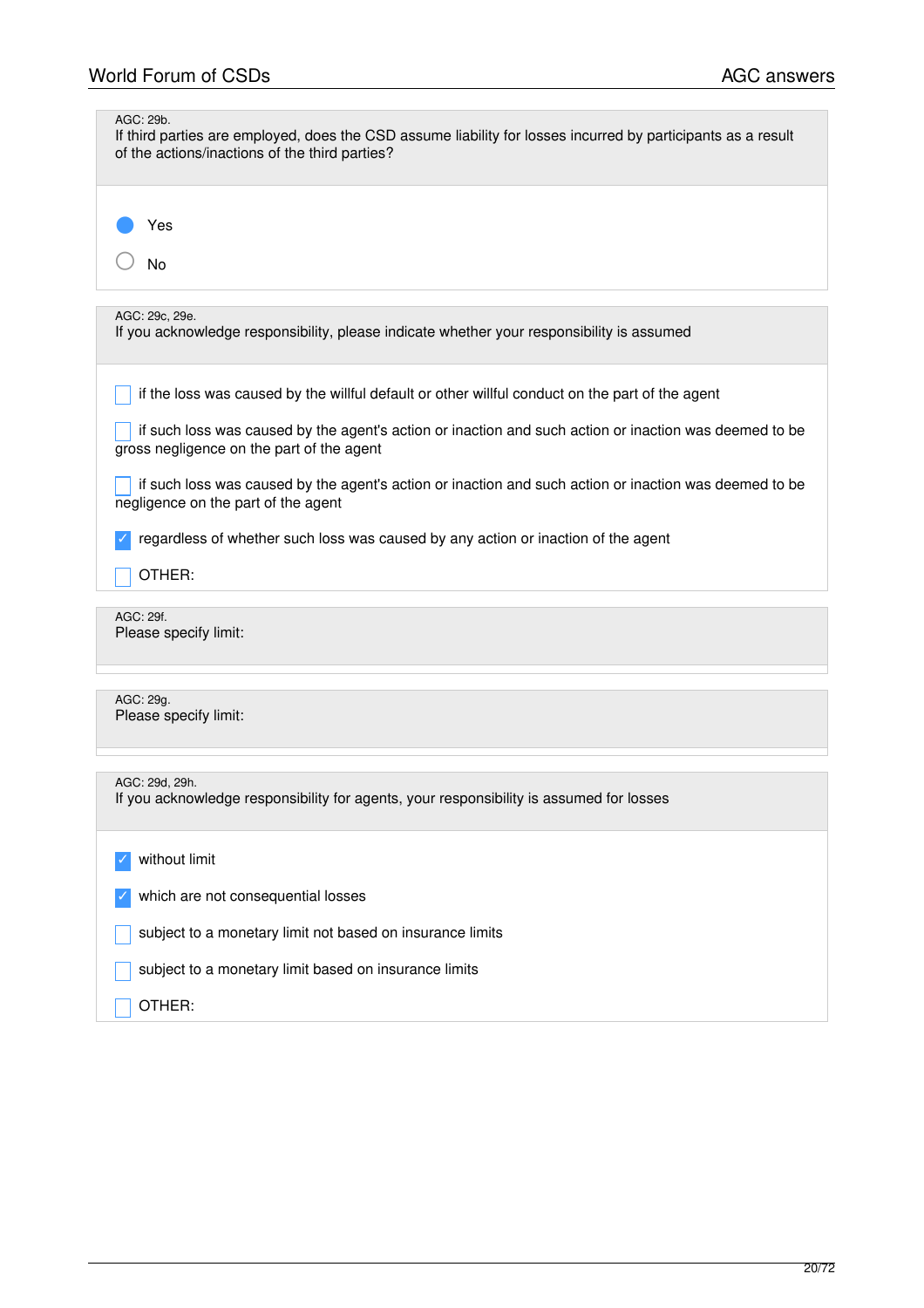AGC: 29b.
If third parties are employed, does the CSD assume liability for losses incurred by participants as a result of the actions/inactions of the third parties?

- [x] Yes
- [ ] No

AGC: 29c, 29e.
If you acknowledge responsibility, please indicate whether your responsibility is assumed

- [ ] if the loss was caused by the willful default or other willful conduct on the part of the agent
- [ ] if such loss was caused by the agent's action or inaction and such action or inaction was deemed to be gross negligence on the part of the agent
- [ ] if such loss was caused by the agent's action or inaction and such action or inaction was deemed to be negligence on the part of the agent
- [x] regardless of whether such loss was caused by any action or inaction of the agent
- [ ] OTHER:

AGC: 29f.
Please specify limit:

AGC: 29g.
Please specify limit:

AGC: 29d, 29h.
If you acknowledge responsibility for agents, your responsibility is assumed for losses

- [x] without limit
- [x] which are not consequential losses
- [ ] subject to a monetary limit not based on insurance limits
- [ ] subject to a monetary limit based on insurance limits
- [ ] OTHER: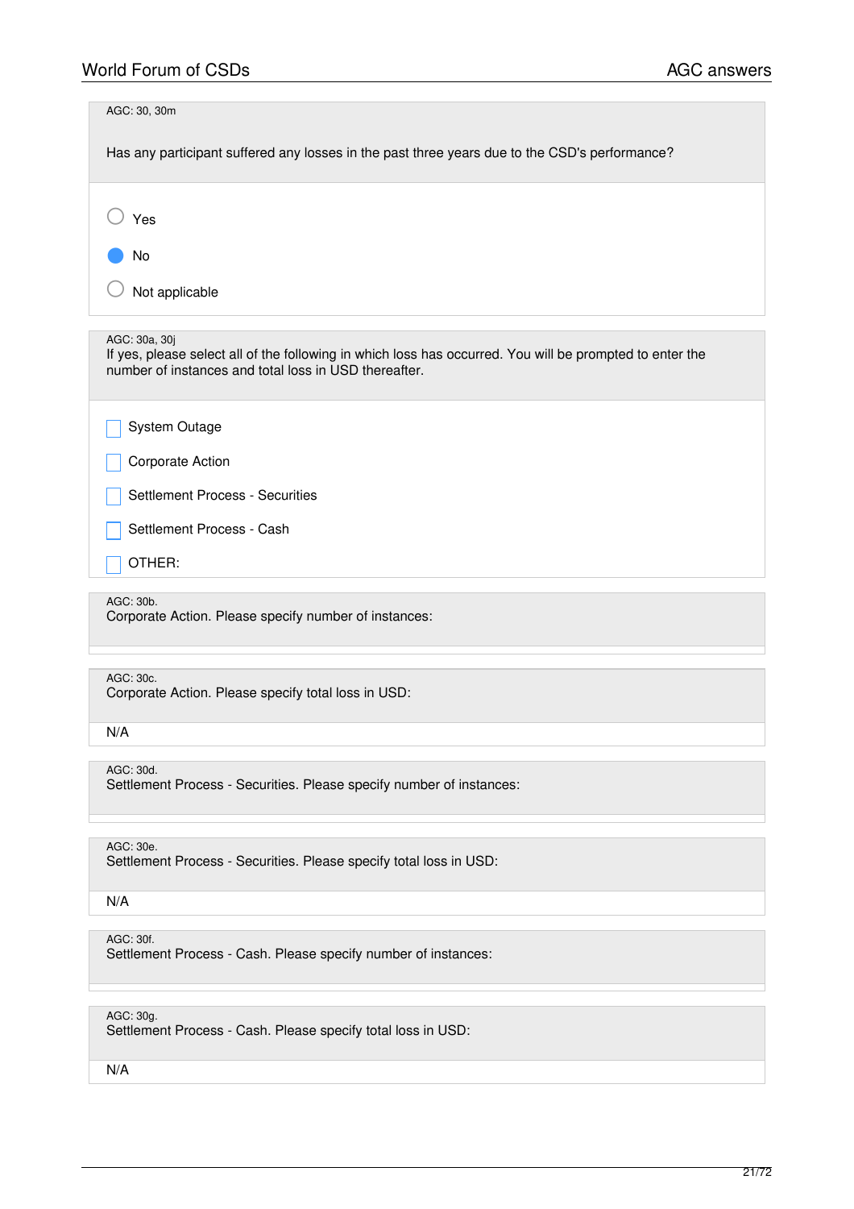AGC: 30, 30m

Has any participant suffered any losses in the past three years due to the CSD's performance?

- ○ Yes
- ● No
- ○ Not applicable

AGC: 30a, 30j

If yes, please select all of the following in which loss has occurred. You will be prompted to enter the number of instances and total loss in USD thereafter.

- ☐ System Outage
- ☐ Corporate Action
- ☐ Settlement Process - Securities
- ☐ Settlement Process - Cash
- ☐ OTHER:

AGC: 30b.

Corporate Action. Please specify number of instances:

AGC: 30c.

Corporate Action. Please specify total loss in USD:

N/A

AGC: 30d.

Settlement Process - Securities. Please specify number of instances:

AGC: 30e.

Settlement Process - Securities. Please specify total loss in USD:

N/A

AGC: 30f.

Settlement Process - Cash. Please specify number of instances:

AGC: 30g.

Settlement Process - Cash. Please specify total loss in USD:

N/A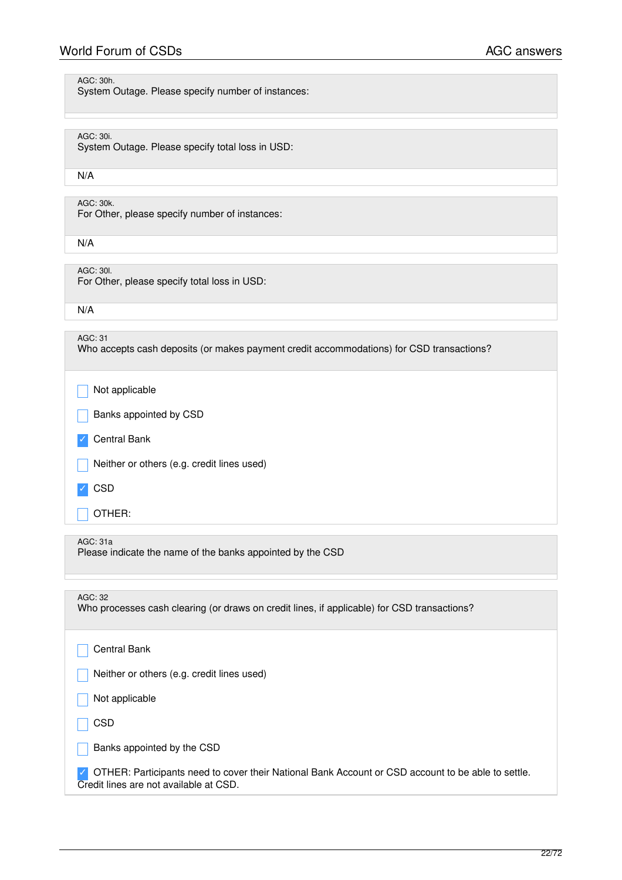AGC: 30h.
System Outage. Please specify number of instances:

AGC: 30i.
System Outage. Please specify total loss in USD:

N/A

AGC: 30k.
For Other, please specify number of instances:

N/A

AGC: 30l.
For Other, please specify total loss in USD:

N/A

AGC: 31
Who accepts cash deposits (or makes payment credit accommodations) for CSD transactions?

- [ ] Not applicable
- [ ] Banks appointed by CSD
- [x] Central Bank
- [ ] Neither or others (e.g. credit lines used)
- [x] CSD
- [ ] OTHER:

AGC: 31a
Please indicate the name of the banks appointed by the CSD

AGC: 32
Who processes cash clearing (or draws on credit lines, if applicable) for CSD transactions?

- [ ] Central Bank
- [ ] Neither or others (e.g. credit lines used)
- [ ] Not applicable
- [ ] CSD
- [ ] Banks appointed by the CSD
- [x] OTHER: Participants need to cover their National Bank Account or CSD account to be able to settle. Credit lines are not available at CSD.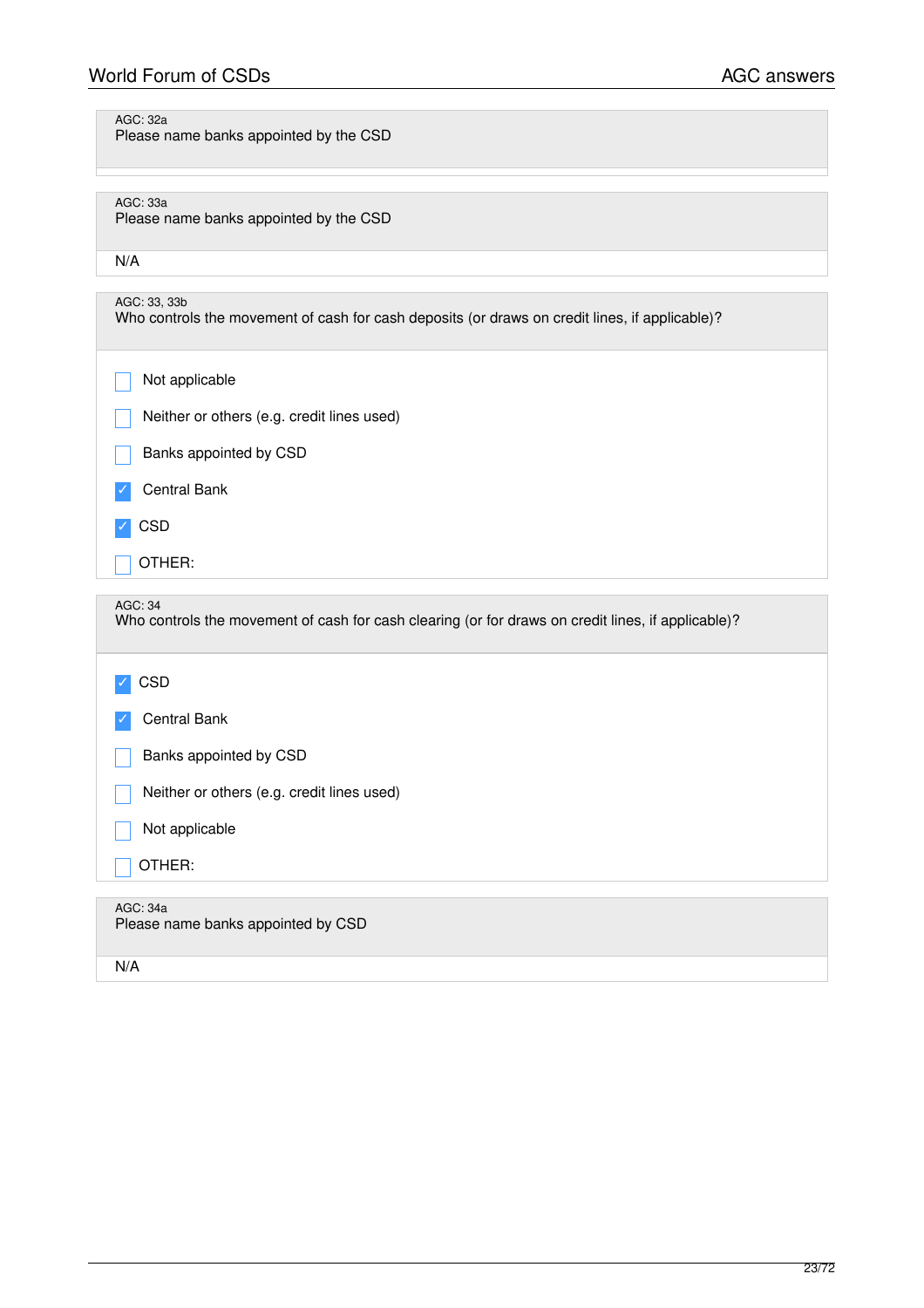AGC: 32a
Please name banks appointed by the CSD

AGC: 33a
Please name banks appointed by the CSD

N/A

AGC: 33, 33b
Who controls the movement of cash for cash deposits (or draws on credit lines, if applicable)?

- [ ] Not applicable
- [ ] Neither or others (e.g. credit lines used)
- [ ] Banks appointed by CSD
- [x] Central Bank
- [x] CSD
- [ ] OTHER:

AGC: 34
Who controls the movement of cash for cash clearing (or for draws on credit lines, if applicable)?

- [x] CSD
- [x] Central Bank
- [ ] Banks appointed by CSD
- [ ] Neither or others (e.g. credit lines used)
- [ ] Not applicable
- [ ] OTHER:

AGC: 34a
Please name banks appointed by CSD

N/A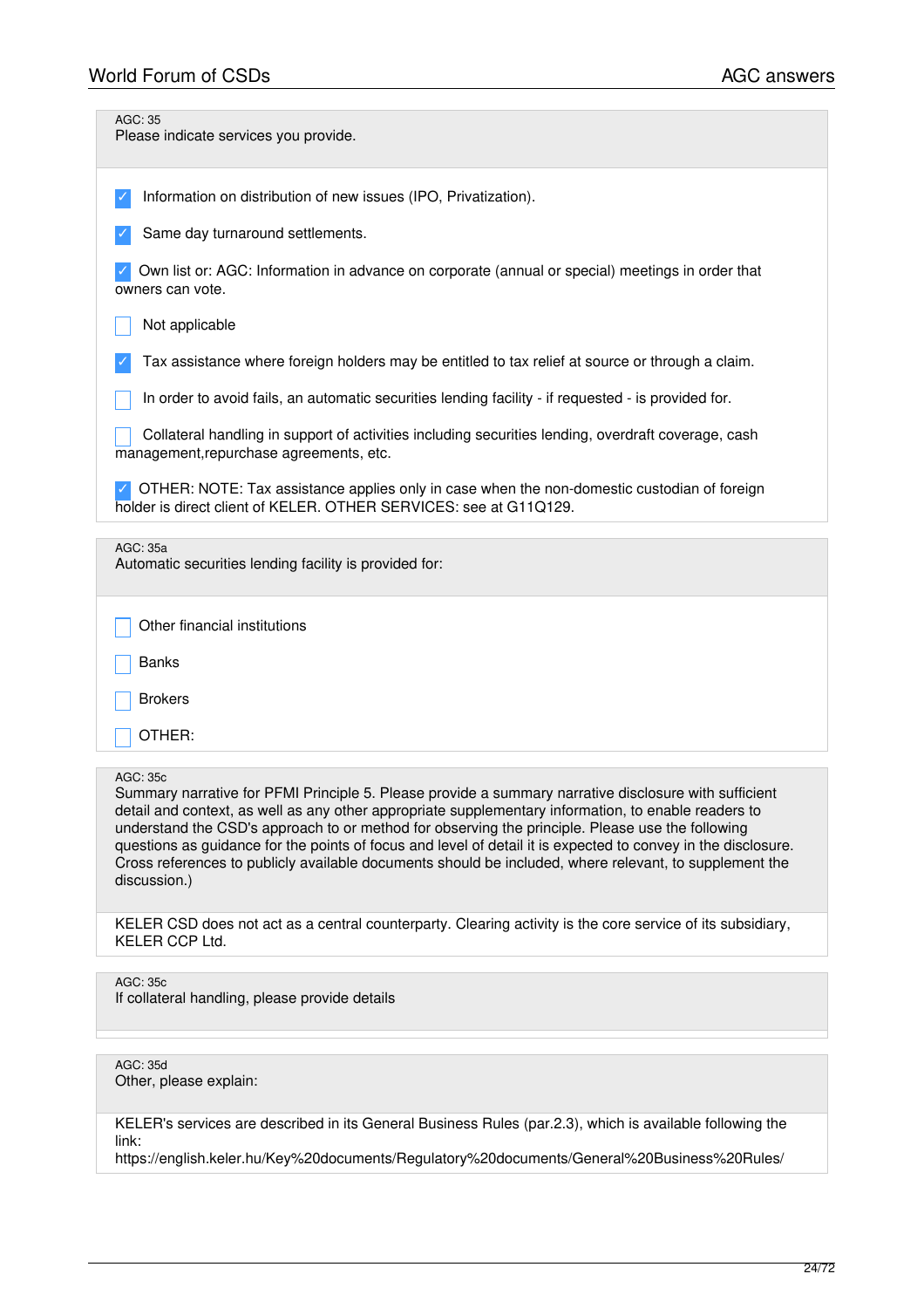AGC: 35
Please indicate services you provide.

- [x] Information on distribution of new issues (IPO, Privatization).
- [x] Same day turnaround settlements.
- [x] Own list or: AGC: Information in advance on corporate (annual or special) meetings in order that owners can vote.
- [ ] Not applicable
- [x] Tax assistance where foreign holders may be entitled to tax relief at source or through a claim.
- [ ] In order to avoid fails, an automatic securities lending facility - if requested - is provided for.
- [ ] Collateral handling in support of activities including securities lending, overdraft coverage, cash management,repurchase agreements, etc.
- [x] OTHER: NOTE: Tax assistance applies only in case when the non-domestic custodian of foreign holder is direct client of KELER. OTHER SERVICES: see at G11Q129.

AGC: 35a
Automatic securities lending facility is provided for:

- [ ] Other financial institutions
- [ ] Banks
- [ ] Brokers
- [ ] OTHER:

AGC: 35c
Summary narrative for PFMI Principle 5. Please provide a summary narrative disclosure with sufficient detail and context, as well as any other appropriate supplementary information, to enable readers to understand the CSD's approach to or method for observing the principle. Please use the following questions as guidance for the points of focus and level of detail it is expected to convey in the disclosure. Cross references to publicly available documents should be included, where relevant, to supplement the discussion.)

KELER CSD does not act as a central counterparty. Clearing activity is the core service of its subsidiary, KELER CCP Ltd.

AGC: 35c
If collateral handling, please provide details

AGC: 35d
Other, please explain:

KELER's services are described in its General Business Rules (par.2.3), which is available following the link:
https://english.keler.hu/Key%20documents/Regulatory%20documents/General%20Business%20Rules/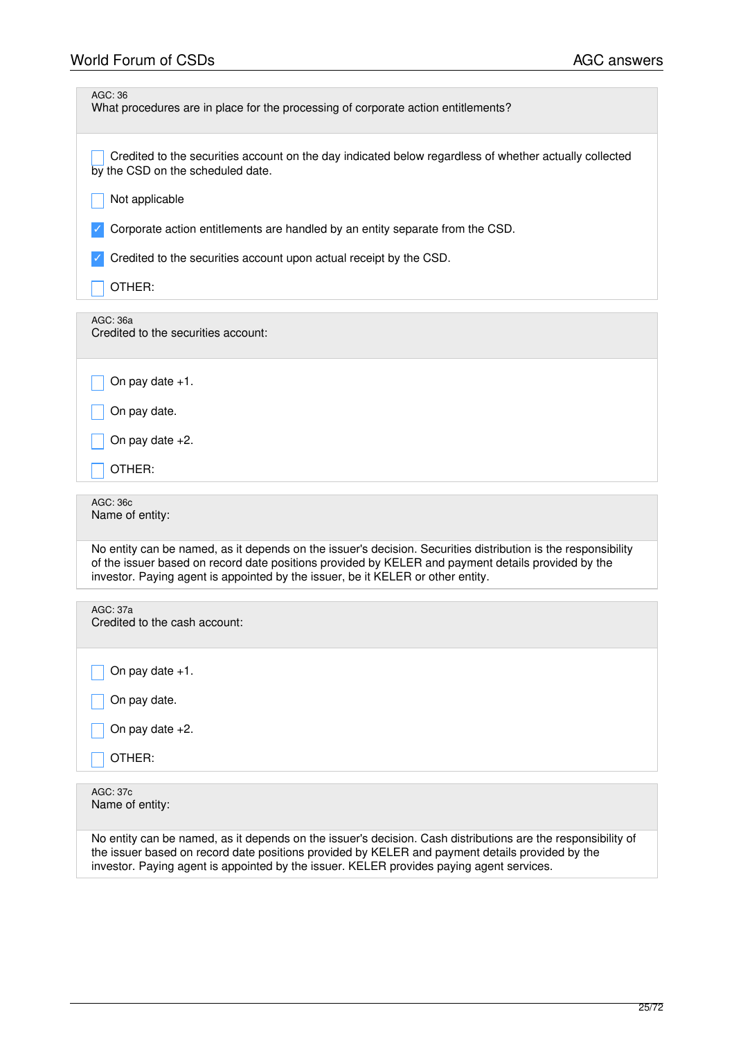AGC: 36
What procedures are in place for the processing of corporate action entitlements?

- [ ] Credited to the securities account on the day indicated below regardless of whether actually collected by the CSD on the scheduled date.
- [ ] Not applicable
- [x] Corporate action entitlements are handled by an entity separate from the CSD.
- [x] Credited to the securities account upon actual receipt by the CSD.
- [ ] OTHER:

AGC: 36a
Credited to the securities account:

- [ ] On pay date +1.
- [ ] On pay date.
- [ ] On pay date +2.
- [ ] OTHER:

AGC: 36c
Name of entity:

No entity can be named, as it depends on the issuer's decision. Securities distribution is the responsibility of the issuer based on record date positions provided by KELER and payment details provided by the investor. Paying agent is appointed by the issuer, be it KELER or other entity.

AGC: 37a
Credited to the cash account:

- [ ] On pay date +1.
- [ ] On pay date.
- [ ] On pay date +2.
- [ ] OTHER:

AGC: 37c
Name of entity:

No entity can be named, as it depends on the issuer's decision. Cash distributions are the responsibility of the issuer based on record date positions provided by KELER and payment details provided by the investor. Paying agent is appointed by the issuer. KELER provides paying agent services.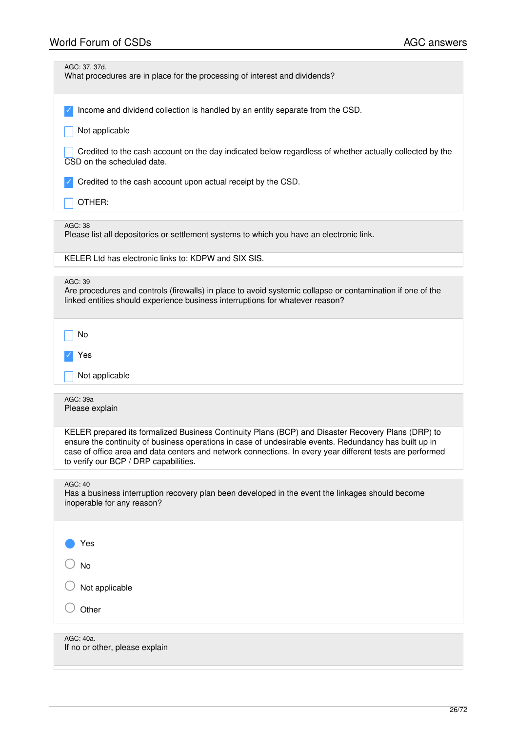AGC: 37, 37d.
What procedures are in place for the processing of interest and dividends?

- [x] Income and dividend collection is handled by an entity separate from the CSD.
- [ ] Not applicable
- [ ] Credited to the cash account on the day indicated below regardless of whether actually collected by the CSD on the scheduled date.
- [x] Credited to the cash account upon actual receipt by the CSD.
- [ ] OTHER:

AGC: 38
Please list all depositories or settlement systems to which you have an electronic link.

KELER Ltd has electronic links to: KDPW and SIX SIS.

AGC: 39
Are procedures and controls (firewalls) in place to avoid systemic collapse or contamination if one of the linked entities should experience business interruptions for whatever reason?

- [ ] No
- [x] Yes
- [ ] Not applicable

AGC: 39a
Please explain

KELER prepared its formalized Business Continuity Plans (BCP) and Disaster Recovery Plans (DRP) to ensure the continuity of business operations in case of undesirable events. Redundancy has built up in case of office area and data centers and network connections. In every year different tests are performed to verify our BCP / DRP capabilities.

AGC: 40
Has a business interruption recovery plan been developed in the event the linkages should become inoperable for any reason?

- (●) Yes
- ( ) No
- ( ) Not applicable
- ( ) Other

AGC: 40a.
If no or other, please explain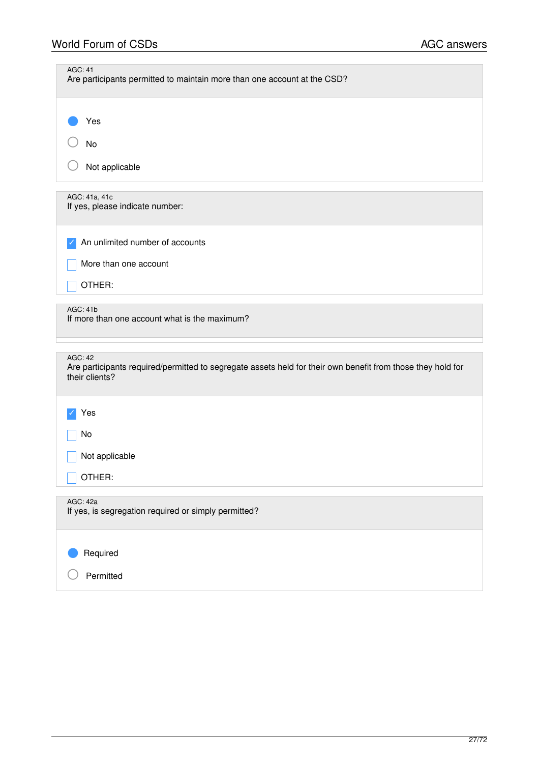AGC: 41
Are participants permitted to maintain more than one account at the CSD?

- (●) Yes
- ( ) No
- ( ) Not applicable

AGC: 41a, 41c
If yes, please indicate number:

- [x] An unlimited number of accounts
- [ ] More than one account
- [ ] OTHER:

AGC: 41b
If more than one account what is the maximum?

AGC: 42
Are participants required/permitted to segregate assets held for their own benefit from those they hold for their clients?

- [x] Yes
- [ ] No
- [ ] Not applicable
- [ ] OTHER:

AGC: 42a
If yes, is segregation required or simply permitted?

- (●) Required
- ( ) Permitted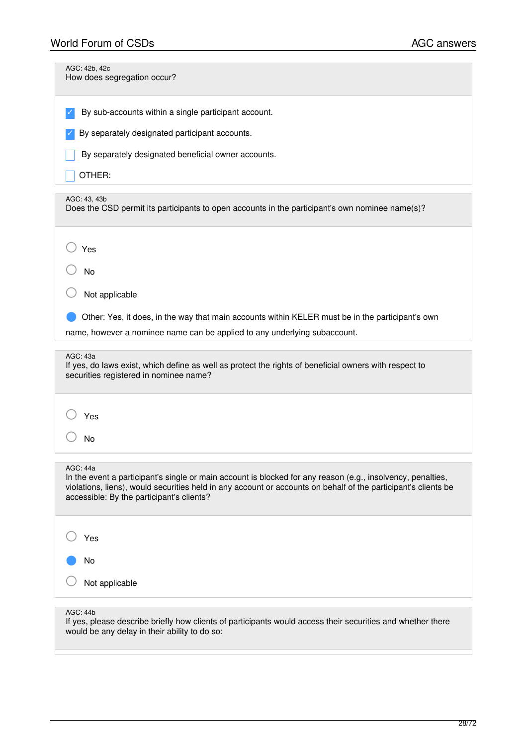AGC: 42b, 42c
How does segregation occur?

- [x] By sub-accounts within a single participant account.
- [x] By separately designated participant accounts.
- [ ] By separately designated beneficial owner accounts.
- [ ] OTHER:

AGC: 43, 43b
Does the CSD permit its participants to open accounts in the participant's own nominee name(s)?

- ○ Yes
- ○ No
- ○ Not applicable
- ● Other: Yes, it does, in the way that main accounts within KELER must be in the participant's own name, however a nominee name can be applied to any underlying subaccount.

AGC: 43a
If yes, do laws exist, which define as well as protect the rights of beneficial owners with respect to securities registered in nominee name?

- ○ Yes
- ○ No

AGC: 44a
In the event a participant's single or main account is blocked for any reason (e.g., insolvency, penalties, violations, liens), would securities held in any account or accounts on behalf of the participant's clients be accessible: By the participant's clients?

- ○ Yes
- ● No
- ○ Not applicable

AGC: 44b
If yes, please describe briefly how clients of participants would access their securities and whether there would be any delay in their ability to do so: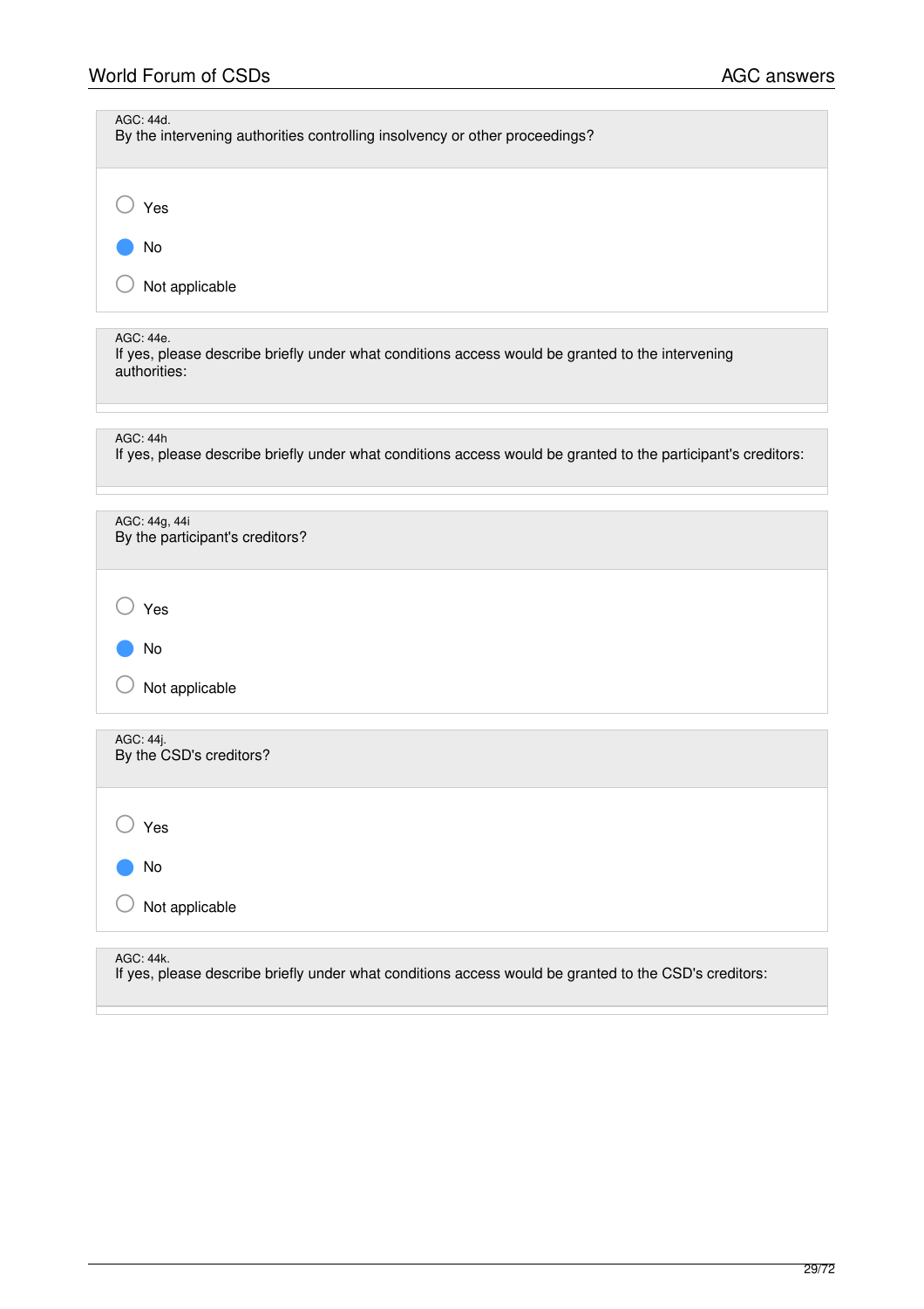AGC: 44d.
By the intervening authorities controlling insolvency or other proceedings?

- ○ Yes
- ● No
- ○ Not applicable

AGC: 44e.
If yes, please describe briefly under what conditions access would be granted to the intervening authorities:

AGC: 44h
If yes, please describe briefly under what conditions access would be granted to the participant's creditors:

AGC: 44g, 44i
By the participant's creditors?

- ○ Yes
- ● No
- ○ Not applicable

AGC: 44j.
By the CSD's creditors?

- ○ Yes
- ● No
- ○ Not applicable

AGC: 44k.
If yes, please describe briefly under what conditions access would be granted to the CSD's creditors: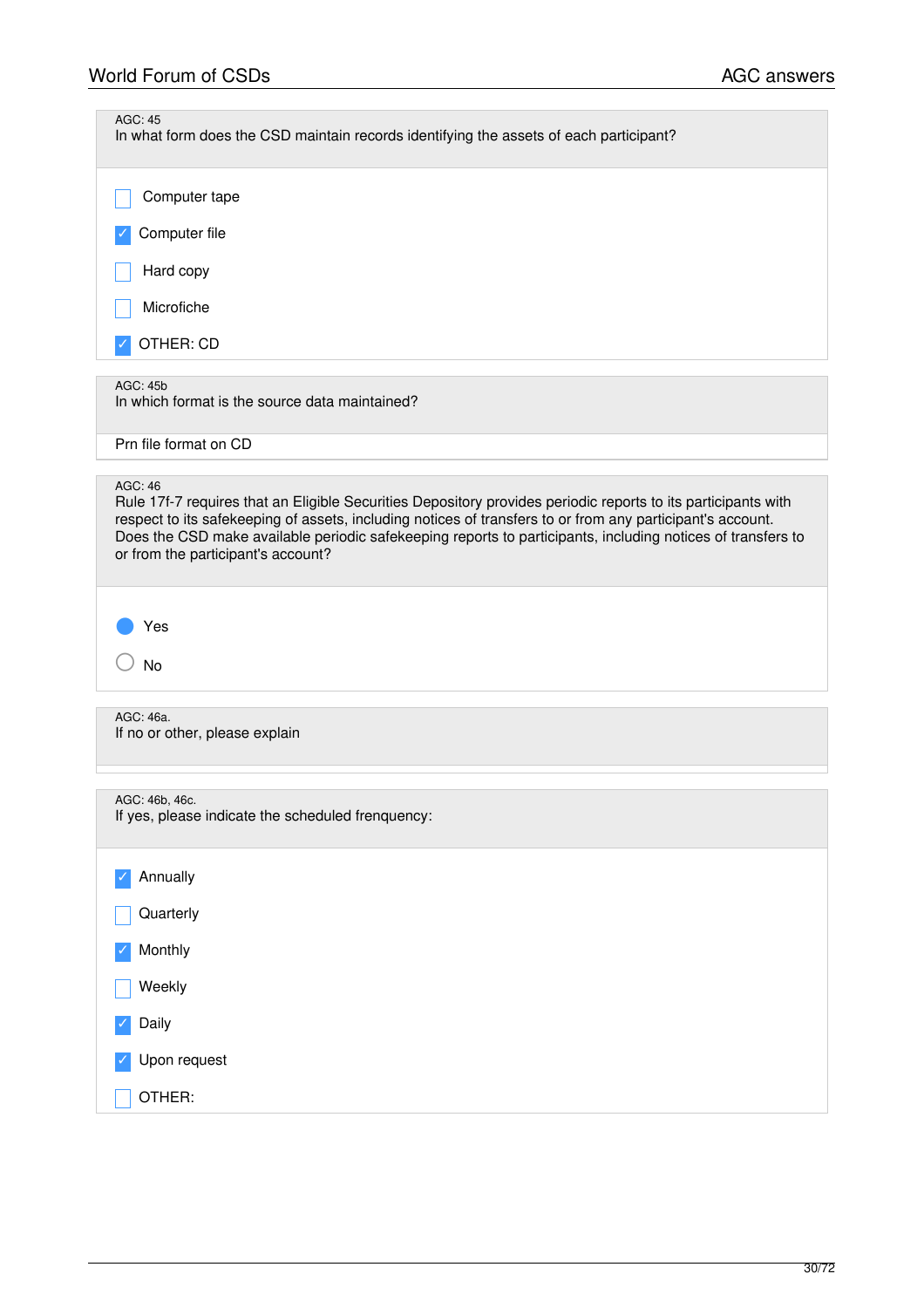AGC: 45
In what form does the CSD maintain records identifying the assets of each participant?

- [ ] Computer tape
- [x] Computer file
- [ ] Hard copy
- [ ] Microfiche
- [x] OTHER: CD

AGC: 45b
In which format is the source data maintained?

Prn file format on CD

AGC: 46
Rule 17f-7 requires that an Eligible Securities Depository provides periodic reports to its participants with respect to its safekeeping of assets, including notices of transfers to or from any participant's account. Does the CSD make available periodic safekeeping reports to participants, including notices of transfers to or from the participant's account?

- (●) Yes
- ( ) No

AGC: 46a.
If no or other, please explain

AGC: 46b, 46c.
If yes, please indicate the scheduled frenquency:

- [x] Annually
- [ ] Quarterly
- [x] Monthly
- [ ] Weekly
- [x] Daily
- [x] Upon request
- [ ] OTHER: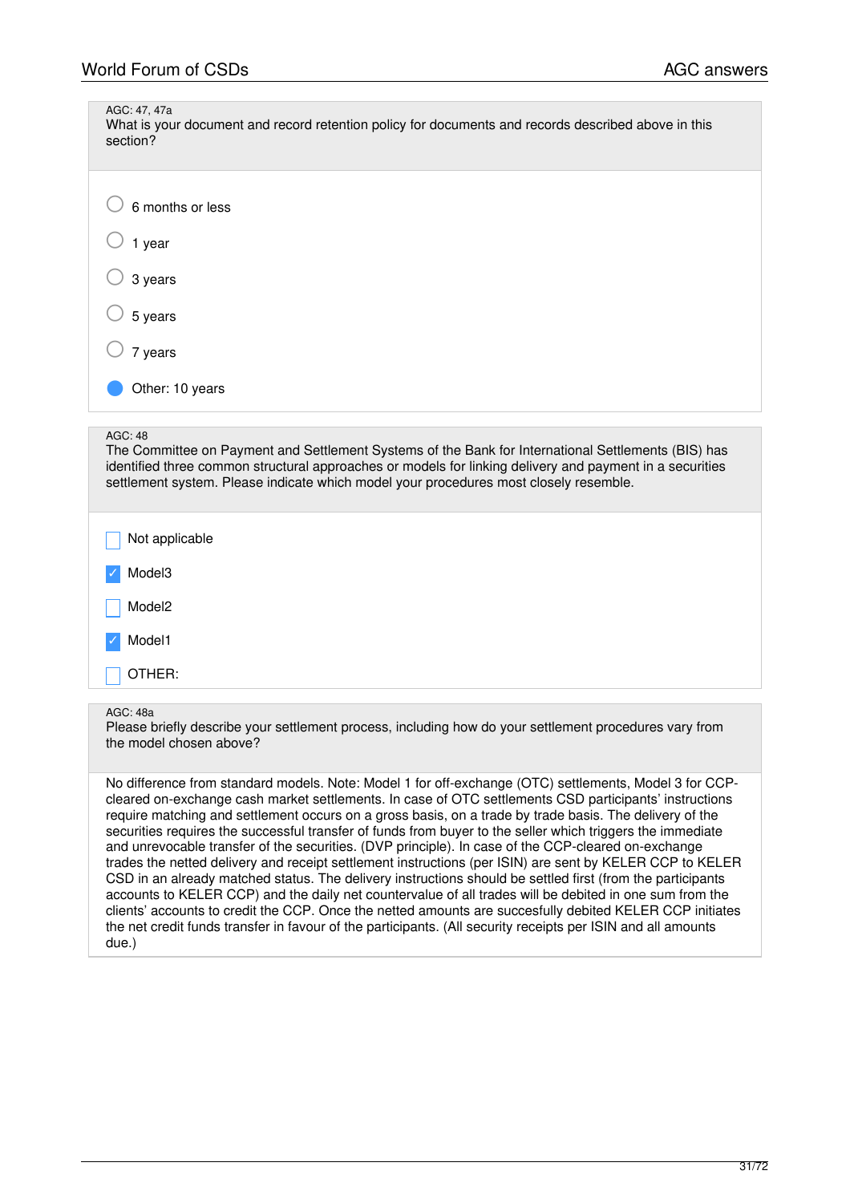AGC: 47, 47a

What is your document and record retention policy for documents and records described above in this section?

- ○ 6 months or less
- ○ 1 year
- ○ 3 years
- ○ 5 years
- ○ 7 years
- ● Other: 10 years

AGC: 48

The Committee on Payment and Settlement Systems of the Bank for International Settlements (BIS) has identified three common structural approaches or models for linking delivery and payment in a securities settlement system. Please indicate which model your procedures most closely resemble.

- [ ] Not applicable
- [x] Model3
- [ ] Model2
- [x] Model1
- [ ] OTHER:

AGC: 48a

Please briefly describe your settlement process, including how do your settlement procedures vary from the model chosen above?

No difference from standard models. Note: Model 1 for off-exchange (OTC) settlements, Model 3 for CCP-cleared on-exchange cash market settlements. In case of OTC settlements CSD participants' instructions require matching and settlement occurs on a gross basis, on a trade by trade basis. The delivery of the securities requires the successful transfer of funds from buyer to the seller which triggers the immediate and unrevocable transfer of the securities. (DVP principle). In case of the CCP-cleared on-exchange trades the netted delivery and receipt settlement instructions (per ISIN) are sent by KELER CCP to KELER CSD in an already matched status. The delivery instructions should be settled first (from the participants accounts to KELER CCP) and the daily net countervalue of all trades will be debited in one sum from the clients' accounts to credit the CCP. Once the netted amounts are succesfully debited KELER CCP initiates the net credit funds transfer in favour of the participants. (All security receipts per ISIN and all amounts due.)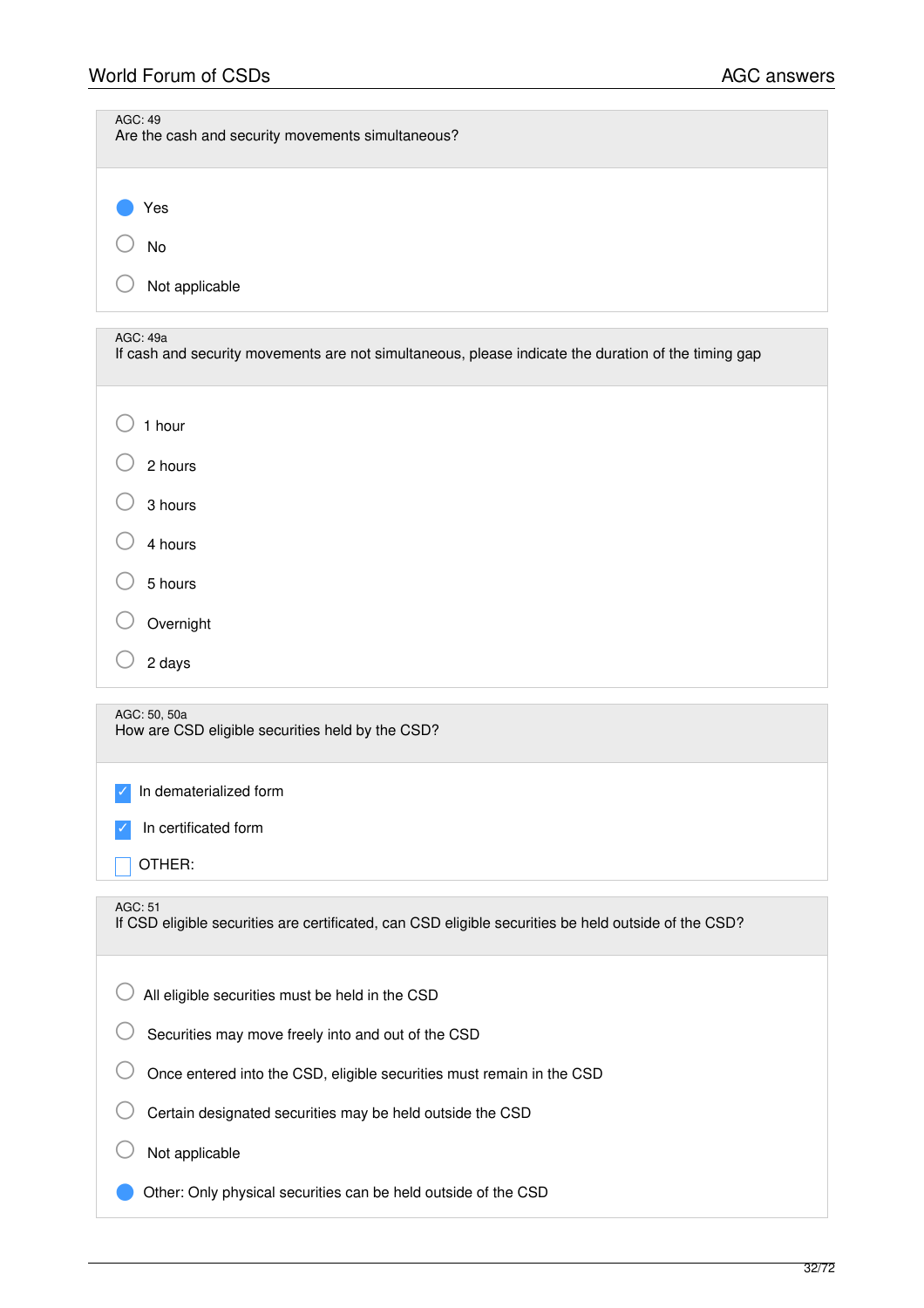AGC: 49
Are the cash and security movements simultaneous?

- ◉ Yes
- ○ No
- ○ Not applicable

AGC: 49a
If cash and security movements are not simultaneous, please indicate the duration of the timing gap

- ○ 1 hour
- ○ 2 hours
- ○ 3 hours
- ○ 4 hours
- ○ 5 hours
- ○ Overnight
- ○ 2 days

AGC: 50, 50a
How are CSD eligible securities held by the CSD?

- [x] In dematerialized form
- [x] In certificated form
- [ ] OTHER:

AGC: 51
If CSD eligible securities are certificated, can CSD eligible securities be held outside of the CSD?

- ○ All eligible securities must be held in the CSD
- ○ Securities may move freely into and out of the CSD
- ○ Once entered into the CSD, eligible securities must remain in the CSD
- ○ Certain designated securities may be held outside the CSD
- ○ Not applicable
- ◉ Other: Only physical securities can be held outside of the CSD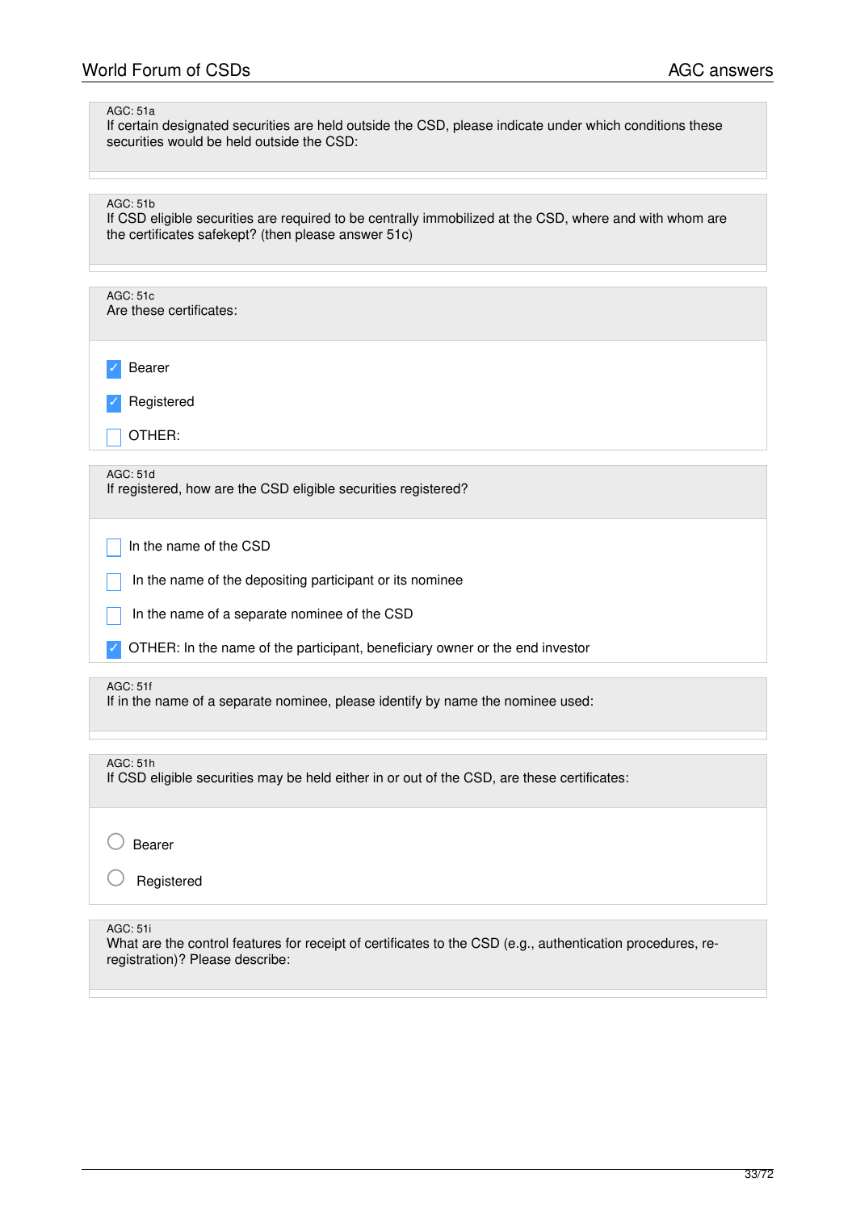AGC: 51a

If certain designated securities are held outside the CSD, please indicate under which conditions these securities would be held outside the CSD:

AGC: 51b

If CSD eligible securities are required to be centrally immobilized at the CSD, where and with whom are the certificates safekept? (then please answer 51c)

AGC: 51c

Are these certificates:

- [x] Bearer
- [x] Registered
- [ ] OTHER:

AGC: 51d

If registered, how are the CSD eligible securities registered?

- [ ] In the name of the CSD
- [ ] In the name of the depositing participant or its nominee
- [ ] In the name of a separate nominee of the CSD
- [x] OTHER: In the name of the participant, beneficiary owner or the end investor

AGC: 51f

If in the name of a separate nominee, please identify by name the nominee used:

AGC: 51h

If CSD eligible securities may be held either in or out of the CSD, are these certificates:

- ( ) Bearer
- ( ) Registered

AGC: 51i

What are the control features for receipt of certificates to the CSD (e.g., authentication procedures, re-registration)? Please describe: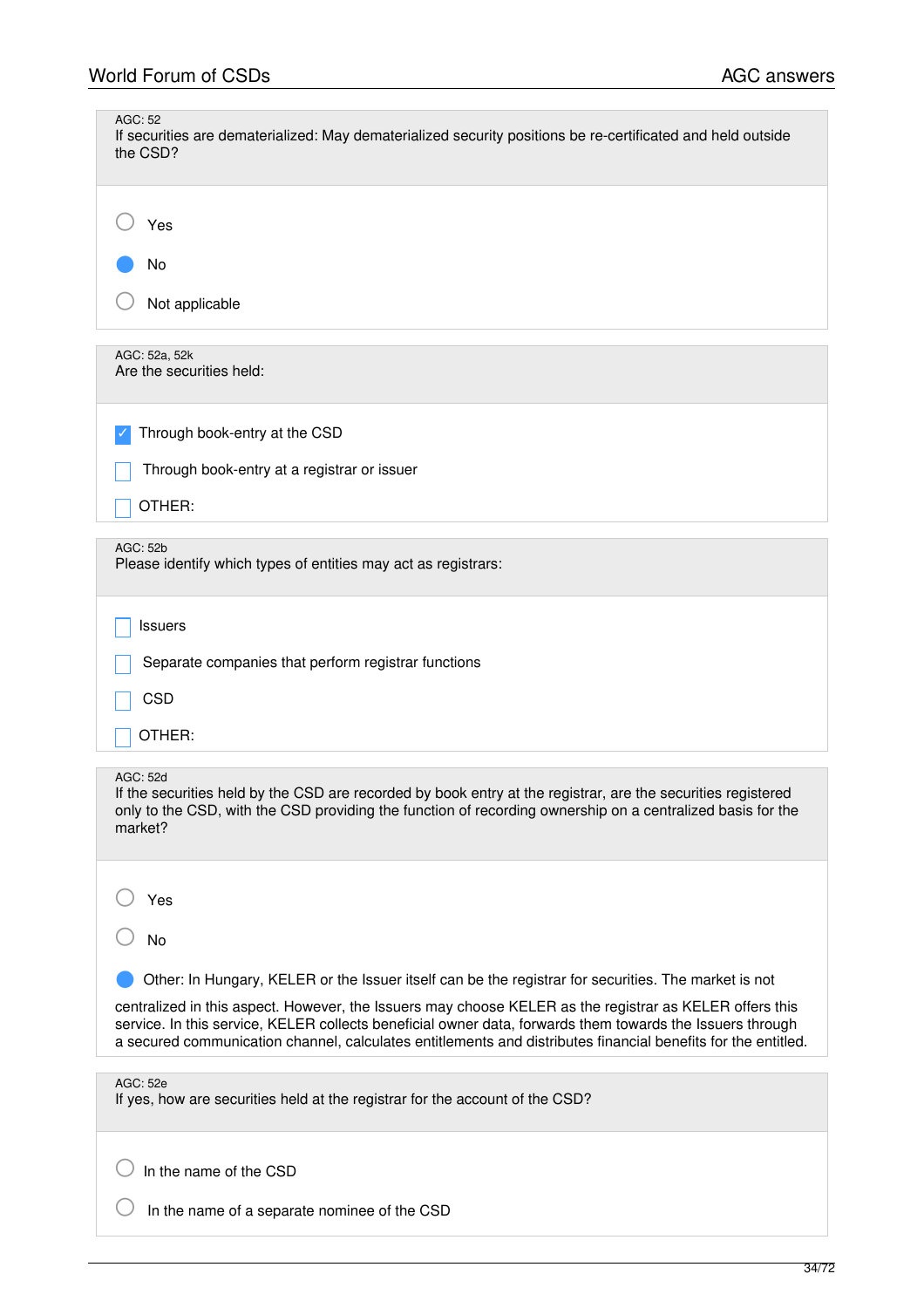AGC: 52

If securities are dematerialized: May dematerialized security positions be re-certificated and held outside the CSD?

- ○ Yes
- ● No
- ○ Not applicable

AGC: 52a, 52k

Are the securities held:

- [x] Through book-entry at the CSD
- [ ] Through book-entry at a registrar or issuer
- [ ] OTHER:

AGC: 52b

Please identify which types of entities may act as registrars:

- [ ] Issuers
- [ ] Separate companies that perform registrar functions
- [ ] CSD
- [ ] OTHER:

AGC: 52d

If the securities held by the CSD are recorded by book entry at the registrar, are the securities registered only to the CSD, with the CSD providing the function of recording ownership on a centralized basis for the market?

- ○ Yes
- ○ No
- ● Other: In Hungary, KELER or the Issuer itself can be the registrar for securities. The market is not centralized in this aspect. However, the Issuers may choose KELER as the registrar as KELER offers this service. In this service, KELER collects beneficial owner data, forwards them towards the Issuers through a secured communication channel, calculates entitlements and distributes financial benefits for the entitled.

AGC: 52e

If yes, how are securities held at the registrar for the account of the CSD?

- ○ In the name of the CSD
- ○ In the name of a separate nominee of the CSD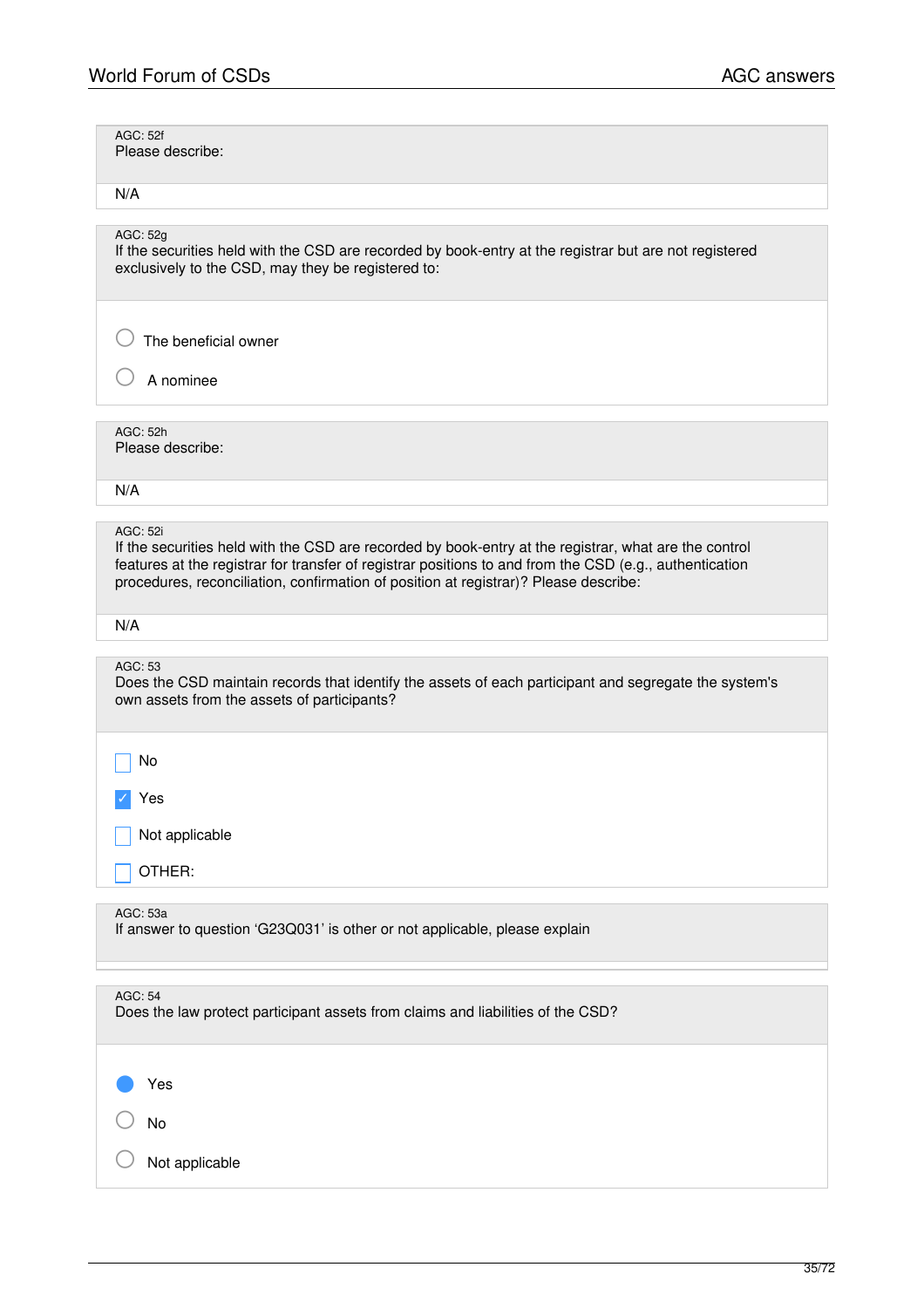AGC: 52f
Please describe:

N/A

AGC: 52g
If the securities held with the CSD are recorded by book-entry at the registrar but are not registered exclusively to the CSD, may they be registered to:

- ○ The beneficial owner
- ○ A nominee

AGC: 52h
Please describe:

N/A

AGC: 52i
If the securities held with the CSD are recorded by book-entry at the registrar, what are the control features at the registrar for transfer of registrar positions to and from the CSD (e.g., authentication procedures, reconciliation, confirmation of position at registrar)? Please describe:

N/A

AGC: 53
Does the CSD maintain records that identify the assets of each participant and segregate the system's own assets from the assets of participants?

- [ ] No
- [x] Yes
- [ ] Not applicable
- [ ] OTHER:

AGC: 53a
If answer to question 'G23Q031' is other or not applicable, please explain

AGC: 54
Does the law protect participant assets from claims and liabilities of the CSD?

- ● Yes
- ○ No
- ○ Not applicable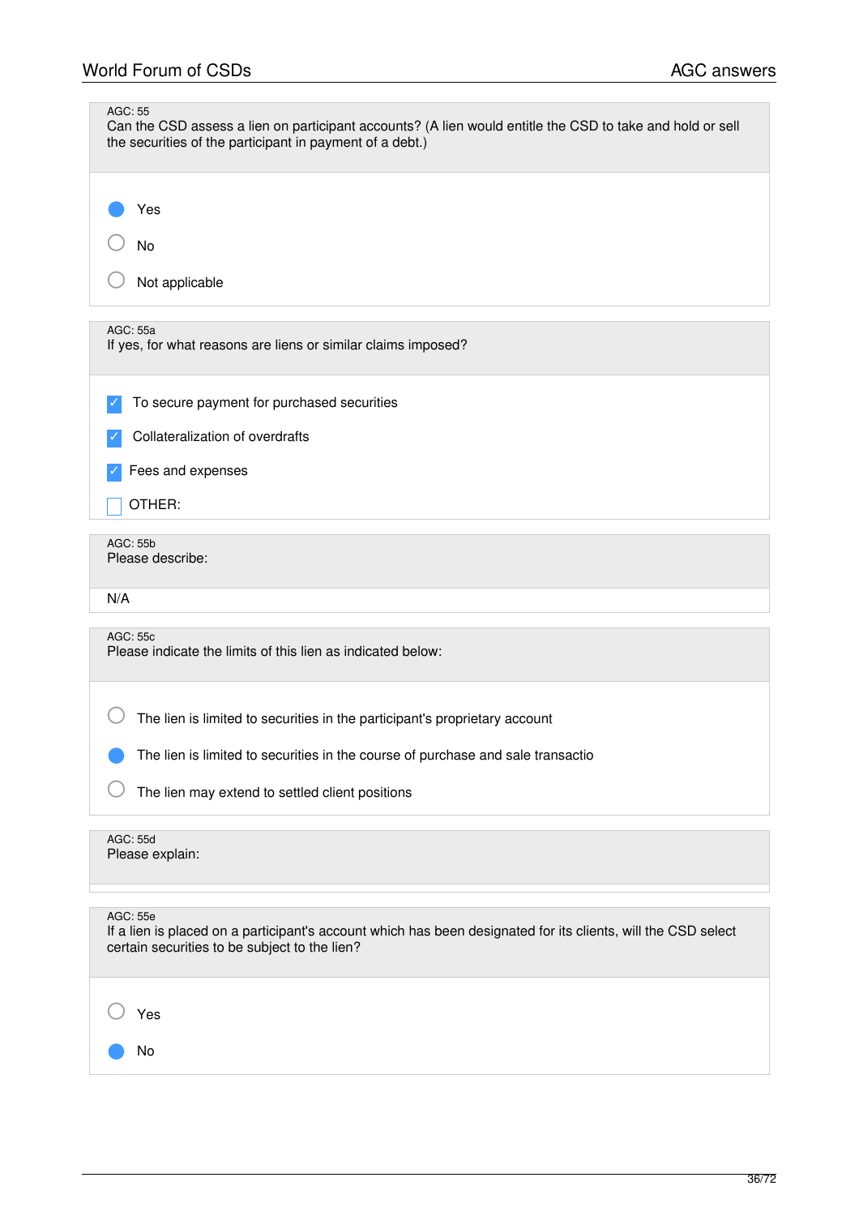AGC: 55
Can the CSD assess a lien on participant accounts? (A lien would entitle the CSD to take and hold or sell the securities of the participant in payment of a debt.)

- ● Yes
- ○ No
- ○ Not applicable

AGC: 55a
If yes, for what reasons are liens or similar claims imposed?

- [x] To secure payment for purchased securities
- [x] Collateralization of overdrafts
- [x] Fees and expenses
- [ ] OTHER:

AGC: 55b
Please describe:

N/A

AGC: 55c
Please indicate the limits of this lien as indicated below:

- ○ The lien is limited to securities in the participant's proprietary account
- ● The lien is limited to securities in the course of purchase and sale transactio
- ○ The lien may extend to settled client positions

AGC: 55d
Please explain:

AGC: 55e
If a lien is placed on a participant's account which has been designated for its clients, will the CSD select certain securities to be subject to the lien?

- ○ Yes
- ● No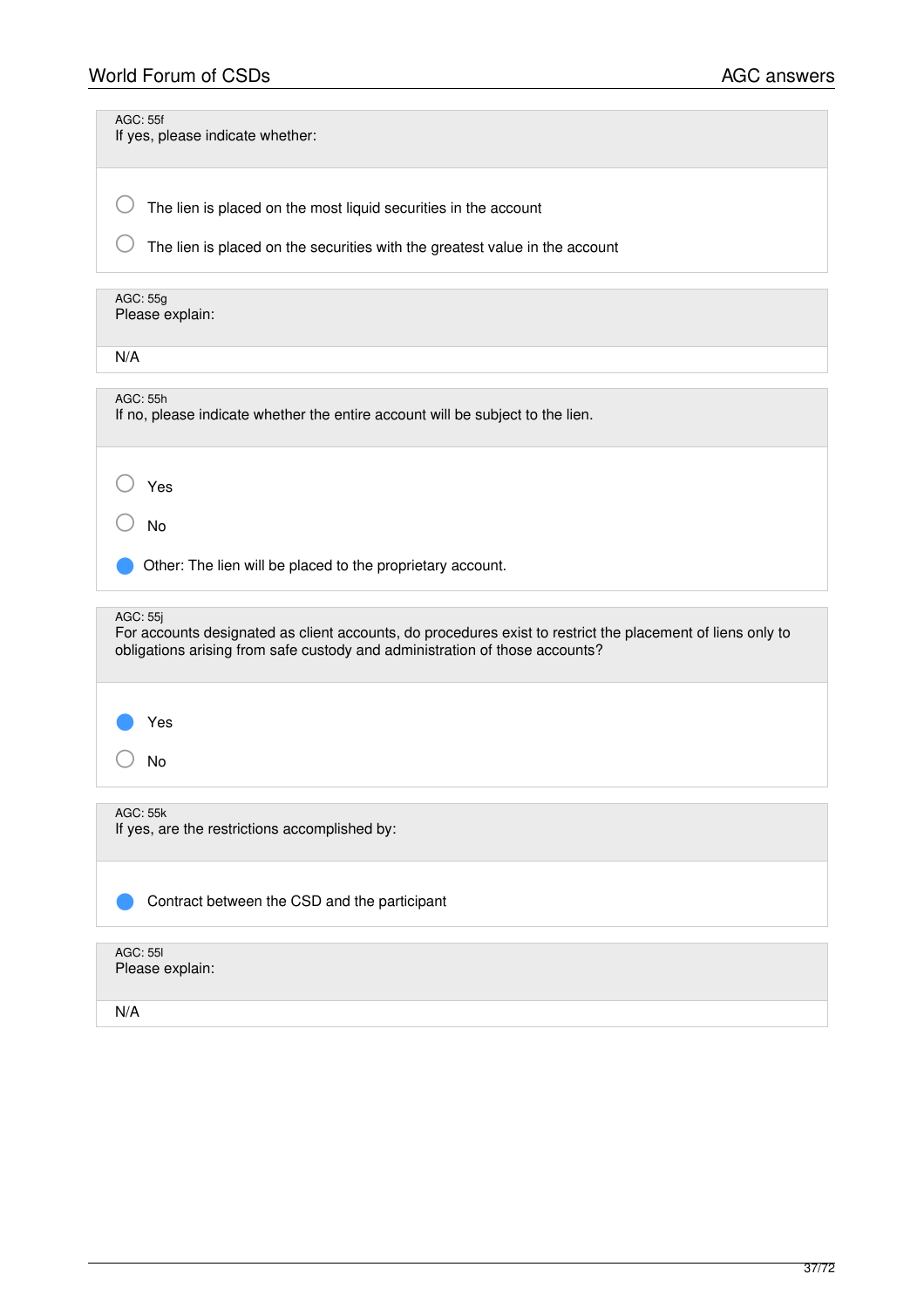AGC: 55f
If yes, please indicate whether:

- ○ The lien is placed on the most liquid securities in the account
- ○ The lien is placed on the securities with the greatest value in the account

AGC: 55g
Please explain:

N/A

AGC: 55h
If no, please indicate whether the entire account will be subject to the lien.

- ○ Yes
- ○ No
- ● Other: The lien will be placed to the proprietary account.

AGC: 55j
For accounts designated as client accounts, do procedures exist to restrict the placement of liens only to obligations arising from safe custody and administration of those accounts?

- ● Yes
- ○ No

AGC: 55k
If yes, are the restrictions accomplished by:

- ● Contract between the CSD and the participant

AGC: 55l
Please explain:

N/A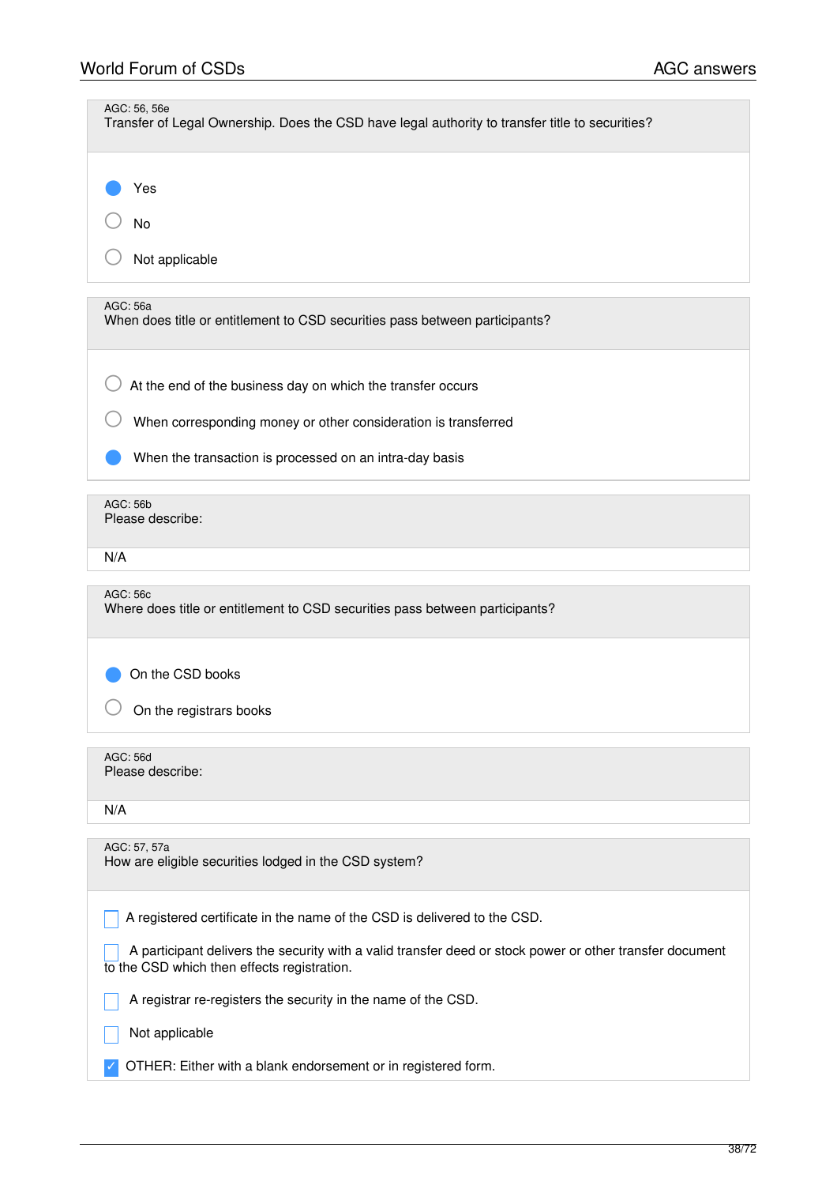AGC: 56, 56e
Transfer of Legal Ownership. Does the CSD have legal authority to transfer title to securities?

- [x] Yes
- [ ] No
- [ ] Not applicable

AGC: 56a
When does title or entitlement to CSD securities pass between participants?

- [ ] At the end of the business day on which the transfer occurs
- [ ] When corresponding money or other consideration is transferred
- [x] When the transaction is processed on an intra-day basis

AGC: 56b
Please describe:

N/A

AGC: 56c
Where does title or entitlement to CSD securities pass between participants?

- [x] On the CSD books
- [ ] On the registrars books

AGC: 56d
Please describe:

N/A

AGC: 57, 57a
How are eligible securities lodged in the CSD system?

- [ ] A registered certificate in the name of the CSD is delivered to the CSD.
- [ ] A participant delivers the security with a valid transfer deed or stock power or other transfer document to the CSD which then effects registration.
- [ ] A registrar re-registers the security in the name of the CSD.
- [ ] Not applicable
- [x] OTHER: Either with a blank endorsement or in registered form.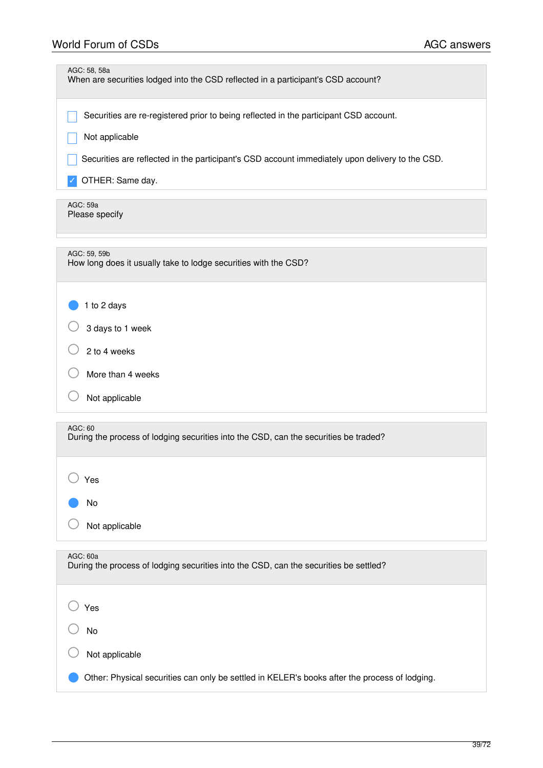AGC: 58, 58a
When are securities lodged into the CSD reflected in a participant's CSD account?

- [ ] Securities are re-registered prior to being reflected in the participant CSD account.
- [ ] Not applicable
- [ ] Securities are reflected in the participant's CSD account immediately upon delivery to the CSD.
- [x] OTHER: Same day.

AGC: 59a
Please specify

AGC: 59, 59b
How long does it usually take to lodge securities with the CSD?

- (●) 1 to 2 days
- ( ) 3 days to 1 week
- ( ) 2 to 4 weeks
- ( ) More than 4 weeks
- ( ) Not applicable

AGC: 60
During the process of lodging securities into the CSD, can the securities be traded?

- ( ) Yes
- (●) No
- ( ) Not applicable

AGC: 60a
During the process of lodging securities into the CSD, can the securities be settled?

- ( ) Yes
- ( ) No
- ( ) Not applicable
- (●) Other: Physical securities can only be settled in KELER's books after the process of lodging.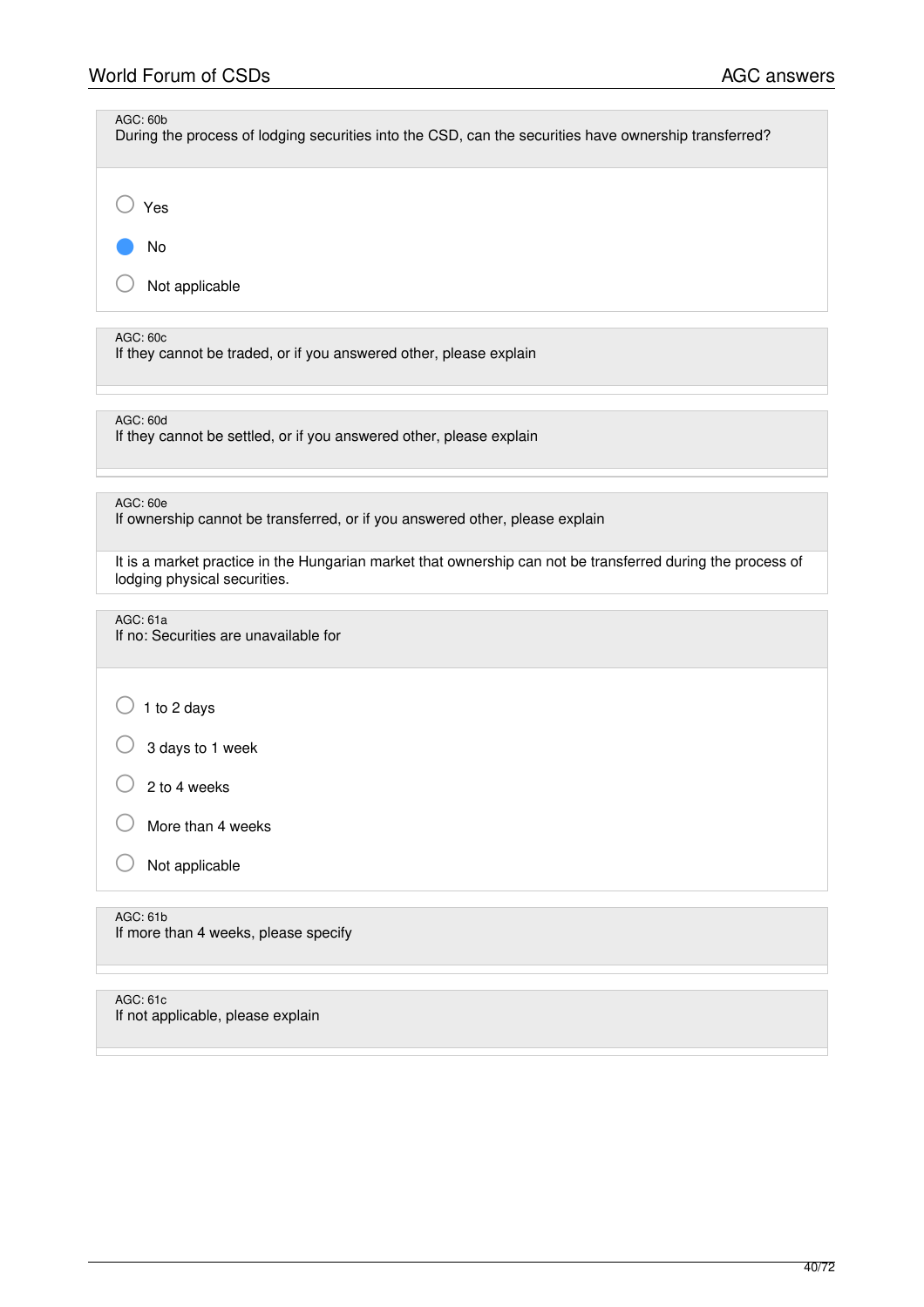AGC: 60b
During the process of lodging securities into the CSD, can the securities have ownership transferred?

- ○ Yes
- ● No
- ○ Not applicable

AGC: 60c
If they cannot be traded, or if you answered other, please explain

AGC: 60d
If they cannot be settled, or if you answered other, please explain

AGC: 60e
If ownership cannot be transferred, or if you answered other, please explain

It is a market practice in the Hungarian market that ownership can not be transferred during the process of lodging physical securities.

AGC: 61a
If no: Securities are unavailable for

- ○ 1 to 2 days
- ○ 3 days to 1 week
- ○ 2 to 4 weeks
- ○ More than 4 weeks
- ○ Not applicable

AGC: 61b
If more than 4 weeks, please specify

AGC: 61c
If not applicable, please explain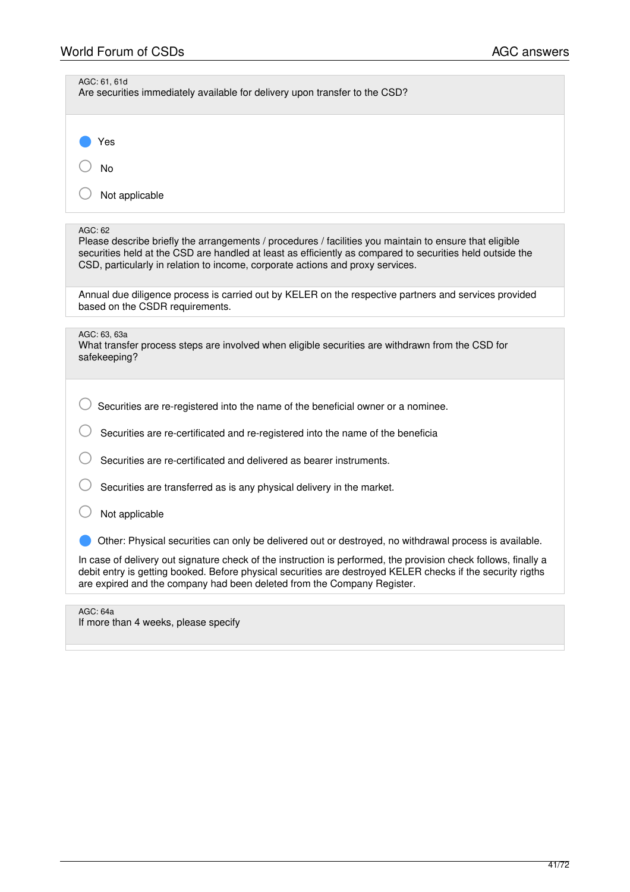AGC: 61, 61d

Are securities immediately available for delivery upon transfer to the CSD?

- [x] Yes
- [ ] No
- [ ] Not applicable

AGC: 62

Please describe briefly the arrangements / procedures / facilities you maintain to ensure that eligible securities held at the CSD are handled at least as efficiently as compared to securities held outside the CSD, particularly in relation to income, corporate actions and proxy services.

Annual due diligence process is carried out by KELER on the respective partners and services provided based on the CSDR requirements.

AGC: 63, 63a

What transfer process steps are involved when eligible securities are withdrawn from the CSD for safekeeping?

- [ ] Securities are re-registered into the name of the beneficial owner or a nominee.
- [ ] Securities are re-certificated and re-registered into the name of the beneficia
- [ ] Securities are re-certificated and delivered as bearer instruments.
- [ ] Securities are transferred as is any physical delivery in the market.
- [ ] Not applicable
- [x] Other: Physical securities can only be delivered out or destroyed, no withdrawal process is available.

In case of delivery out signature check of the instruction is performed, the provision check follows, finally a debit entry is getting booked. Before physical securities are destroyed KELER checks if the security rigths are expired and the company had been deleted from the Company Register.

AGC: 64a

If more than 4 weeks, please specify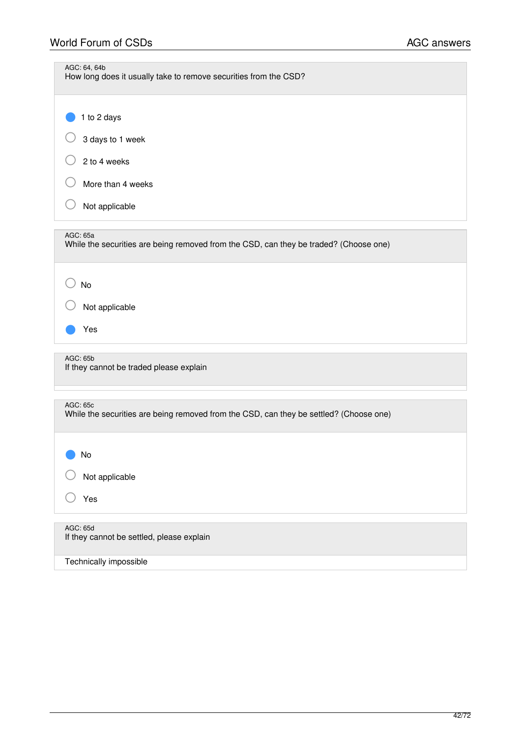AGC: 64, 64b
How long does it usually take to remove securities from the CSD?

- ● 1 to 2 days
- ○ 3 days to 1 week
- ○ 2 to 4 weeks
- ○ More than 4 weeks
- ○ Not applicable

AGC: 65a
While the securities are being removed from the CSD, can they be traded? (Choose one)

- ○ No
- ○ Not applicable
- ● Yes

AGC: 65b
If they cannot be traded please explain

AGC: 65c
While the securities are being removed from the CSD, can they be settled? (Choose one)

- ● No
- ○ Not applicable
- ○ Yes

AGC: 65d
If they cannot be settled, please explain

Technically impossible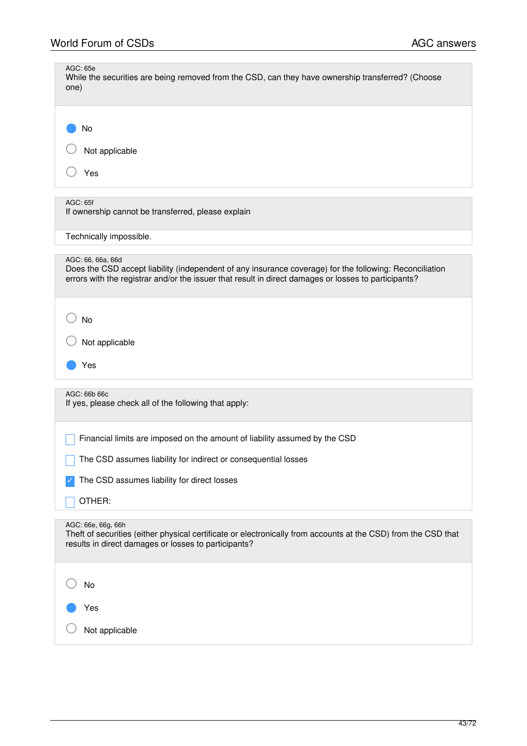AGC: 65e
While the securities are being removed from the CSD, can they have ownership transferred? (Choose one)

- ● No
- ○ Not applicable
- ○ Yes

AGC: 65f
If ownership cannot be transferred, please explain

Technically impossible.

AGC: 66, 66a, 66d
Does the CSD accept liability (independent of any insurance coverage) for the following: Reconciliation errors with the registrar and/or the issuer that result in direct damages or losses to participants?

- ○ No
- ○ Not applicable
- ● Yes

AGC: 66b 66c
If yes, please check all of the following that apply:

- [ ] Financial limits are imposed on the amount of liability assumed by the CSD
- [ ] The CSD assumes liability for indirect or consequential losses
- [x] The CSD assumes liability for direct losses
- [ ] OTHER:

AGC: 66e, 66g, 66h
Theft of securities (either physical certificate or electronically from accounts at the CSD) from the CSD that results in direct damages or losses to participants?

- ○ No
- ● Yes
- ○ Not applicable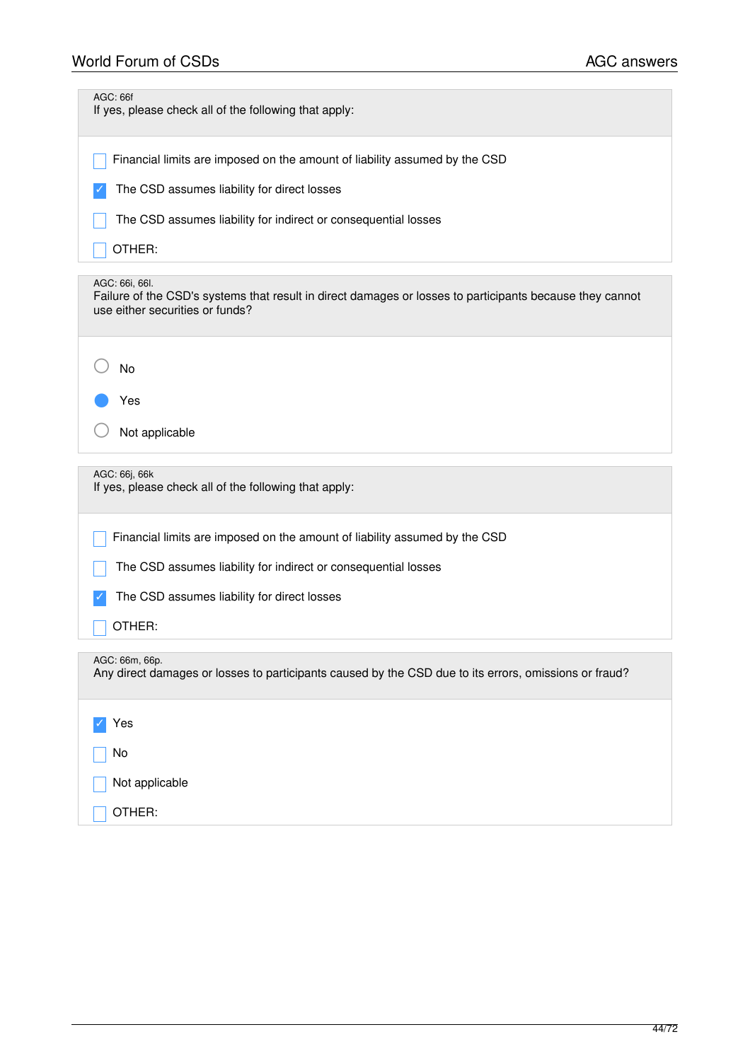AGC: 66f

If yes, please check all of the following that apply:

- [ ] Financial limits are imposed on the amount of liability assumed by the CSD
- [x] The CSD assumes liability for direct losses
- [ ] The CSD assumes liability for indirect or consequential losses
- [ ] OTHER:

AGC: 66i, 66l.

Failure of the CSD's systems that result in direct damages or losses to participants because they cannot use either securities or funds?

- ( ) No
- (•) Yes
- ( ) Not applicable

AGC: 66j, 66k

If yes, please check all of the following that apply:

- [ ] Financial limits are imposed on the amount of liability assumed by the CSD
- [ ] The CSD assumes liability for indirect or consequential losses
- [x] The CSD assumes liability for direct losses
- [ ] OTHER:

AGC: 66m, 66p.

Any direct damages or losses to participants caused by the CSD due to its errors, omissions or fraud?

- [x] Yes
- [ ] No
- [ ] Not applicable
- [ ] OTHER: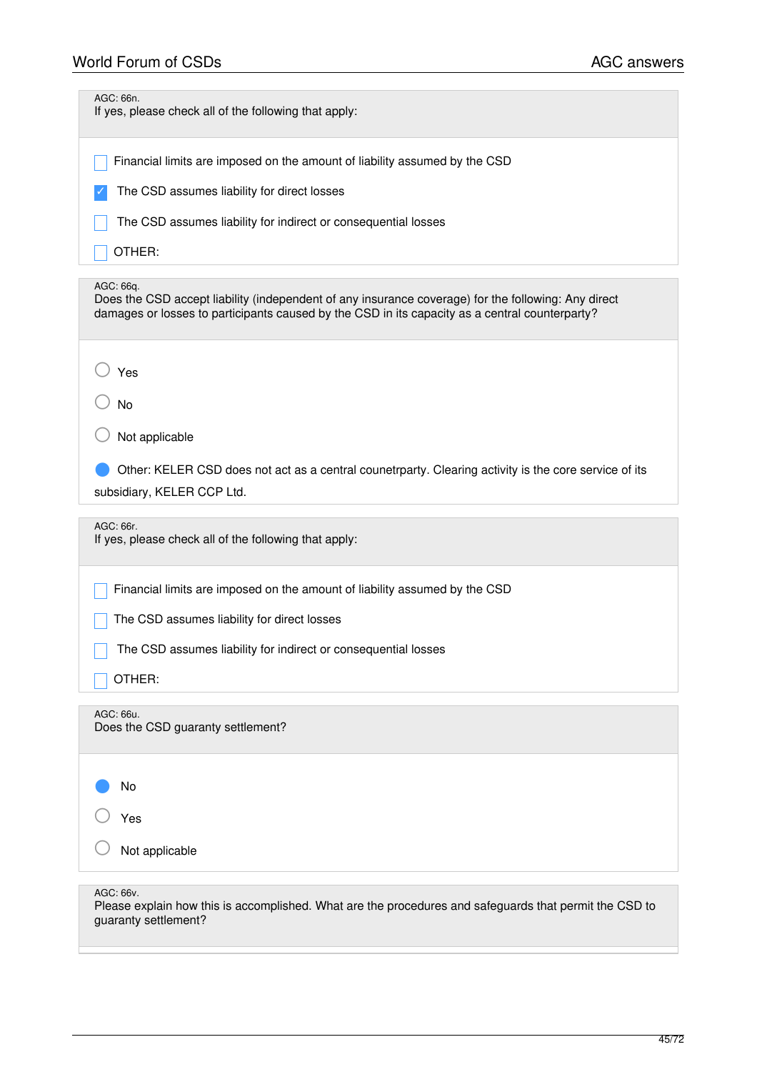AGC: 66n.
If yes, please check all of the following that apply:

- [ ] Financial limits are imposed on the amount of liability assumed by the CSD
- [x] The CSD assumes liability for direct losses
- [ ] The CSD assumes liability for indirect or consequential losses
- [ ] OTHER:

AGC: 66q.
Does the CSD accept liability (independent of any insurance coverage) for the following: Any direct damages or losses to participants caused by the CSD in its capacity as a central counterparty?

- ○ Yes
- ○ No
- ○ Not applicable
- ● Other: KELER CSD does not act as a central counetrparty. Clearing activity is the core service of its subsidiary, KELER CCP Ltd.

AGC: 66r.
If yes, please check all of the following that apply:

- [ ] Financial limits are imposed on the amount of liability assumed by the CSD
- [ ] The CSD assumes liability for direct losses
- [ ] The CSD assumes liability for indirect or consequential losses
- [ ] OTHER:

AGC: 66u.
Does the CSD guaranty settlement?

- ● No
- ○ Yes
- ○ Not applicable

AGC: 66v.
Please explain how this is accomplished. What are the procedures and safeguards that permit the CSD to guaranty settlement?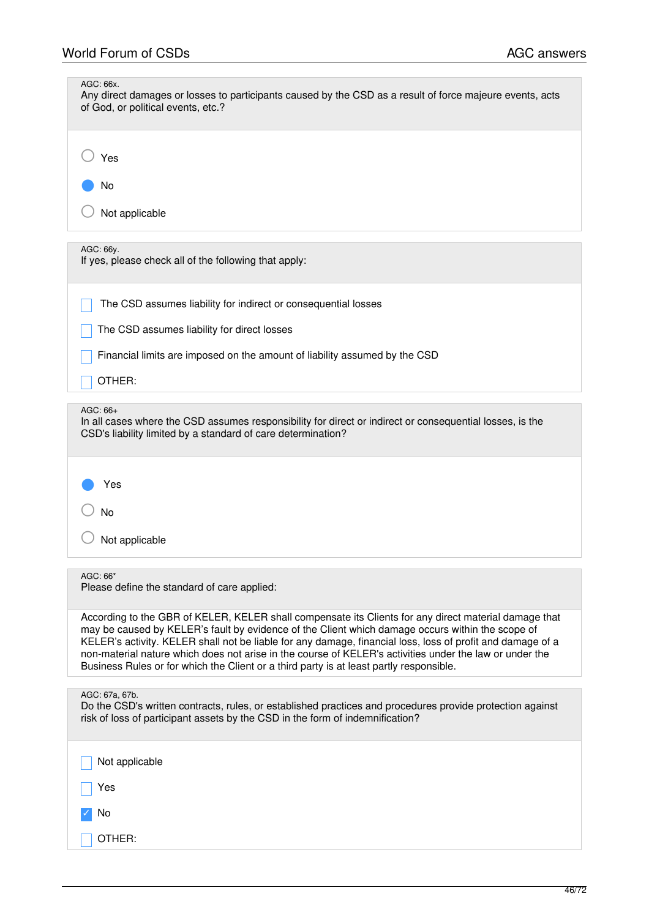AGC: 66x.
Any direct damages or losses to participants caused by the CSD as a result of force majeure events, acts of God, or political events, etc.?

- ○ Yes
- ● No
- ○ Not applicable

AGC: 66y.
If yes, please check all of the following that apply:

- ☐ The CSD assumes liability for indirect or consequential losses
- ☐ The CSD assumes liability for direct losses
- ☐ Financial limits are imposed on the amount of liability assumed by the CSD
- ☐ OTHER:

AGC: 66+
In all cases where the CSD assumes responsibility for direct or indirect or consequential losses, is the CSD's liability limited by a standard of care determination?

- ● Yes
- ○ No
- ○ Not applicable

AGC: 66*
Please define the standard of care applied:

According to the GBR of KELER, KELER shall compensate its Clients for any direct material damage that may be caused by KELER's fault by evidence of the Client which damage occurs within the scope of KELER's activity. KELER shall not be liable for any damage, financial loss, loss of profit and damage of a non-material nature which does not arise in the course of KELER's activities under the law or under the Business Rules or for which the Client or a third party is at least partly responsible.

AGC: 67a, 67b.
Do the CSD's written contracts, rules, or established practices and procedures provide protection against risk of loss of participant assets by the CSD in the form of indemnification?

- ☐ Not applicable
- ☐ Yes
- ☑ No
- ☐ OTHER: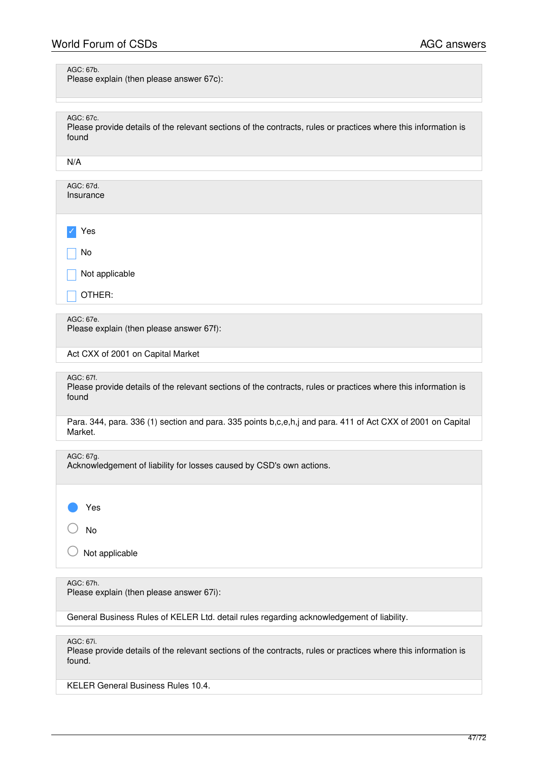AGC: 67b.
Please explain (then please answer 67c):

AGC: 67c.
Please provide details of the relevant sections of the contracts, rules or practices where this information is found

N/A

AGC: 67d.
Insurance

- [x] Yes
- [ ] No
- [ ] Not applicable
- [ ] OTHER:

AGC: 67e.
Please explain (then please answer 67f):

Act CXX of 2001 on Capital Market

AGC: 67f.
Please provide details of the relevant sections of the contracts, rules or practices where this information is found

Para. 344, para. 336 (1) section and para. 335 points b,c,e,h,j and para. 411 of Act CXX of 2001 on Capital Market.

AGC: 67g.
Acknowledgement of liability for losses caused by CSD's own actions.

- (●) Yes
- ( ) No
- ( ) Not applicable

AGC: 67h.
Please explain (then please answer 67i):

General Business Rules of KELER Ltd. detail rules regarding acknowledgement of liability.

AGC: 67i.
Please provide details of the relevant sections of the contracts, rules or practices where this information is found.

KELER General Business Rules 10.4.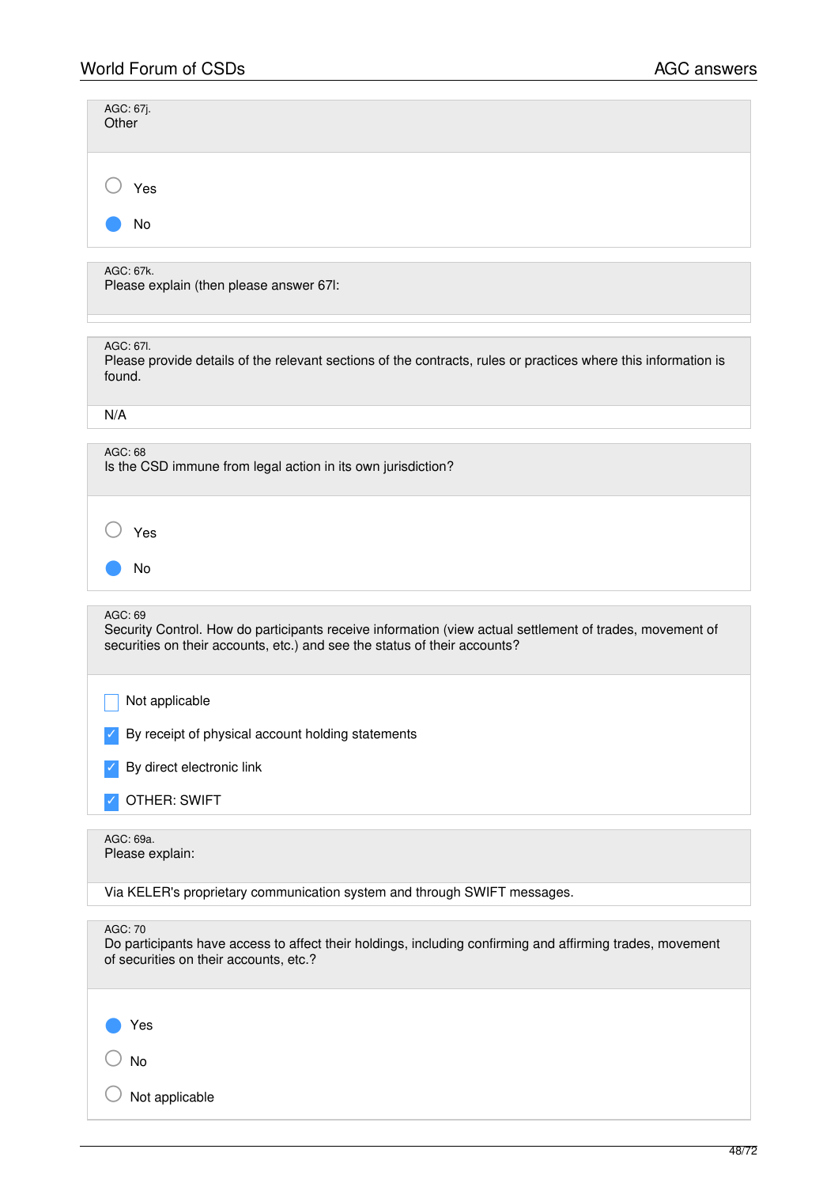AGC: 67j.
Other

- [ ] Yes
- [x] No

AGC: 67k.
Please explain (then please answer 67l:

AGC: 67l.
Please provide details of the relevant sections of the contracts, rules or practices where this information is found.

N/A

AGC: 68
Is the CSD immune from legal action in its own jurisdiction?

- [ ] Yes
- [x] No

AGC: 69
Security Control. How do participants receive information (view actual settlement of trades, movement of securities on their accounts, etc.) and see the status of their accounts?

- [ ] Not applicable
- [x] By receipt of physical account holding statements
- [x] By direct electronic link
- [x] OTHER: SWIFT

AGC: 69a.
Please explain:

Via KELER's proprietary communication system and through SWIFT messages.

AGC: 70
Do participants have access to affect their holdings, including confirming and affirming trades, movement of securities on their accounts, etc.?

- [x] Yes
- [ ] No
- [ ] Not applicable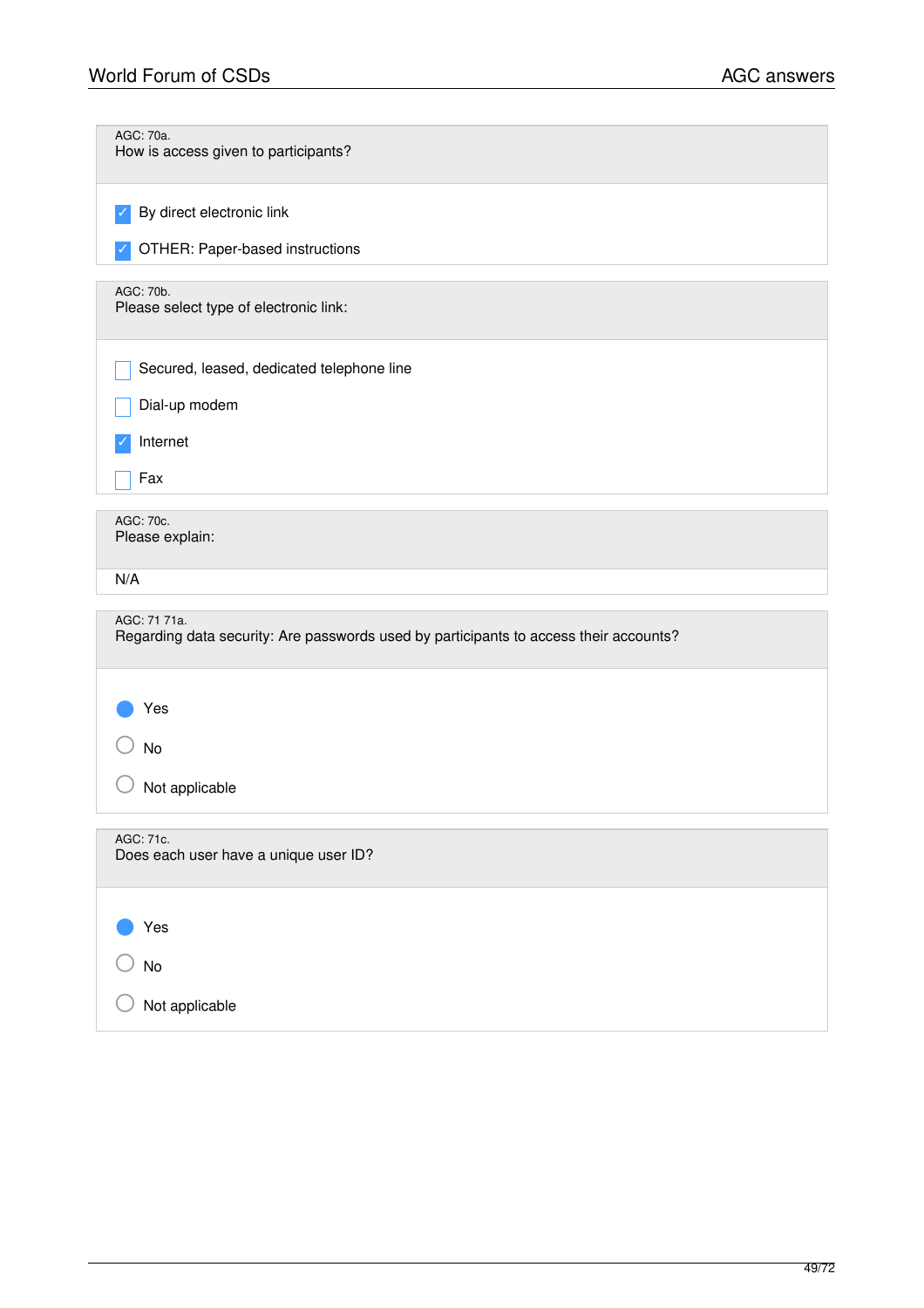AGC: 70a.
How is access given to participants?

- [x] By direct electronic link
- [x] OTHER: Paper-based instructions

AGC: 70b.
Please select type of electronic link:

- [ ] Secured, leased, dedicated telephone line
- [ ] Dial-up modem
- [x] Internet
- [ ] Fax

AGC: 70c.
Please explain:

N/A

AGC: 71 71a.
Regarding data security: Are passwords used by participants to access their accounts?

- (●) Yes
- ( ) No
- ( ) Not applicable

AGC: 71c.
Does each user have a unique user ID?

- (●) Yes
- ( ) No
- ( ) Not applicable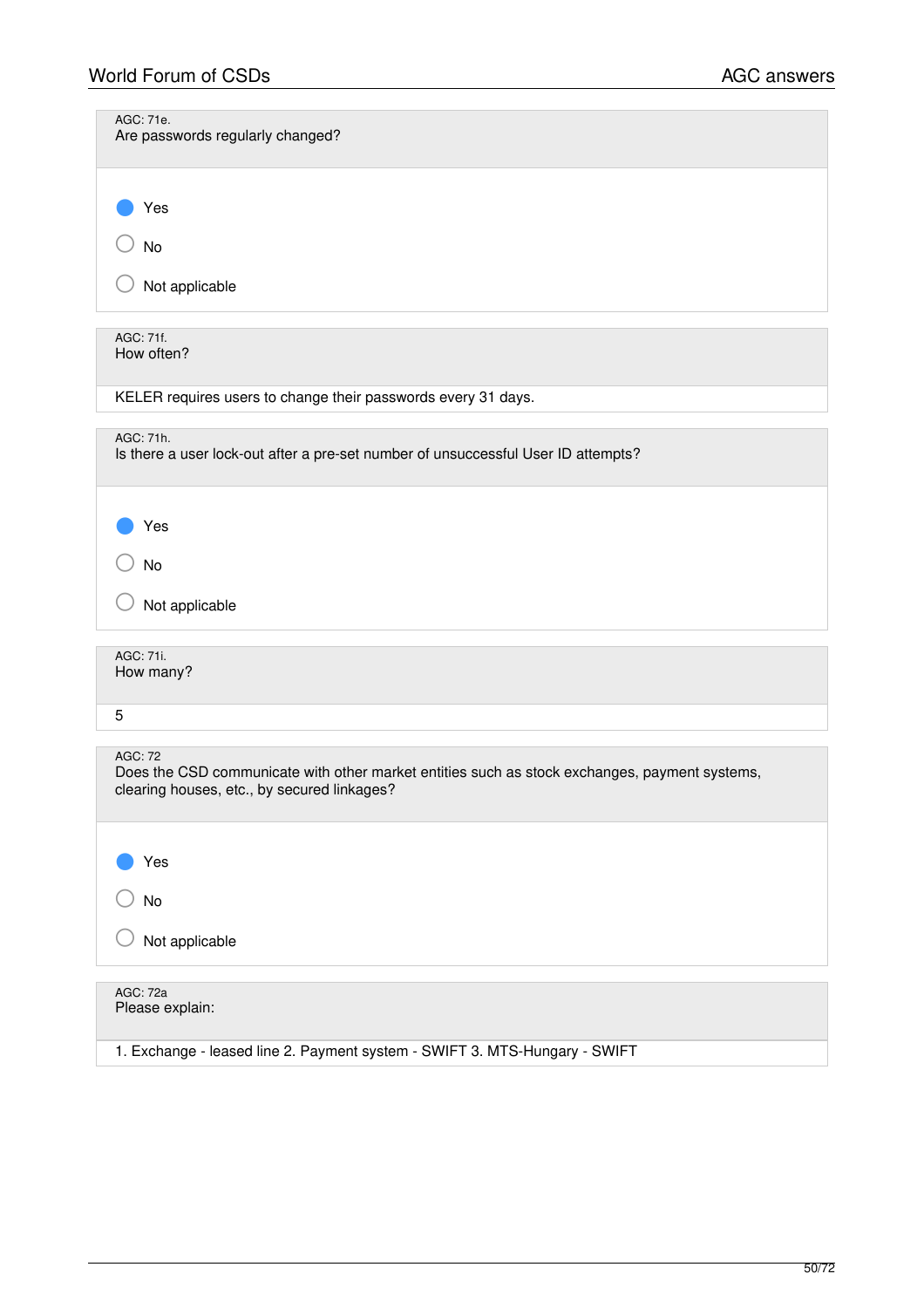AGC: 71e.
Are passwords regularly changed?

- [x] Yes
- [ ] No
- [ ] Not applicable

AGC: 71f.
How often?

KELER requires users to change their passwords every 31 days.

AGC: 71h.
Is there a user lock-out after a pre-set number of unsuccessful User ID attempts?

- [x] Yes
- [ ] No
- [ ] Not applicable

AGC: 71i.
How many?

5

AGC: 72
Does the CSD communicate with other market entities such as stock exchanges, payment systems, clearing houses, etc., by secured linkages?

- [x] Yes
- [ ] No
- [ ] Not applicable

AGC: 72a
Please explain:

1. Exchange - leased line 2. Payment system - SWIFT 3. MTS-Hungary - SWIFT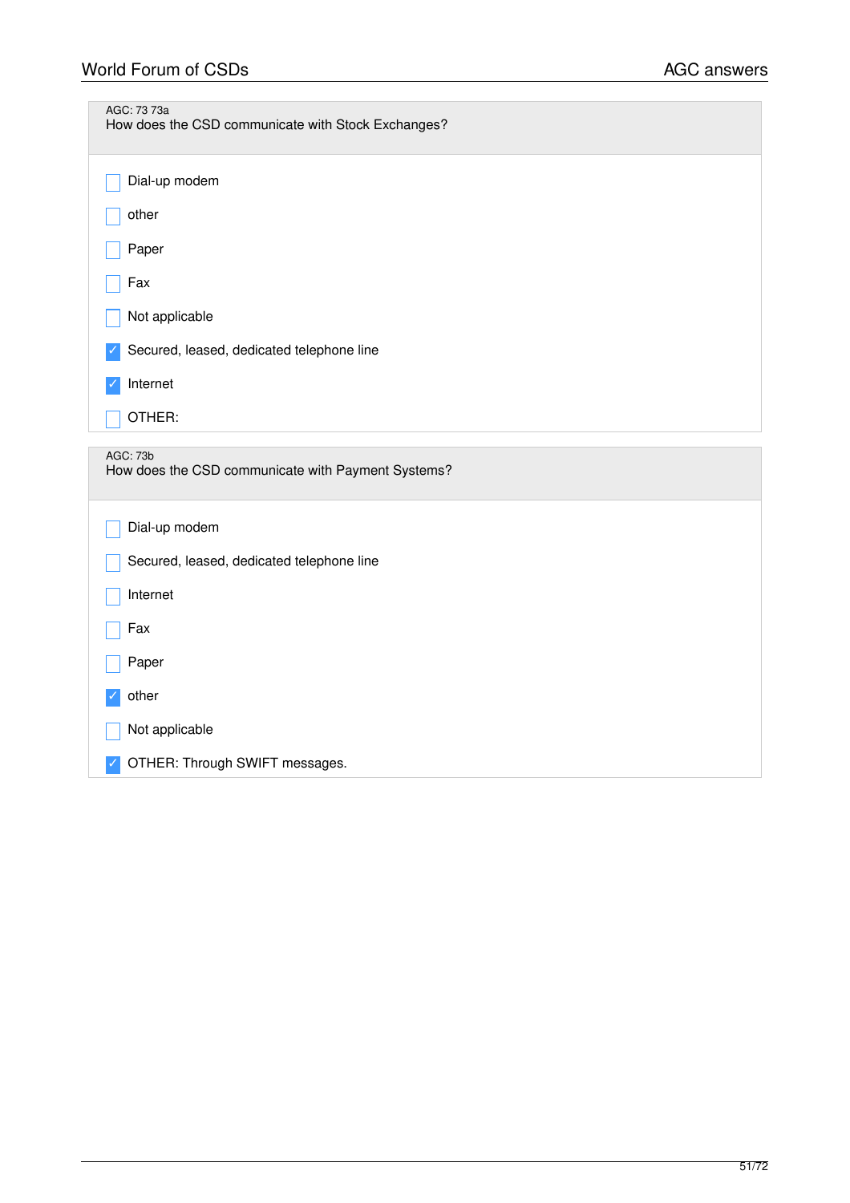AGC: 73 73a

How does the CSD communicate with Stock Exchanges?

- [ ] Dial-up modem
- [ ] other
- [ ] Paper
- [ ] Fax
- [ ] Not applicable
- [x] Secured, leased, dedicated telephone line
- [x] Internet
- [ ] OTHER:

AGC: 73b

How does the CSD communicate with Payment Systems?

- [ ] Dial-up modem
- [ ] Secured, leased, dedicated telephone line
- [ ] Internet
- [ ] Fax
- [ ] Paper
- [x] other
- [ ] Not applicable
- [x] OTHER: Through SWIFT messages.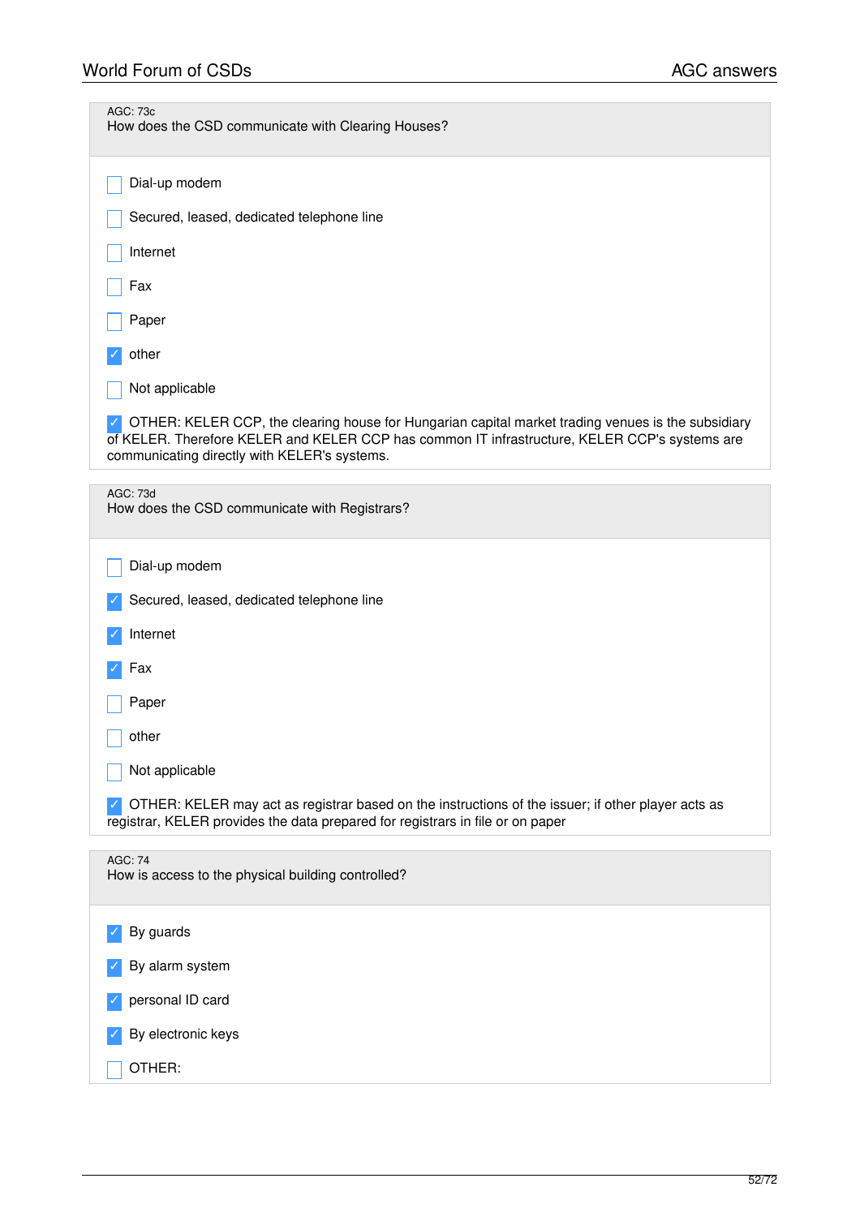AGC: 73c
How does the CSD communicate with Clearing Houses?

- [ ] Dial-up modem
- [ ] Secured, leased, dedicated telephone line
- [ ] Internet
- [ ] Fax
- [ ] Paper
- [x] other
- [ ] Not applicable

- [x] OTHER: KELER CCP, the clearing house for Hungarian capital market trading venues is the subsidiary of KELER. Therefore KELER and KELER CCP has common IT infrastructure, KELER CCP's systems are communicating directly with KELER's systems.

AGC: 73d
How does the CSD communicate with Registrars?

- [ ] Dial-up modem
- [x] Secured, leased, dedicated telephone line
- [x] Internet
- [x] Fax
- [ ] Paper
- [ ] other
- [ ] Not applicable

- [x] OTHER: KELER may act as registrar based on the instructions of the issuer; if other player acts as registrar, KELER provides the data prepared for registrars in file or on paper

AGC: 74
How is access to the physical building controlled?

- [x] By guards
- [x] By alarm system
- [x] personal ID card
- [x] By electronic keys
- [ ] OTHER: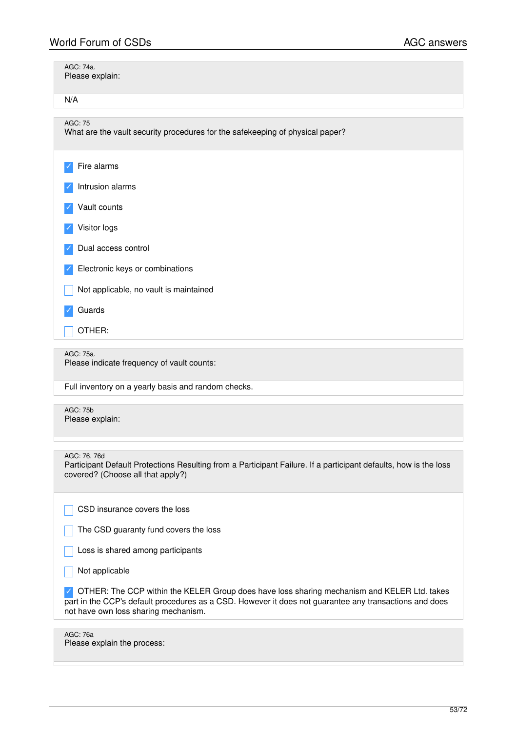AGC: 74a.
Please explain:

N/A

AGC: 75
What are the vault security procedures for the safekeeping of physical paper?

- [x] Fire alarms
- [x] Intrusion alarms
- [x] Vault counts
- [x] Visitor logs
- [x] Dual access control
- [x] Electronic keys or combinations
- [ ] Not applicable, no vault is maintained
- [x] Guards
- [ ] OTHER:

AGC: 75a.
Please indicate frequency of vault counts:

Full inventory on a yearly basis and random checks.

AGC: 75b
Please explain:

AGC: 76, 76d
Participant Default Protections Resulting from a Participant Failure. If a participant defaults, how is the loss covered? (Choose all that apply?)

- [ ] CSD insurance covers the loss
- [ ] The CSD guaranty fund covers the loss
- [ ] Loss is shared among participants
- [ ] Not applicable
- [x] OTHER: The CCP within the KELER Group does have loss sharing mechanism and KELER Ltd. takes part in the CCP's default procedures as a CSD. However it does not guarantee any transactions and does not have own loss sharing mechanism.

AGC: 76a
Please explain the process: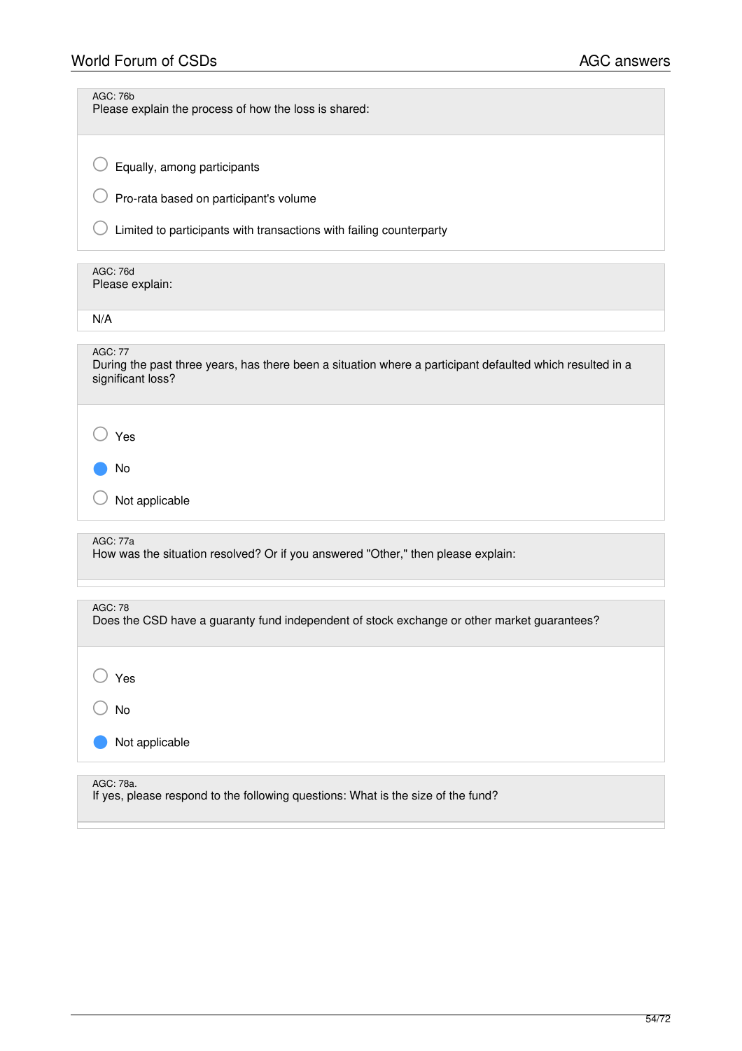AGC: 76b
Please explain the process of how the loss is shared:

- ○ Equally, among participants
- ○ Pro-rata based on participant's volume
- ○ Limited to participants with transactions with failing counterparty

AGC: 76d
Please explain:

N/A

AGC: 77
During the past three years, has there been a situation where a participant defaulted which resulted in a significant loss?

- ○ Yes
- ● No
- ○ Not applicable

AGC: 77a
How was the situation resolved? Or if you answered "Other," then please explain:

AGC: 78
Does the CSD have a guaranty fund independent of stock exchange or other market guarantees?

- ○ Yes
- ○ No
- ● Not applicable

AGC: 78a.
If yes, please respond to the following questions: What is the size of the fund?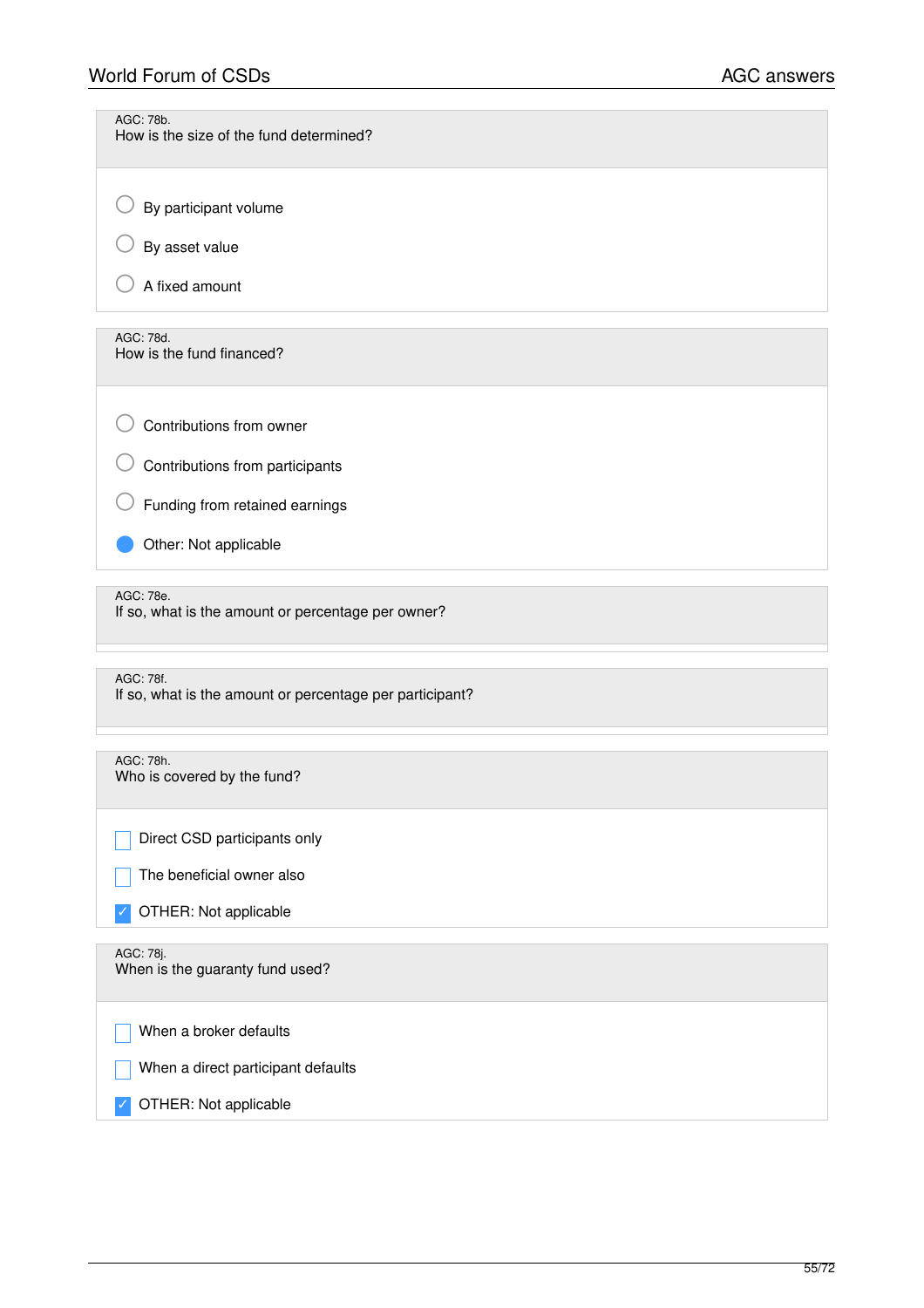AGC: 78b.
How is the size of the fund determined?

- ○ By participant volume
- ○ By asset value
- ○ A fixed amount

AGC: 78d.
How is the fund financed?

- ○ Contributions from owner
- ○ Contributions from participants
- ○ Funding from retained earnings
- ● Other: Not applicable

AGC: 78e.
If so, what is the amount or percentage per owner?

AGC: 78f.
If so, what is the amount or percentage per participant?

AGC: 78h.
Who is covered by the fund?

- [ ] Direct CSD participants only
- [ ] The beneficial owner also
- [x] OTHER: Not applicable

AGC: 78j.
When is the guaranty fund used?

- [ ] When a broker defaults
- [ ] When a direct participant defaults
- [x] OTHER: Not applicable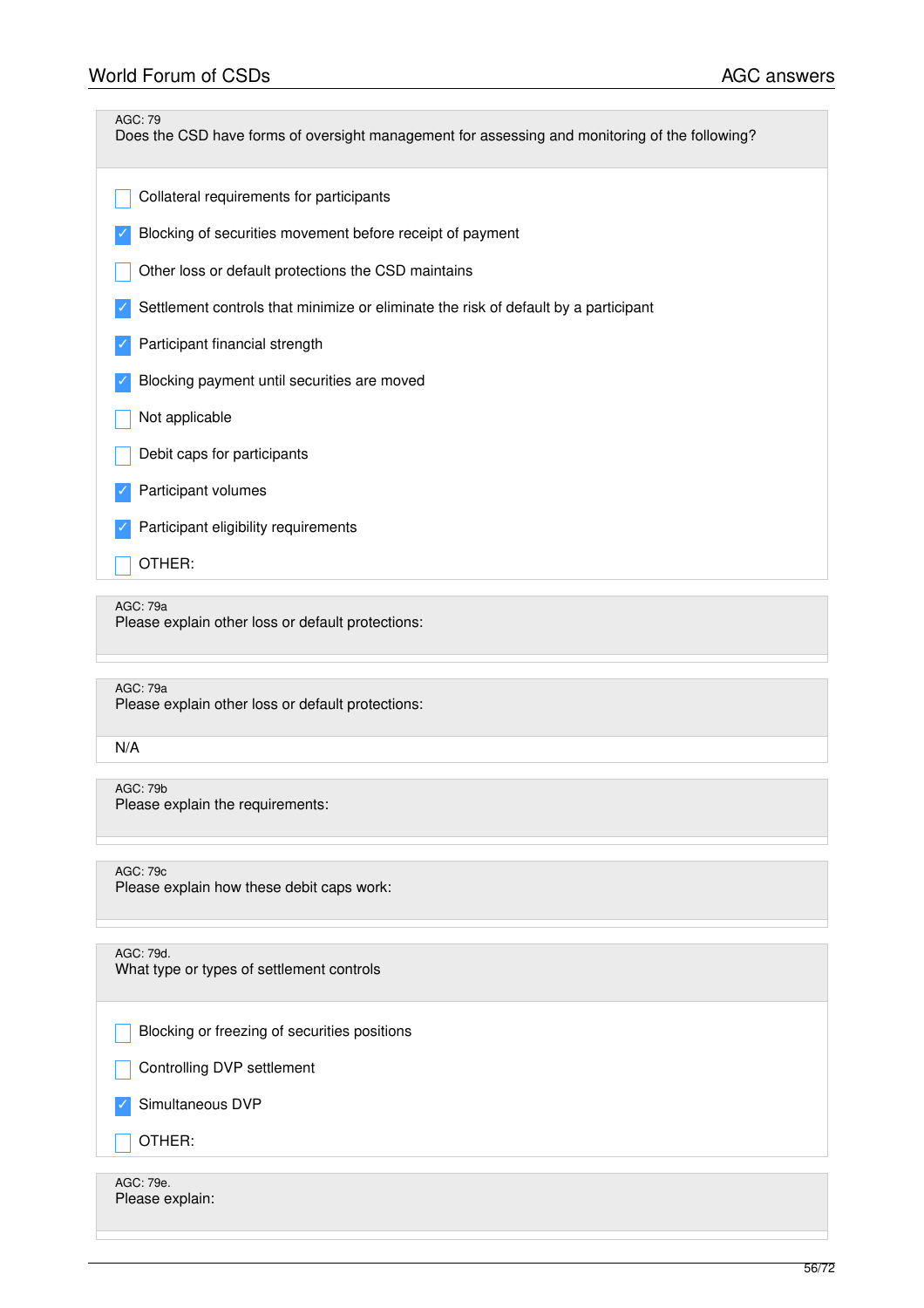AGC: 79
Does the CSD have forms of oversight management for assessing and monitoring of the following?

- [ ] Collateral requirements for participants
- [x] Blocking of securities movement before receipt of payment
- [ ] Other loss or default protections the CSD maintains
- [x] Settlement controls that minimize or eliminate the risk of default by a participant
- [x] Participant financial strength
- [x] Blocking payment until securities are moved
- [ ] Not applicable
- [ ] Debit caps for participants
- [x] Participant volumes
- [x] Participant eligibility requirements
- [ ] OTHER:

AGC: 79a
Please explain other loss or default protections:

AGC: 79a
Please explain other loss or default protections:

N/A

AGC: 79b
Please explain the requirements:

AGC: 79c
Please explain how these debit caps work:

AGC: 79d.
What type or types of settlement controls

- [ ] Blocking or freezing of securities positions
- [ ] Controlling DVP settlement
- [x] Simultaneous DVP
- [ ] OTHER:

AGC: 79e.
Please explain: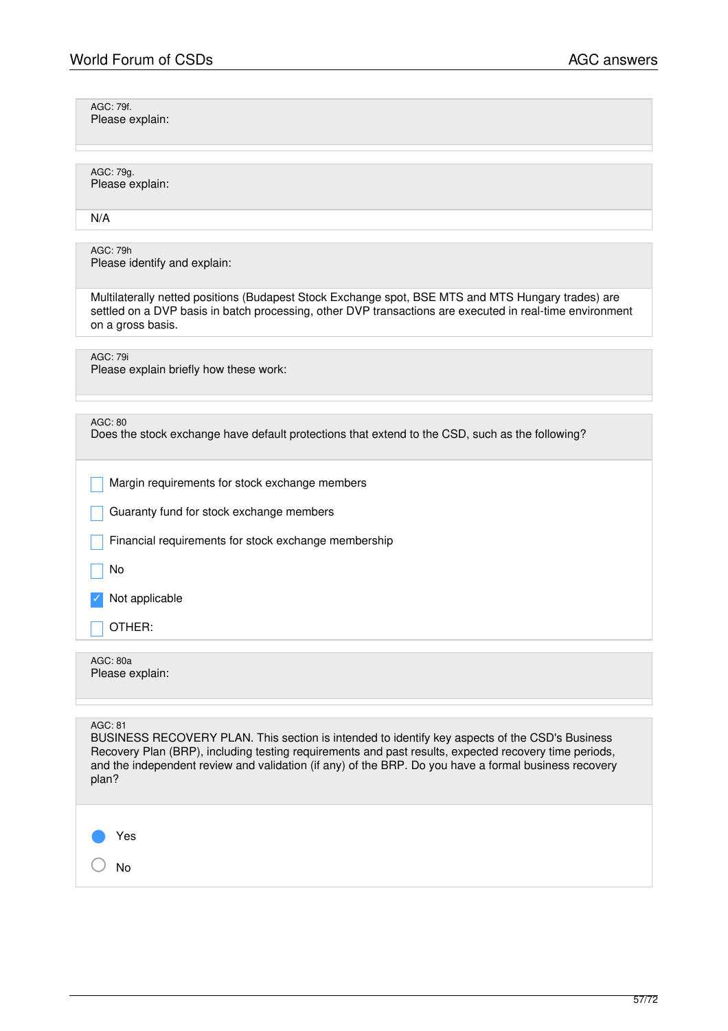AGC: 79f.
Please explain:

AGC: 79g.
Please explain:

N/A

AGC: 79h
Please identify and explain:

Multilaterally netted positions (Budapest Stock Exchange spot, BSE MTS and MTS Hungary trades) are settled on a DVP basis in batch processing, other DVP transactions are executed in real-time environment on a gross basis.

AGC: 79i
Please explain briefly how these work:

AGC: 80
Does the stock exchange have default protections that extend to the CSD, such as the following?

- [ ] Margin requirements for stock exchange members
- [ ] Guaranty fund for stock exchange members
- [ ] Financial requirements for stock exchange membership
- [ ] No
- [x] Not applicable
- [ ] OTHER:

AGC: 80a
Please explain:

AGC: 81
BUSINESS RECOVERY PLAN. This section is intended to identify key aspects of the CSD's Business Recovery Plan (BRP), including testing requirements and past results, expected recovery time periods, and the independent review and validation (if any) of the BRP. Do you have a formal business recovery plan?

- (●) Yes
- ( ) No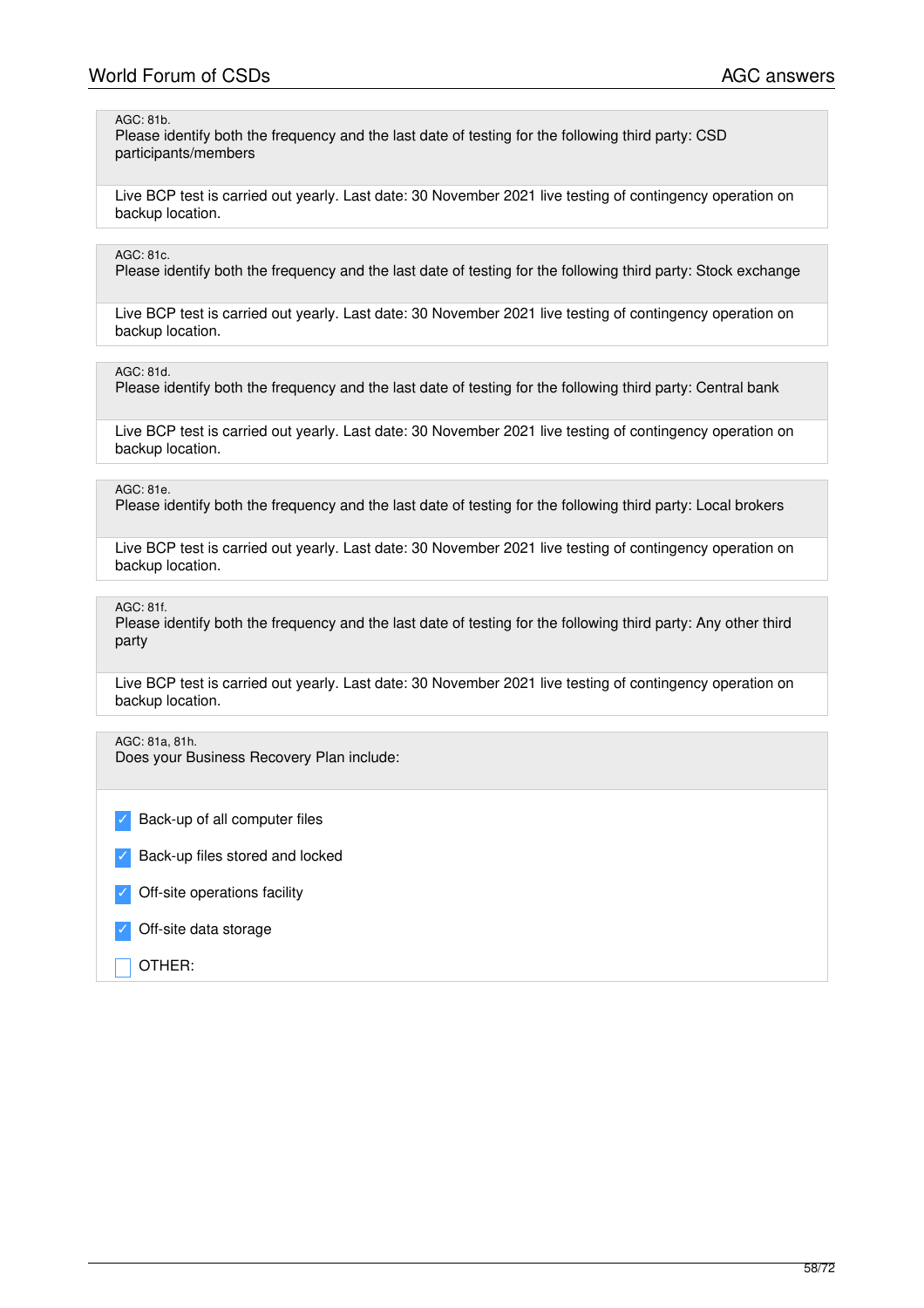AGC: 81b.
Please identify both the frequency and the last date of testing for the following third party: CSD participants/members

Live BCP test is carried out yearly. Last date: 30 November 2021 live testing of contingency operation on backup location.

AGC: 81c.
Please identify both the frequency and the last date of testing for the following third party: Stock exchange

Live BCP test is carried out yearly. Last date: 30 November 2021 live testing of contingency operation on backup location.

AGC: 81d.
Please identify both the frequency and the last date of testing for the following third party: Central bank

Live BCP test is carried out yearly. Last date: 30 November 2021 live testing of contingency operation on backup location.

AGC: 81e.
Please identify both the frequency and the last date of testing for the following third party: Local brokers

Live BCP test is carried out yearly. Last date: 30 November 2021 live testing of contingency operation on backup location.

AGC: 81f.
Please identify both the frequency and the last date of testing for the following third party: Any other third party

Live BCP test is carried out yearly. Last date: 30 November 2021 live testing of contingency operation on backup location.

AGC: 81a, 81h.
Does your Business Recovery Plan include:

- [x] Back-up of all computer files
- [x] Back-up files stored and locked
- [x] Off-site operations facility
- [x] Off-site data storage
- [ ] OTHER: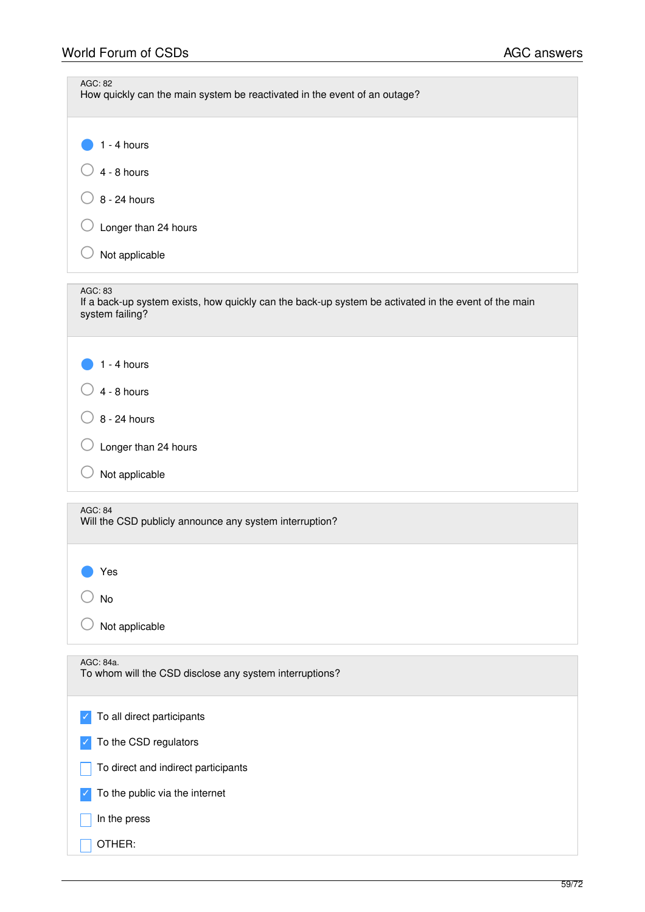AGC: 82

How quickly can the main system be reactivated in the event of an outage?

- (●) 1 - 4 hours
- ( ) 4 - 8 hours
- ( ) 8 - 24 hours
- ( ) Longer than 24 hours
- ( ) Not applicable

AGC: 83

If a back-up system exists, how quickly can the back-up system be activated in the event of the main system failing?

- (●) 1 - 4 hours
- ( ) 4 - 8 hours
- ( ) 8 - 24 hours
- ( ) Longer than 24 hours
- ( ) Not applicable

AGC: 84

Will the CSD publicly announce any system interruption?

- (●) Yes
- ( ) No
- ( ) Not applicable

AGC: 84a.

To whom will the CSD disclose any system interruptions?

- [x] To all direct participants
- [x] To the CSD regulators
- [ ] To direct and indirect participants
- [x] To the public via the internet
- [ ] In the press
- [ ] OTHER: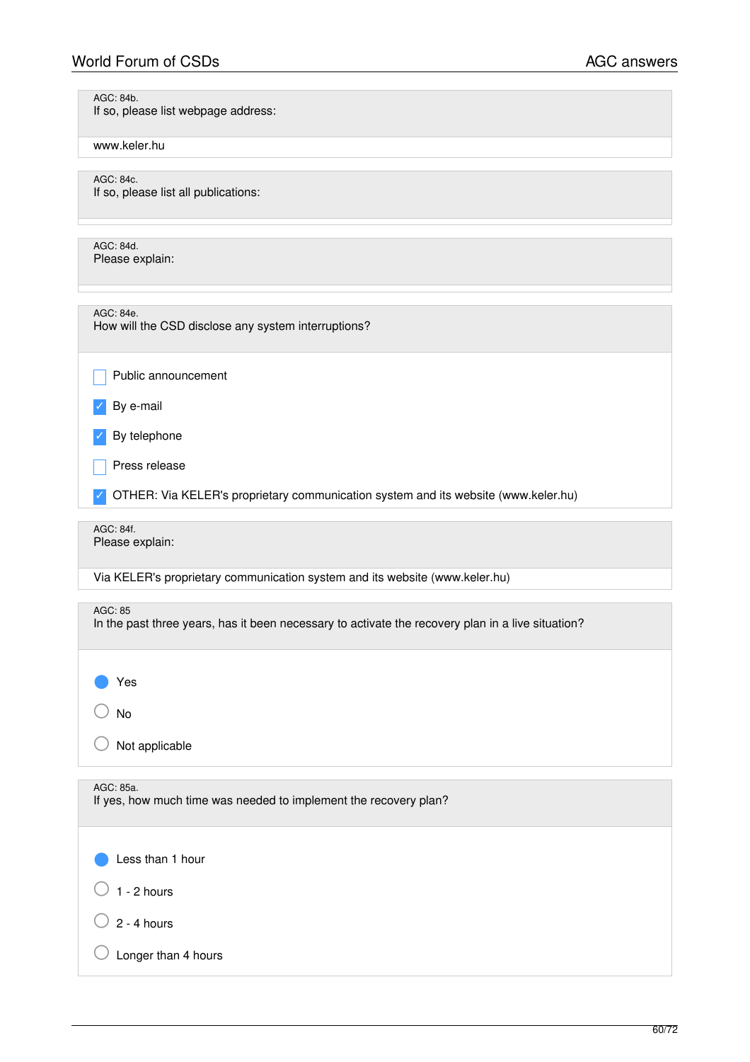AGC: 84b.
If so, please list webpage address:

www.keler.hu

AGC: 84c.
If so, please list all publications:

AGC: 84d.
Please explain:

AGC: 84e.
How will the CSD disclose any system interruptions?

- [ ] Public announcement
- [x] By e-mail
- [x] By telephone
- [ ] Press release
- [x] OTHER: Via KELER's proprietary communication system and its website (www.keler.hu)

AGC: 84f.
Please explain:

Via KELER's proprietary communication system and its website (www.keler.hu)

AGC: 85
In the past three years, has it been necessary to activate the recovery plan in a live situation?

- (●) Yes
- ( ) No
- ( ) Not applicable

AGC: 85a.
If yes, how much time was needed to implement the recovery plan?

- (●) Less than 1 hour
- ( ) 1 - 2 hours
- ( ) 2 - 4 hours
- ( ) Longer than 4 hours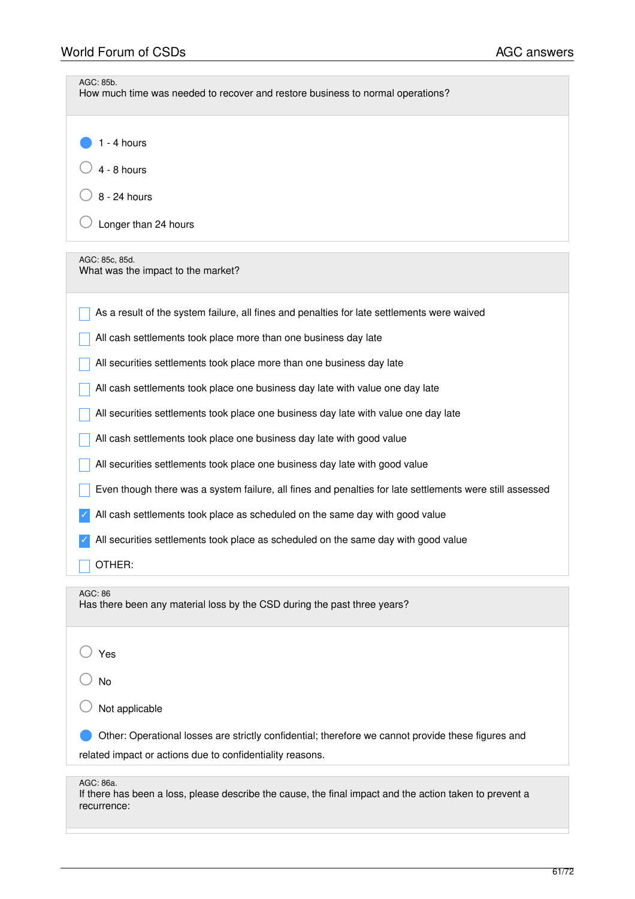AGC: 85b.
How much time was needed to recover and restore business to normal operations?

- (●) 1 - 4 hours
- ( ) 4 - 8 hours
- ( ) 8 - 24 hours
- ( ) Longer than 24 hours

AGC: 85c, 85d.
What was the impact to the market?

- [ ] As a result of the system failure, all fines and penalties for late settlements were waived
- [ ] All cash settlements took place more than one business day late
- [ ] All securities settlements took place more than one business day late
- [ ] All cash settlements took place one business day late with value one day late
- [ ] All securities settlements took place one business day late with value one day late
- [ ] All cash settlements took place one business day late with good value
- [ ] All securities settlements took place one business day late with good value
- [ ] Even though there was a system failure, all fines and penalties for late settlements were still assessed
- [x] All cash settlements took place as scheduled on the same day with good value
- [x] All securities settlements took place as scheduled on the same day with good value
- [ ] OTHER:

AGC: 86
Has there been any material loss by the CSD during the past three years?

- ( ) Yes
- ( ) No
- ( ) Not applicable
- (●) Other: Operational losses are strictly confidential; therefore we cannot provide these figures and related impact or actions due to confidentiality reasons.

AGC: 86a.
If there has been a loss, please describe the cause, the final impact and the action taken to prevent a recurrence: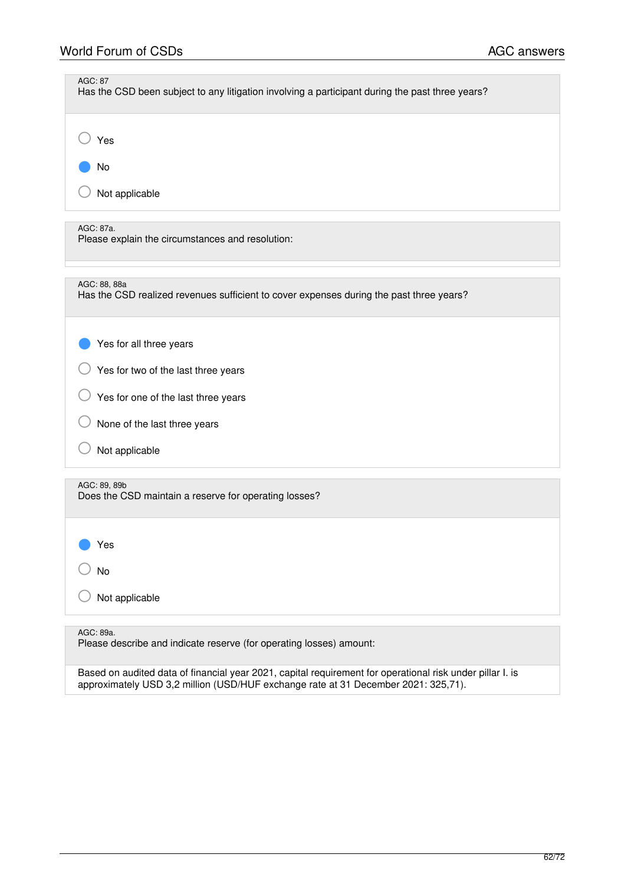AGC: 87

Has the CSD been subject to any litigation involving a participant during the past three years?

- ○ Yes
- ● No
- ○ Not applicable

AGC: 87a.

Please explain the circumstances and resolution:

AGC: 88, 88a

Has the CSD realized revenues sufficient to cover expenses during the past three years?

- ● Yes for all three years
- ○ Yes for two of the last three years
- ○ Yes for one of the last three years
- ○ None of the last three years
- ○ Not applicable

AGC: 89, 89b

Does the CSD maintain a reserve for operating losses?

- ● Yes
- ○ No
- ○ Not applicable

AGC: 89a.

Please describe and indicate reserve (for operating losses) amount:

Based on audited data of financial year 2021, capital requirement for operational risk under pillar I. is approximately USD 3,2 million (USD/HUF exchange rate at 31 December 2021: 325,71).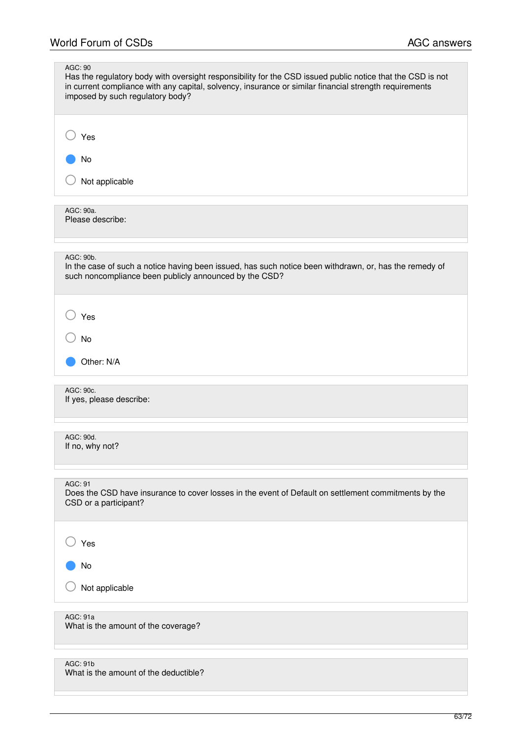AGC: 90

Has the regulatory body with oversight responsibility for the CSD issued public notice that the CSD is not in current compliance with any capital, solvency, insurance or similar financial strength requirements imposed by such regulatory body?

- ○ Yes
- ● No
- ○ Not applicable

AGC: 90a.

Please describe:

AGC: 90b.

In the case of such a notice having been issued, has such notice been withdrawn, or, has the remedy of such noncompliance been publicly announced by the CSD?

- ○ Yes
- ○ No
- ● Other: N/A

AGC: 90c.

If yes, please describe:

AGC: 90d.

If no, why not?

AGC: 91

Does the CSD have insurance to cover losses in the event of Default on settlement commitments by the CSD or a participant?

- ○ Yes
- ● No
- ○ Not applicable

AGC: 91a

What is the amount of the coverage?

AGC: 91b

What is the amount of the deductible?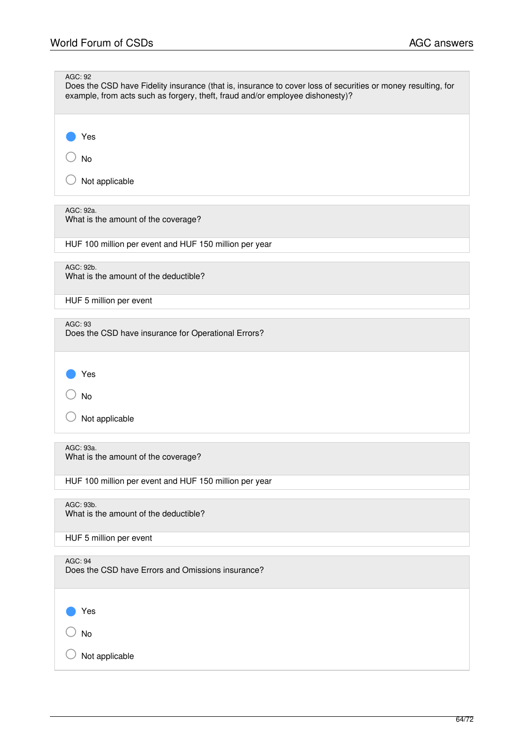AGC: 92
Does the CSD have Fidelity insurance (that is, insurance to cover loss of securities or money resulting, for example, from acts such as forgery, theft, fraud and/or employee dishonesty)?

- [x] Yes
- [ ] No
- [ ] Not applicable

AGC: 92a.
What is the amount of the coverage?

HUF 100 million per event and HUF 150 million per year

AGC: 92b.
What is the amount of the deductible?

HUF 5 million per event

AGC: 93
Does the CSD have insurance for Operational Errors?

- [x] Yes
- [ ] No
- [ ] Not applicable

AGC: 93a.
What is the amount of the coverage?

HUF 100 million per event and HUF 150 million per year

AGC: 93b.
What is the amount of the deductible?

HUF 5 million per event

AGC: 94
Does the CSD have Errors and Omissions insurance?

- [x] Yes
- [ ] No
- [ ] Not applicable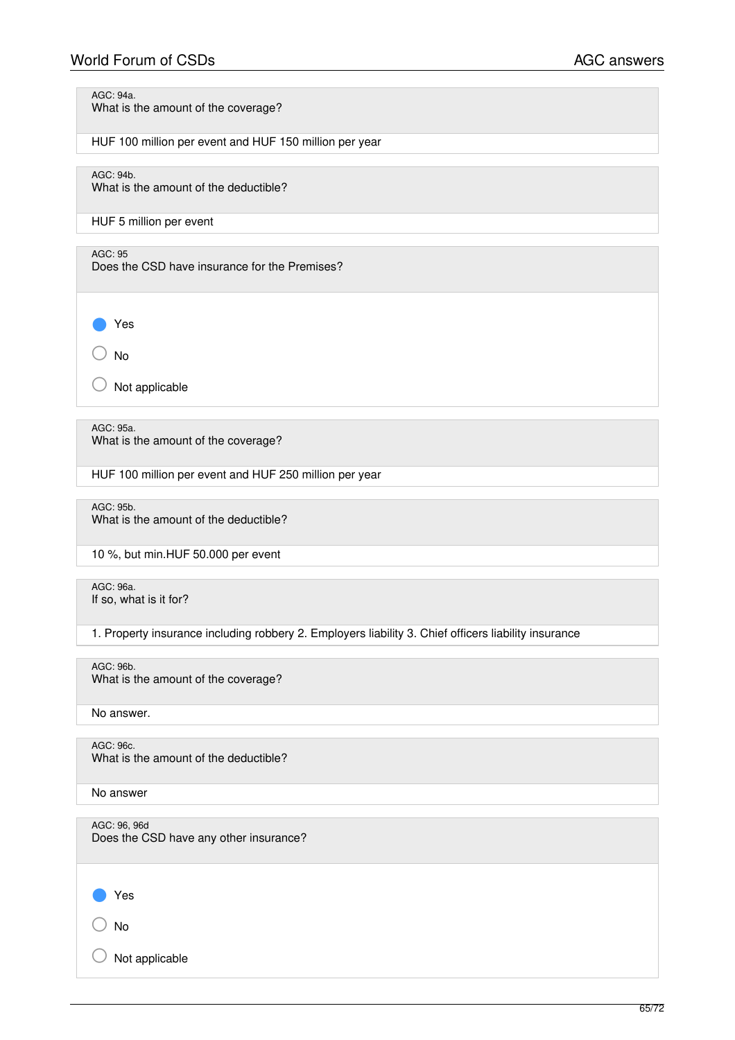AGC: 94a.
What is the amount of the coverage?

HUF 100 million per event and HUF 150 million per year

AGC: 94b.
What is the amount of the deductible?

HUF 5 million per event

AGC: 95
Does the CSD have insurance for the Premises?

- ● Yes
- ○ No
- ○ Not applicable

AGC: 95a.
What is the amount of the coverage?

HUF 100 million per event and HUF 250 million per year

AGC: 95b.
What is the amount of the deductible?

10 %, but min.HUF 50.000 per event

AGC: 96a.
If so, what is it for?

1. Property insurance including robbery 2. Employers liability 3. Chief officers liability insurance

AGC: 96b.
What is the amount of the coverage?

No answer.

AGC: 96c.
What is the amount of the deductible?

No answer

AGC: 96, 96d
Does the CSD have any other insurance?

- ● Yes
- ○ No
- ○ Not applicable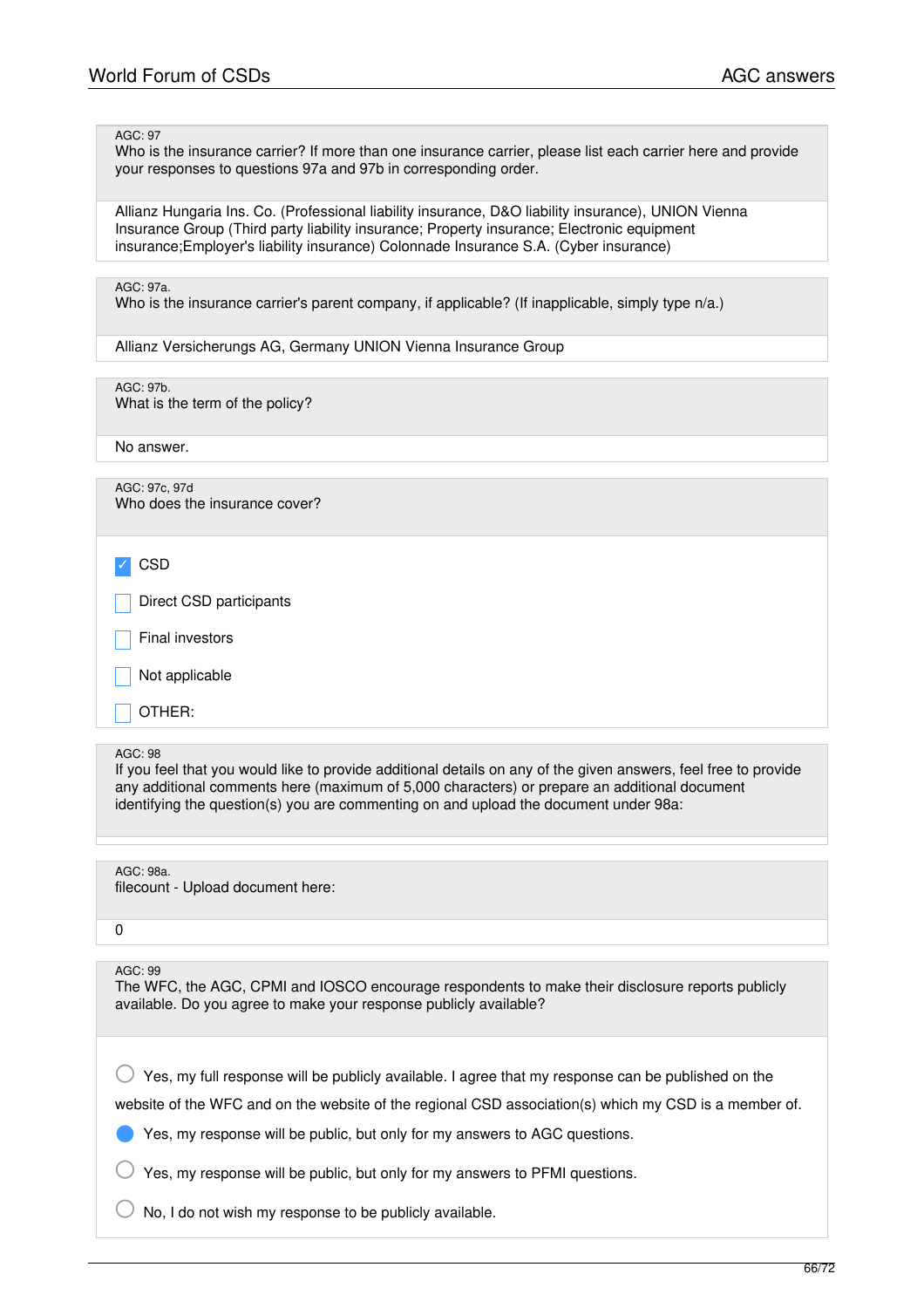AGC: 97

Who is the insurance carrier? If more than one insurance carrier, please list each carrier here and provide your responses to questions 97a and 97b in corresponding order.

Allianz Hungaria Ins. Co. (Professional liability insurance, D&O liability insurance), UNION Vienna Insurance Group (Third party liability insurance; Property insurance; Electronic equipment insurance;Employer's liability insurance) Colonnade Insurance S.A. (Cyber insurance)

AGC: 97a.

Who is the insurance carrier's parent company, if applicable? (If inapplicable, simply type n/a.)

Allianz Versicherungs AG, Germany UNION Vienna Insurance Group

AGC: 97b.

What is the term of the policy?

No answer.

AGC: 97c, 97d

Who does the insurance cover?

- [x] CSD
- [ ] Direct CSD participants
- [ ] Final investors
- [ ] Not applicable
- [ ] OTHER:

AGC: 98

If you feel that you would like to provide additional details on any of the given answers, feel free to provide any additional comments here (maximum of 5,000 characters) or prepare an additional document identifying the question(s) you are commenting on and upload the document under 98a:

AGC: 98a.

filecount - Upload document here:

0

AGC: 99

The WFC, the AGC, CPMI and IOSCO encourage respondents to make their disclosure reports publicly available. Do you agree to make your response publicly available?

- ○ Yes, my full response will be publicly available. I agree that my response can be published on the website of the WFC and on the website of the regional CSD association(s) which my CSD is a member of.
- ● Yes, my response will be public, but only for my answers to AGC questions.
- ○ Yes, my response will be public, but only for my answers to PFMI questions.
- ○ No, I do not wish my response to be publicly available.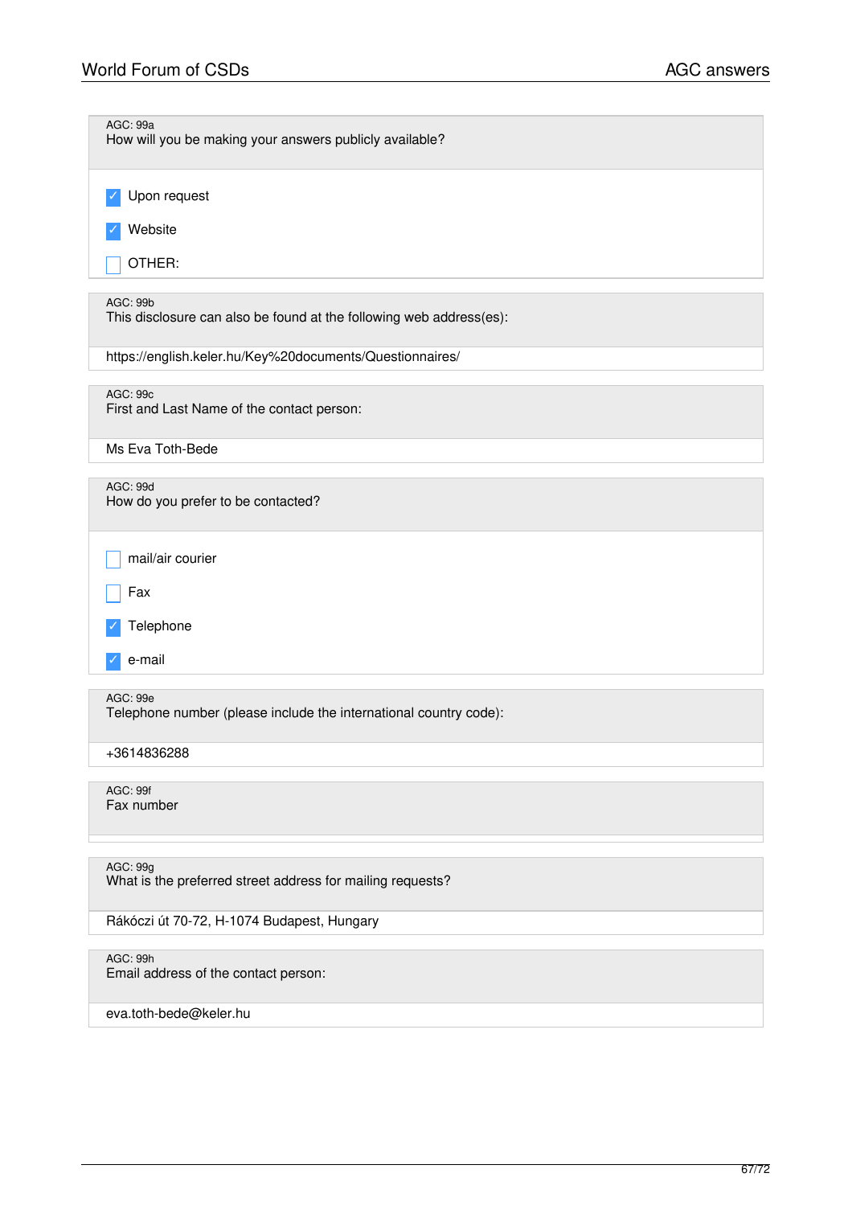AGC: 99a
How will you be making your answers publicly available?

- [x] Upon request
- [x] Website
- [ ] OTHER:

AGC: 99b
This disclosure can also be found at the following web address(es):

https://english.keler.hu/Key%20documents/Questionnaires/

AGC: 99c
First and Last Name of the contact person:

Ms Eva Toth-Bede

AGC: 99d
How do you prefer to be contacted?

- [ ] mail/air courier
- [ ] Fax
- [x] Telephone
- [x] e-mail

AGC: 99e
Telephone number (please include the international country code):

+3614836288

AGC: 99f
Fax number

AGC: 99g
What is the preferred street address for mailing requests?

Rákóczi út 70-72, H-1074 Budapest, Hungary

AGC: 99h
Email address of the contact person:

eva.toth-bede@keler.hu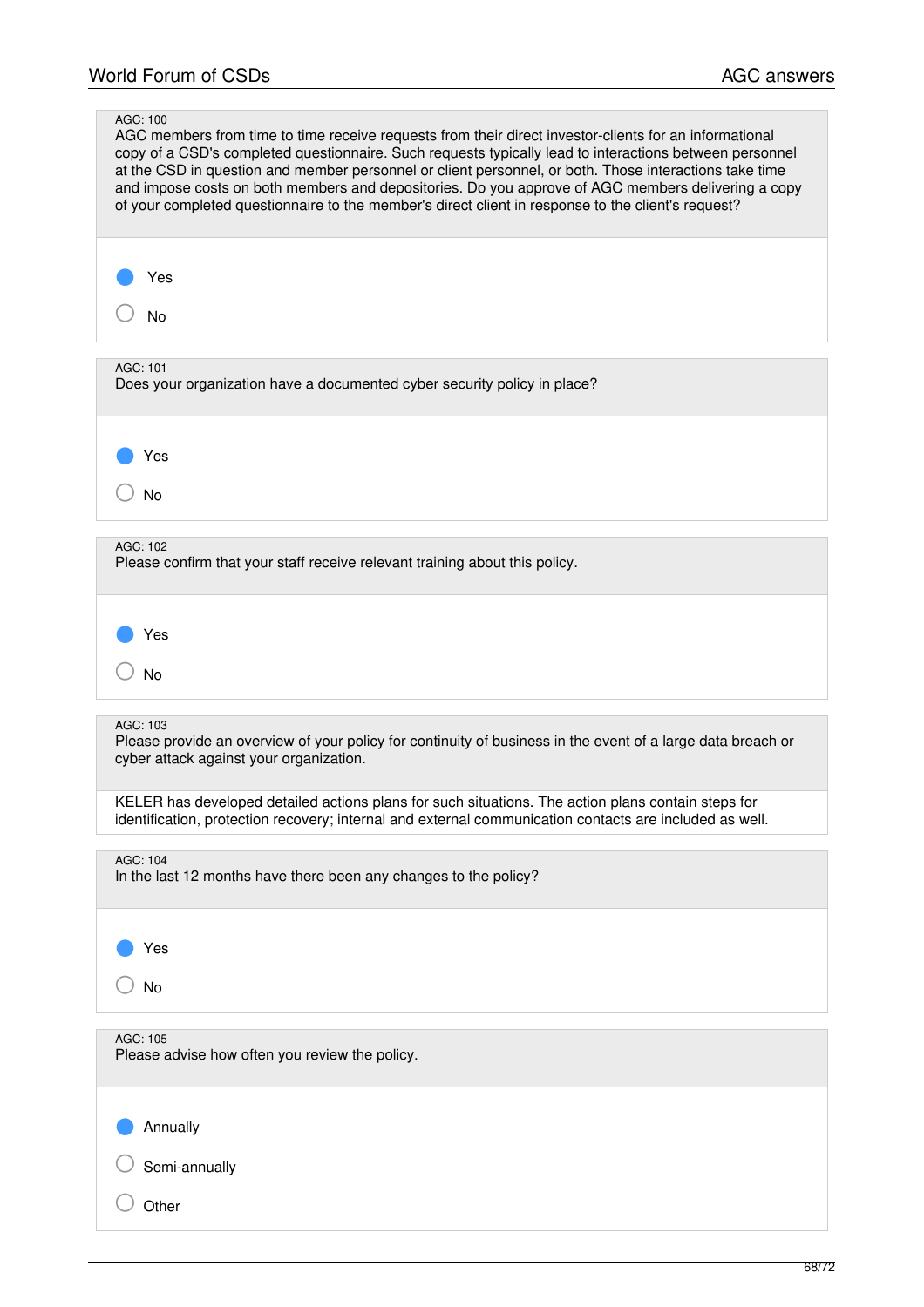AGC: 100

AGC members from time to time receive requests from their direct investor-clients for an informational copy of a CSD's completed questionnaire. Such requests typically lead to interactions between personnel at the CSD in question and member personnel or client personnel, or both. Those interactions take time and impose costs on both members and depositories. Do you approve of AGC members delivering a copy of your completed questionnaire to the member's direct client in response to the client's request?

- [x] Yes
- [ ] No

AGC: 101

Does your organization have a documented cyber security policy in place?

- [x] Yes
- [ ] No

AGC: 102

Please confirm that your staff receive relevant training about this policy.

- [x] Yes
- [ ] No

AGC: 103

Please provide an overview of your policy for continuity of business in the event of a large data breach or cyber attack against your organization.

KELER has developed detailed actions plans for such situations. The action plans contain steps for identification, protection recovery; internal and external communication contacts are included as well.

AGC: 104

In the last 12 months have there been any changes to the policy?

- [x] Yes
- [ ] No

AGC: 105

Please advise how often you review the policy.

- [x] Annually
- [ ] Semi-annually
- [ ] Other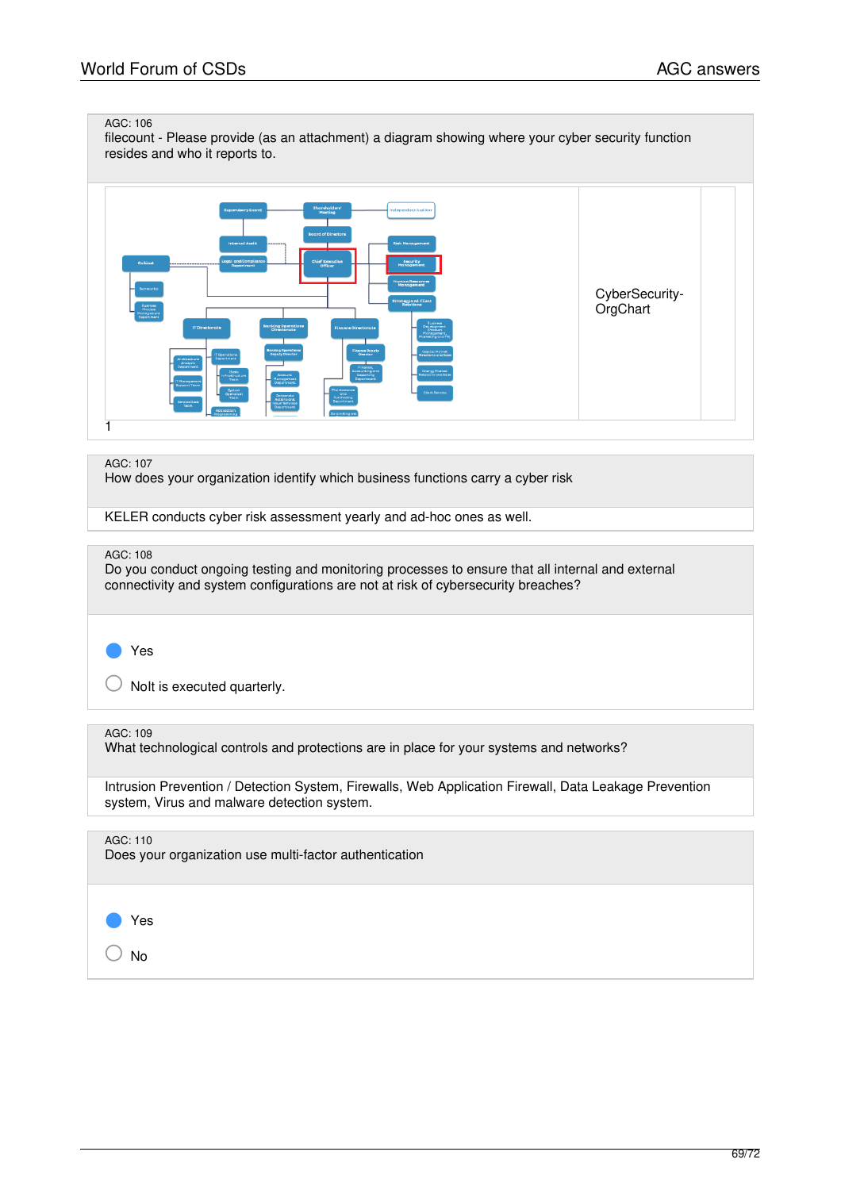AGC: 106
filecount - Please provide (as an attachment) a diagram showing where your cyber security function resides and who it reports to.

| | CyberSecurity-OrgChart | |
|---|---|---|

1

AGC: 107
How does your organization identify which business functions carry a cyber risk

KELER conducts cyber risk assessment yearly and ad-hoc ones as well.

AGC: 108
Do you conduct ongoing testing and monitoring processes to ensure that all internal and external connectivity and system configurations are not at risk of cybersecurity breaches?

- [x] Yes
- [ ] NoIt is executed quarterly.

AGC: 109
What technological controls and protections are in place for your systems and networks?

Intrusion Prevention / Detection System, Firewalls, Web Application Firewall, Data Leakage Prevention system, Virus and malware detection system.

AGC: 110
Does your organization use multi-factor authentication

- [x] Yes
- [ ] No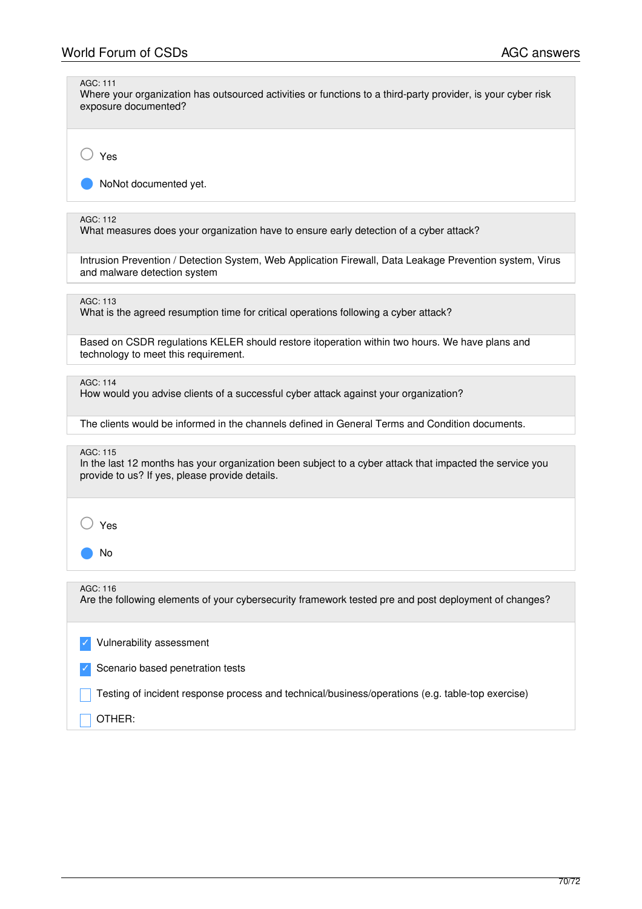AGC: 111
Where your organization has outsourced activities or functions to a third-party provider, is your cyber risk exposure documented?

- ○ Yes
- ● NoNot documented yet.

AGC: 112
What measures does your organization have to ensure early detection of a cyber attack?

Intrusion Prevention / Detection System, Web Application Firewall, Data Leakage Prevention system, Virus and malware detection system

AGC: 113
What is the agreed resumption time for critical operations following a cyber attack?

Based on CSDR regulations KELER should restore itoperation within two hours. We have plans and technology to meet this requirement.

AGC: 114
How would you advise clients of a successful cyber attack against your organization?

The clients would be informed in the channels defined in General Terms and Condition documents.

AGC: 115
In the last 12 months has your organization been subject to a cyber attack that impacted the service you provide to us? If yes, please provide details.

- ○ Yes
- ● No

AGC: 116
Are the following elements of your cybersecurity framework tested pre and post deployment of changes?

- [x] Vulnerability assessment
- [x] Scenario based penetration tests
- [ ] Testing of incident response process and technical/business/operations (e.g. table-top exercise)
- [ ] OTHER: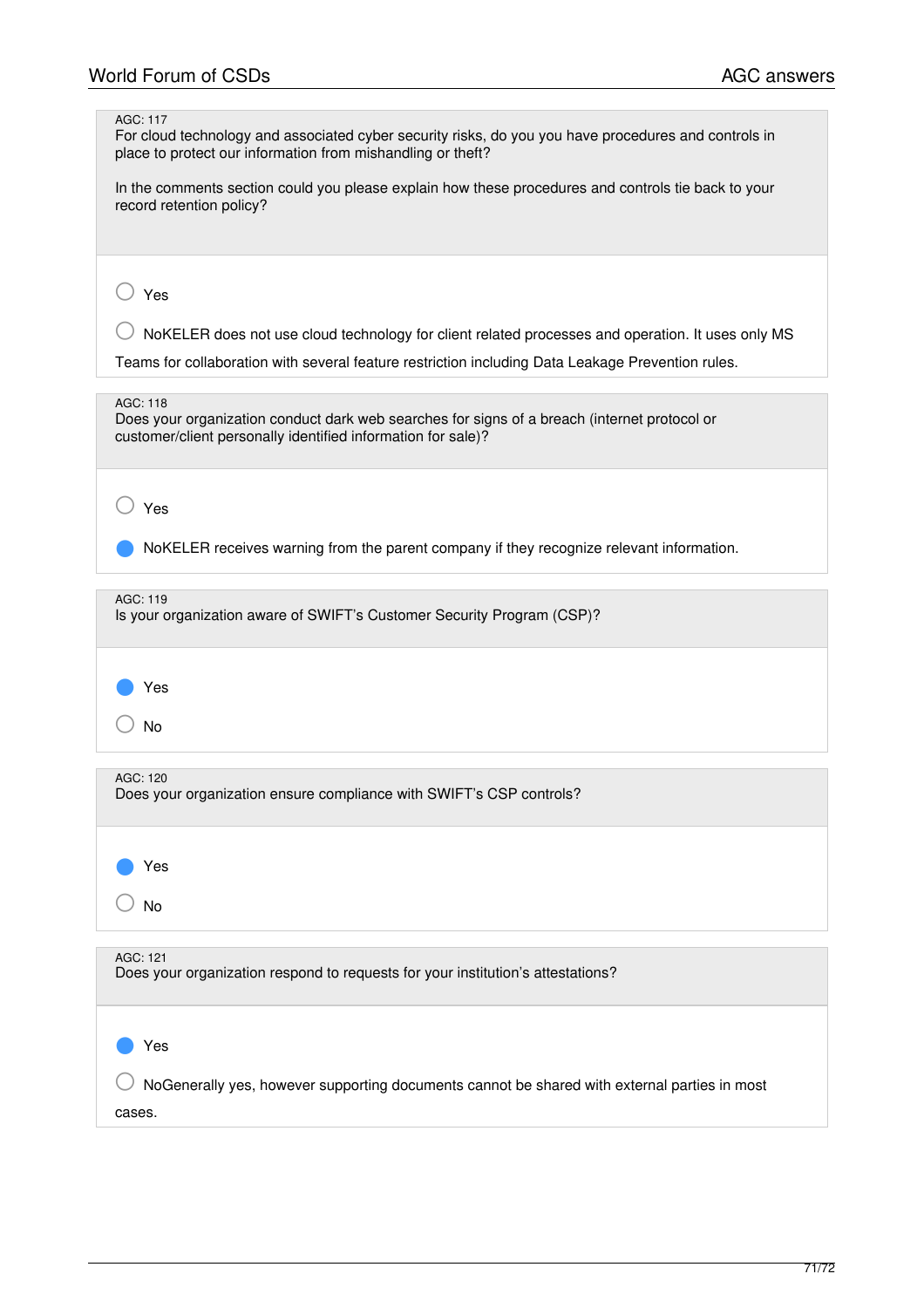AGC: 117
For cloud technology and associated cyber security risks, do you you have procedures and controls in place to protect our information from mishandling or theft?

In the comments section could you please explain how these procedures and controls tie back to your record retention policy?

○ Yes

○ NoKELER does not use cloud technology for client related processes and operation. It uses only MS Teams for collaboration with several feature restriction including Data Leakage Prevention rules.

AGC: 118
Does your organization conduct dark web searches for signs of a breach (internet protocol or customer/client personally identified information for sale)?

○ Yes

● NoKELER receives warning from the parent company if they recognize relevant information.

AGC: 119
Is your organization aware of SWIFT's Customer Security Program (CSP)?

● Yes

○ No

AGC: 120
Does your organization ensure compliance with SWIFT's CSP controls?

● Yes

○ No

AGC: 121
Does your organization respond to requests for your institution's attestations?

● Yes

○ NoGenerally yes, however supporting documents cannot be shared with external parties in most cases.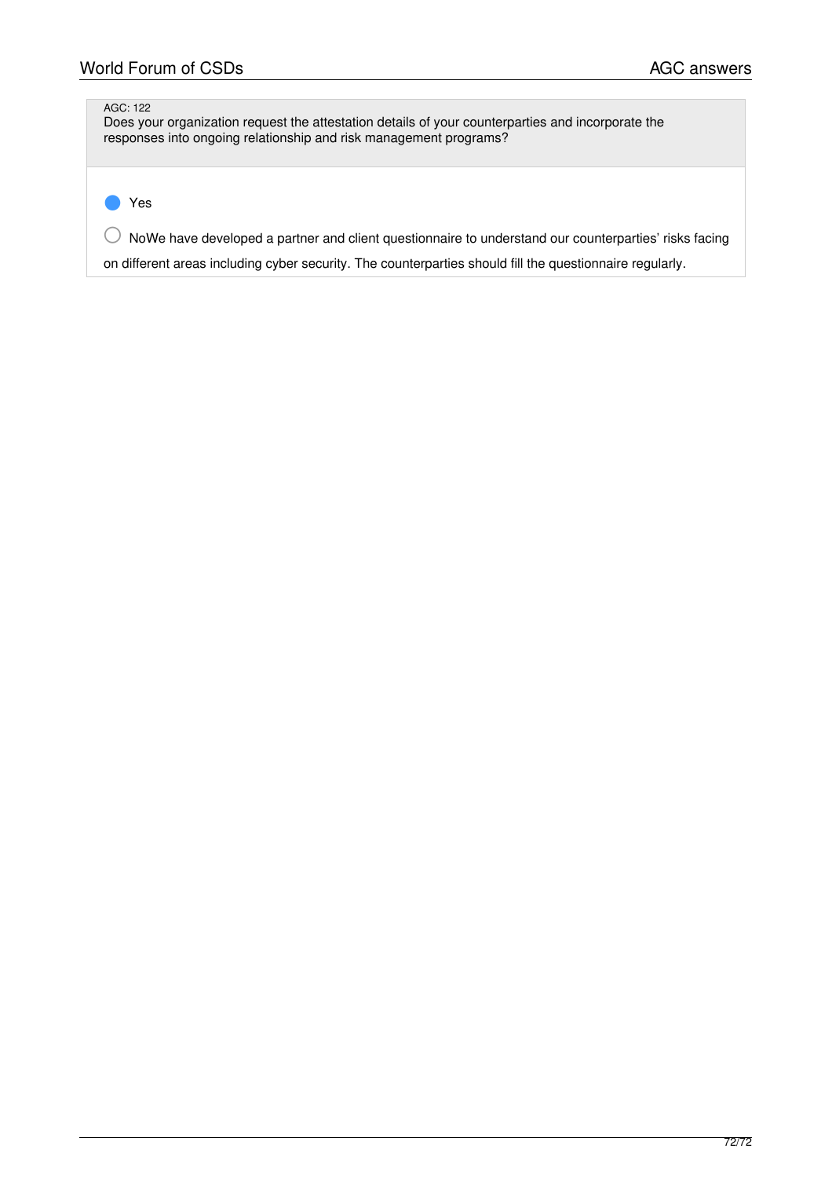AGC: 122

Does your organization request the attestation details of your counterparties and incorporate the responses into ongoing relationship and risk management programs?

- [x] Yes
- [ ] NoWe have developed a partner and client questionnaire to understand our counterparties' risks facing on different areas including cyber security. The counterparties should fill the questionnaire regularly.